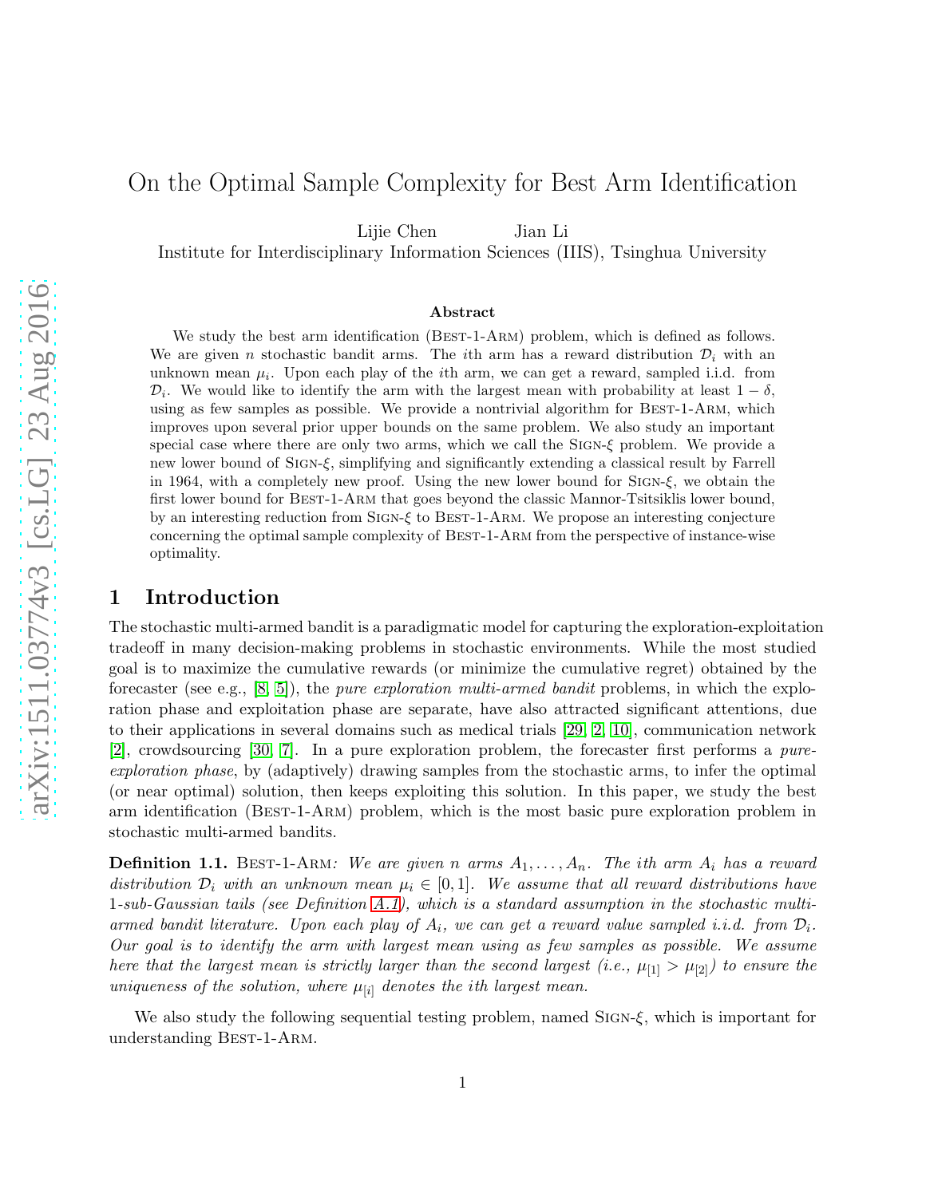# On the Optimal Sample Complexity for Best Arm Identification

Lijie Chen Jian Li

Institute for Interdisciplinary Information Sciences (IIIS), Tsinghua University

## Abstract

We study the best arm identification (Best-1-Arm) problem, which is defined as follows. We are given $n$ stochastic bandit arms. The $i$th arm has a reward distribution $\mathcal{D}_i$ with an unknown mean $\mu_i$. Upon each play of the $i$th arm, we can get a reward, sampled i.i.d. from $\mathcal{D}_i$. We would like to identify the arm with the largest mean with probability at least $1-\delta$, using as few samples as possible. We provide a nontrivial algorithm for Best-1-Arm, which improves upon several prior upper bounds on the same problem. We also study an important special case where there are only two arms, which we call the Sign-$\xi$ problem. We provide a new lower bound of Sign-$\xi$, simplifying and significantly extending a classical result by Farrell in 1964, with a completely new proof. Using the new lower bound for Sign-$\xi$, we obtain the first lower bound for Best-1-Arm that goes beyond the classic Mannor-Tsitsiklis lower bound, by an interesting reduction from Sign-$\xi$ to Best-1-Arm. We propose an interesting conjecture concerning the optimal sample complexity of Best-1-Arm from the perspective of instance-wise optimality.

## 1 Introduction

The stochastic multi-armed bandit is a paradigmatic model for capturing the exploration-exploitation tradeoff in many decision-making problems in stochastic environments. While the most studied goal is to maximize the cumulative rewards (or minimize the cumulative regret) obtained by the forecaster (see e.g., [8, 5]), the *pure exploration multi-armed bandit* problems, in which the exploration phase and exploitation phase are separate, have also attracted significant attentions, due to their applications in several domains such as medical trials [29, 2, 10], communication network [2], crowdsourcing [30, 7]. In a pure exploration problem, the forecaster first performs a *pure-exploration phase*, by (adaptively) drawing samples from the stochastic arms, to infer the optimal (or near optimal) solution, then keeps exploiting this solution. In this paper, we study the best arm identification (Best-1-Arm) problem, which is the most basic pure exploration problem in stochastic multi-armed bandits.

**Definition 1.1.** Best-1-Arm: *We are given $n$ arms $A_1, \dots, A_n$. The $i$th arm $A_i$ has a reward distribution $\mathcal{D}_i$ with an unknown mean $\mu_i \in [0,1]$. We assume that all reward distributions have 1-sub-Gaussian tails (see Definition A.1), which is a standard assumption in the stochastic multi-armed bandit literature. Upon each play of $A_i$, we can get a reward value sampled i.i.d. from $\mathcal{D}_i$. Our goal is to identify the arm with largest mean using as few samples as possible. We assume here that the largest mean is strictly larger than the second largest (i.e., $\mu_{[1]} > \mu_{[2]}$) to ensure the uniqueness of the solution, where $\mu_{[i]}$ denotes the $i$th largest mean.*

We also study the following sequential testing problem, named Sign-$\xi$, which is important for understanding Best-1-Arm.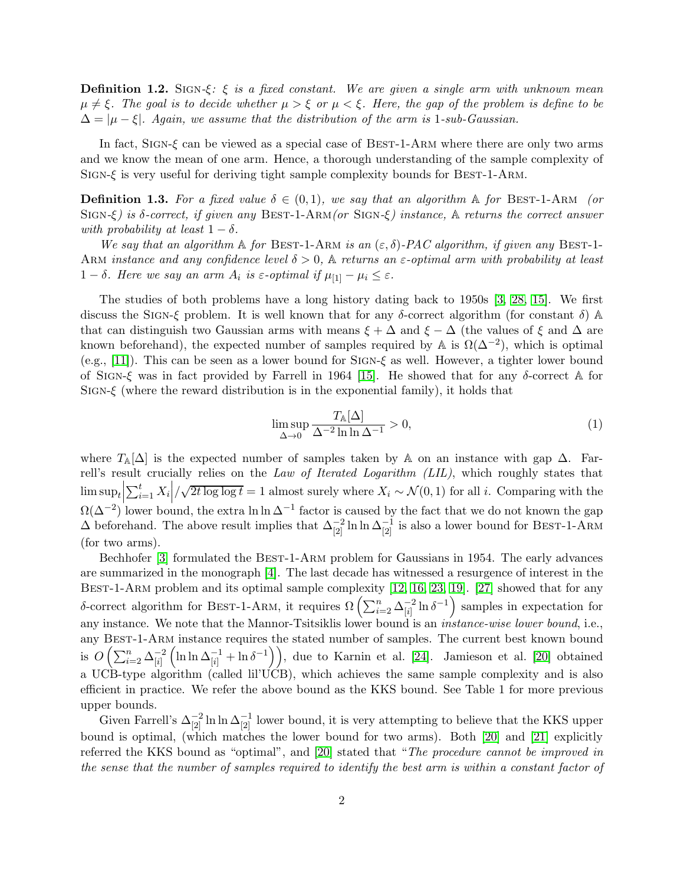**Definition 1.2.** Sign-$\xi$: *$\xi$ is a fixed constant. We are given a single arm with unknown mean $\mu \neq \xi$. The goal is to decide whether $\mu > \xi$ or $\mu < \xi$. Here, the gap of the problem is define to be $\Delta = |\mu - \xi|$. Again, we assume that the distribution of the arm is 1-sub-Gaussian.*

In fact, Sign-$\xi$ can be viewed as a special case of Best-1-Arm where there are only two arms and we know the mean of one arm. Hence, a thorough understanding of the sample complexity of Sign-$\xi$ is very useful for deriving tight sample complexity bounds for Best-1-Arm.

**Definition 1.3.** *For a fixed value $\delta \in (0, 1)$, we say that an algorithm $\mathbb{A}$ for Best-1-Arm (or Sign-$\xi$) is $\delta$-correct, if given any Best-1-Arm(or Sign-$\xi$) instance, $\mathbb{A}$ returns the correct answer with probability at least $1 - \delta$.*

*We say that an algorithm $\mathbb{A}$ for Best-1-Arm is an $(\varepsilon, \delta)$-PAC algorithm, if given any Best-1-Arm instance and any confidence level $\delta > 0$, $\mathbb{A}$ returns an $\varepsilon$-optimal arm with probability at least $1 - \delta$. Here we say an arm $A_i$ is $\varepsilon$-optimal if $\mu_{[1]} - \mu_i \leq \varepsilon$.*

The studies of both problems have a long history dating back to 1950s [3, 28, 15]. We first discuss the Sign-$\xi$ problem. It is well known that for any $\delta$-correct algorithm (for constant $\delta$) $\mathbb{A}$ that can distinguish two Gaussian arms with means $\xi + \Delta$ and $\xi - \Delta$ (the values of $\xi$ and $\Delta$ are known beforehand), the expected number of samples required by $\mathbb{A}$ is $\Omega(\Delta^{-2})$, which is optimal (e.g., [11]). This can be seen as a lower bound for Sign-$\xi$ as well. However, a tighter lower bound of Sign-$\xi$ was in fact provided by Farrell in 1964 [15]. He showed that for any $\delta$-correct $\mathbb{A}$ for Sign-$\xi$ (where the reward distribution is in the exponential family), it holds that

$$\limsup_{\Delta \to 0} \frac{T_{\mathbb{A}}[\Delta]}{\Delta^{-2} \ln \ln \Delta^{-1}} > 0, \tag{1}$$

where $T_{\mathbb{A}}[\Delta]$ is the expected number of samples taken by $\mathbb{A}$ on an instance with gap $\Delta$. Farrell's result crucially relies on the *Law of Iterated Logarithm (LIL)*, which roughly states that $\limsup_t \left|\sum_{i=1}^t X_i\right| / \sqrt{2t \log \log t} = 1$ almost surely where $X_i \sim \mathcal{N}(0, 1)$ for all $i$. Comparing with the $\Omega(\Delta^{-2})$ lower bound, the extra $\ln \ln \Delta^{-1}$ factor is caused by the fact that we do not known the gap $\Delta$ beforehand. The above result implies that $\Delta_{[2]}^{-2} \ln \ln \Delta_{[2]}^{-1}$ is also a lower bound for Best-1-Arm (for two arms).

Bechhofer [3] formulated the Best-1-Arm problem for Gaussians in 1954. The early advances are summarized in the monograph [4]. The last decade has witnessed a resurgence of interest in the Best-1-Arm problem and its optimal sample complexity [12, 16, 23, 19]. [27] showed that for any $\delta$-correct algorithm for Best-1-Arm, it requires $\Omega\left(\sum_{i=2}^n \Delta_{[i]}^{-2} \ln \delta^{-1}\right)$ samples in expectation for any instance. We note that the Mannor-Tsitsiklis lower bound is an *instance-wise lower bound*, i.e., any Best-1-Arm instance requires the stated number of samples. The current best known bound is $O\left(\sum_{i=2}^n \Delta_{[i]}^{-2}\left(\ln \ln \Delta_{[i]}^{-1} + \ln \delta^{-1}\right)\right)$, due to Karnin et al. [24]. Jamieson et al. [20] obtained a UCB-type algorithm (called lil'UCB), which achieves the same sample complexity and is also efficient in practice. We refer the above bound as the KKS bound. See Table 1 for more previous upper bounds.

Given Farrell's $\Delta_{[2]}^{-2} \ln \ln \Delta_{[2]}^{-1}$ lower bound, it is very attempting to believe that the KKS upper bound is optimal, (which matches the lower bound for two arms). Both [20] and [21] explicitly referred the KKS bound as "optimal", and [20] stated that "*The procedure cannot be improved in the sense that the number of samples required to identify the best arm is within a constant factor of*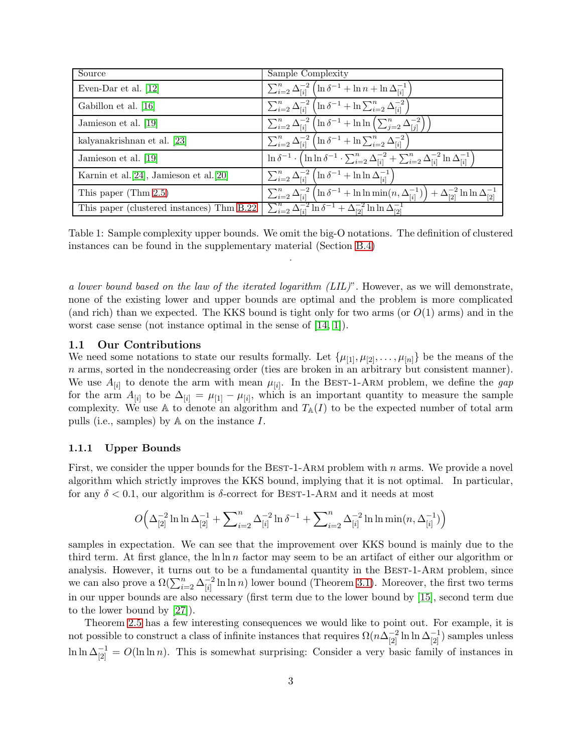| Source | Sample Complexity |
|---|---|
| Even-Dar et al. [12] | $\sum_{i=2}^{n} \Delta_{[i]}^{-2} \left( \ln \delta^{-1} + \ln n + \ln \Delta_{[i]}^{-1} \right)$ |
| Gabillon et al. [16] | $\sum_{i=2}^{n} \Delta_{[i]}^{-2} \left( \ln \delta^{-1} + \ln \sum_{i=2}^{n} \Delta_{[i]}^{-2} \right)$ |
| Jamieson et al. [19] | $\sum_{i=2}^{n} \Delta_{[i]}^{-2} \left( \ln \delta^{-1} + \ln \ln \left( \sum_{j=2}^{n} \Delta_{[j]}^{-2} \right) \right)$ |
| kalyanakrishnan et al. [23] | $\sum_{i=2}^{n} \Delta_{[i]}^{-2} \left( \ln \delta^{-1} + \ln \sum_{i=2}^{n} \Delta_{[i]}^{-2} \right)$ |
| Jamieson et al. [19] | $\ln \delta^{-1} \cdot \left( \ln \ln \delta^{-1} \cdot \sum_{i=2}^{n} \Delta_{[i]}^{-2} + \sum_{i=2}^{n} \Delta_{[i]}^{-2} \ln \Delta_{[i]}^{-1} \right)$ |
| Karnin et al.[24], Jamieson et al.[20] | $\sum_{i=2}^{n} \Delta_{[i]}^{-2} \left( \ln \delta^{-1} + \ln \ln \Delta_{[i]}^{-1} \right)$ |
| This paper (Thm 2.5) | $\sum_{i=2}^{n} \Delta_{[i]}^{-2} \left( \ln \delta^{-1} + \ln \ln \min(n, \Delta_{[i]}^{-1}) \right) + \Delta_{[2]}^{-2} \ln \ln \Delta_{[2]}^{-1}$ |
| This paper (clustered instances) Thm B.22 | $\sum_{i=2}^{n} \Delta_{[i]}^{-2} \ln \delta^{-1} + \Delta_{[2]}^{-2} \ln \ln \Delta_{[2]}^{-1}$ |

Table 1: Sample complexity upper bounds. We omit the big-O notations. The definition of clustered instances can be found in the supplementary material (Section B.4)

*a lower bound based on the law of the iterated logarithm (LIL)*". However, as we will demonstrate, none of the existing lower and upper bounds are optimal and the problem is more complicated (and rich) than we expected. The KKS bound is tight only for two arms (or $O(1)$ arms) and in the worst case sense (not instance optimal in the sense of [14, 1]).

### 1.1 Our Contributions

We need some notations to state our results formally. Let $\{\mu_{[1]}, \mu_{[2]}, \dots, \mu_{[n]}\}$ be the means of the $n$ arms, sorted in the nondecreasing order (ties are broken in an arbitrary but consistent manner). We use $A_{[i]}$ to denote the arm with mean $\mu_{[i]}$. In the Best-1-Arm problem, we define the *gap* for the arm $A_{[i]}$ to be $\Delta_{[i]} = \mu_{[1]} - \mu_{[i]}$, which is an important quantity to measure the sample complexity. We use $\mathbb{A}$ to denote an algorithm and $T_{\mathbb{A}}(I)$ to be the expected number of total arm pulls (i.e., samples) by $\mathbb{A}$ on the instance $I$.

#### 1.1.1 Upper Bounds

First, we consider the upper bounds for the Best-1-Arm problem with $n$ arms. We provide a novel algorithm which strictly improves the KKS bound, implying that it is not optimal. In particular, for any $\delta < 0.1$, our algorithm is $\delta$-correct for Best-1-Arm and it needs at most

$$O\Big(\Delta_{[2]}^{-2} \ln \ln \Delta_{[2]}^{-1} + \sum\nolimits_{i=2}^{n} \Delta_{[i]}^{-2} \ln \delta^{-1} + \sum\nolimits_{i=2}^{n} \Delta_{[i]}^{-2} \ln \ln \min(n, \Delta_{[i]}^{-1})\Big)$$

samples in expectation. We can see that the improvement over KKS bound is mainly due to the third term. At first glance, the $\ln \ln n$ factor may seem to be an artifact of either our algorithm or analysis. However, it turns out to be a fundamental quantity in the Best-1-Arm problem, since we can also prove a $\Omega(\sum_{i=2}^{n} \Delta_{[i]}^{-2} \ln \ln n)$ lower bound (Theorem 3.1). Moreover, the first two terms in our upper bounds are also necessary (first term due to the lower bound by [15], second term due to the lower bound by [27]).

Theorem 2.5 has a few interesting consequences we would like to point out. For example, it is not possible to construct a class of infinite instances that requires $\Omega(n\Delta_{[2]}^{-2} \ln \ln \Delta_{[2]}^{-1})$ samples unless $\ln \ln \Delta_{[2]}^{-1} = O(\ln \ln n)$. This is somewhat surprising: Consider a very basic family of instances in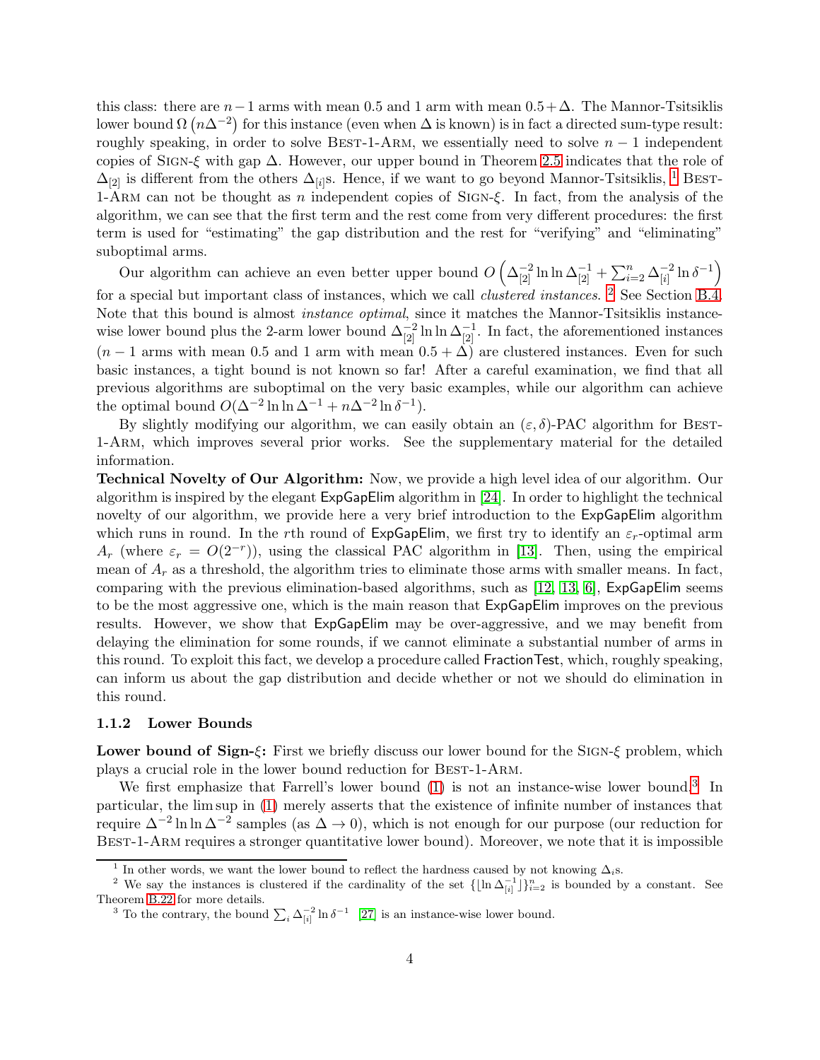this class: there are $n-1$ arms with mean 0.5 and 1 arm with mean $0.5+\Delta$. The Mannor-Tsitsiklis lower bound $\Omega\left(n\Delta^{-2}\right)$ for this instance (even when $\Delta$ is known) is in fact a directed sum-type result: roughly speaking, in order to solve Best-1-Arm, we essentially need to solve $n-1$ independent copies of Sign-$\xi$ with gap $\Delta$. However, our upper bound in Theorem 2.5 indicates that the role of $\Delta_{[2]}$ is different from the others $\Delta_{[i]}$s. Hence, if we want to go beyond Mannor-Tsitsiklis, [1] Best-1-Arm can not be thought as $n$ independent copies of Sign-$\xi$. In fact, from the analysis of the algorithm, we can see that the first term and the rest come from very different procedures: the first term is used for "estimating" the gap distribution and the rest for "verifying" and "eliminating" suboptimal arms.

Our algorithm can achieve an even better upper bound $O\left(\Delta_{[2]}^{-2}\ln\ln\Delta_{[2]}^{-1}+\sum_{i=2}^{n}\Delta_{[i]}^{-2}\ln\delta^{-1}\right)$ for a special but important class of instances, which we call *clustered instances*. [2] See Section B.4. Note that this bound is almost *instance optimal*, since it matches the Mannor-Tsitsiklis instance-wise lower bound plus the 2-arm lower bound $\Delta_{[2]}^{-2}\ln\ln\Delta_{[2]}^{-1}$. In fact, the aforementioned instances ($n-1$ arms with mean 0.5 and 1 arm with mean $0.5+\Delta$) are clustered instances. Even for such basic instances, a tight bound is not known so far! After a careful examination, we find that all previous algorithms are suboptimal on the very basic examples, while our algorithm can achieve the optimal bound $O(\Delta^{-2}\ln\ln\Delta^{-1}+n\Delta^{-2}\ln\delta^{-1})$.

By slightly modifying our algorithm, we can easily obtain an $(\varepsilon,\delta)$-PAC algorithm for Best-1-Arm, which improves several prior works. See the supplementary material for the detailed information.

**Technical Novelty of Our Algorithm:** Now, we provide a high level idea of our algorithm. Our algorithm is inspired by the elegant ExpGapElim algorithm in [24]. In order to highlight the technical novelty of our algorithm, we provide here a very brief introduction to the ExpGapElim algorithm which runs in round. In the $r$th round of ExpGapElim, we first try to identify an $\varepsilon_r$-optimal arm $A_r$ (where $\varepsilon_r = O(2^{-r})$), using the classical PAC algorithm in [13]. Then, using the empirical mean of $A_r$ as a threshold, the algorithm tries to eliminate those arms with smaller means. In fact, comparing with the previous elimination-based algorithms, such as [12, 13, 6], ExpGapElim seems to be the most aggressive one, which is the main reason that ExpGapElim improves on the previous results. However, we show that ExpGapElim may be over-aggressive, and we may benefit from delaying the elimination for some rounds, if we cannot eliminate a substantial number of arms in this round. To exploit this fact, we develop a procedure called FractionTest, which, roughly speaking, can inform us about the gap distribution and decide whether or not we should do elimination in this round.

### 1.1.2 Lower Bounds

**Lower bound of Sign-$\xi$:** First we briefly discuss our lower bound for the Sign-$\xi$ problem, which plays a crucial role in the lower bound reduction for Best-1-Arm.

We first emphasize that Farrell's lower bound (1) is not an instance-wise lower bound.[3] In particular, the lim sup in (1) merely asserts that the existence of infinite number of instances that require $\Delta^{-2}\ln\ln\Delta^{-2}$ samples (as $\Delta\to 0$), which is not enough for our purpose (our reduction for Best-1-Arm requires a stronger quantitative lower bound). Moreover, we note that it is impossible

[1] In other words, we want the lower bound to reflect the hardness caused by not knowing $\Delta_i$s.

[2] We say the instances is clustered if the cardinality of the set $\{\lfloor\ln\Delta_{[i]}^{-1}\rfloor\}_{i=2}^{n}$ is bounded by a constant. See Theorem B.22 for more details.

[3] To the contrary, the bound $\sum_i\Delta_{[i]}^{-2}\ln\delta^{-1}$ [27] is an instance-wise lower bound.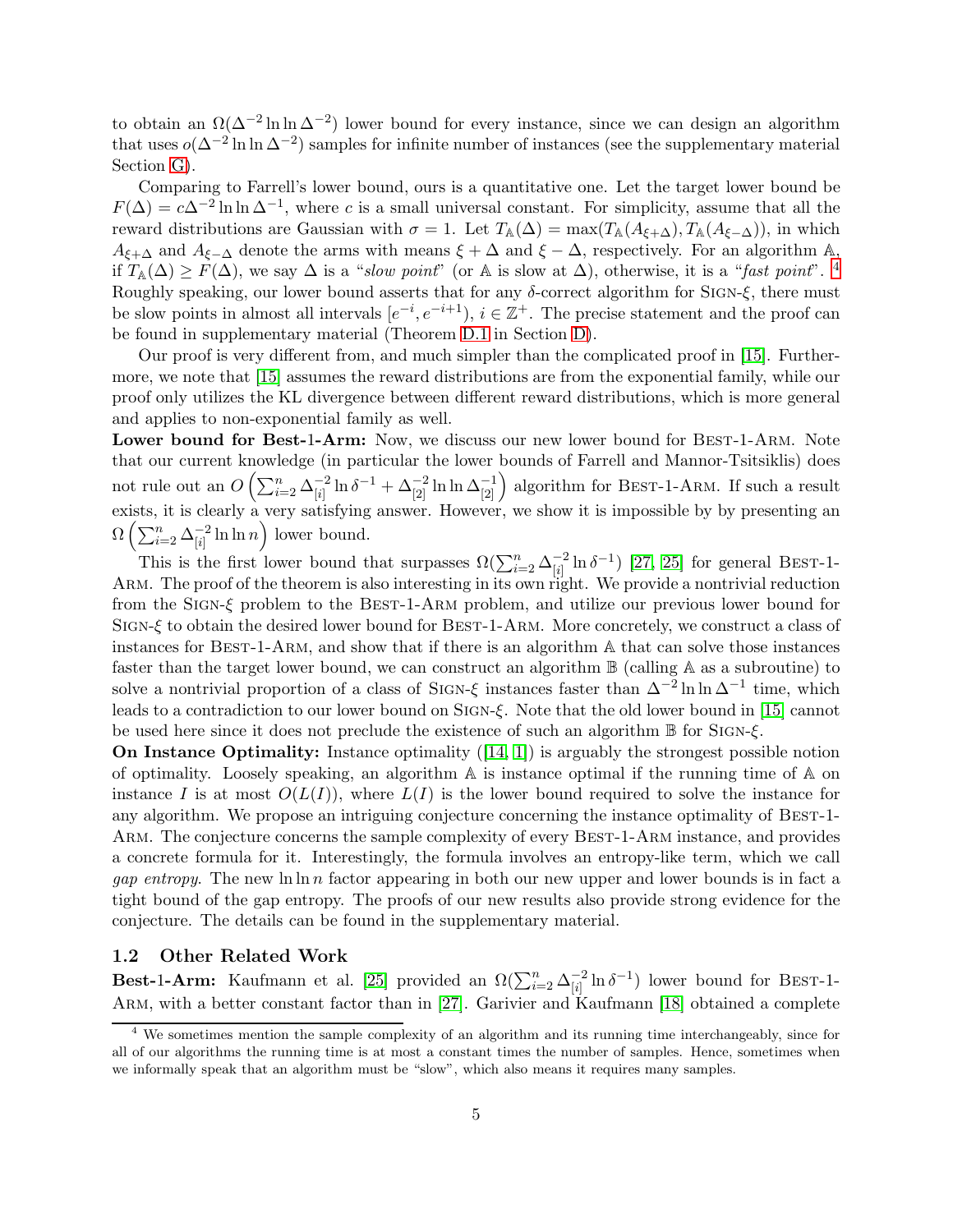to obtain an $\Omega(\Delta^{-2}\ln\ln\Delta^{-2})$ lower bound for every instance, since we can design an algorithm that uses $o(\Delta^{-2}\ln\ln\Delta^{-2})$ samples for infinite number of instances (see the supplementary material Section G).

Comparing to Farrell's lower bound, ours is a quantitative one. Let the target lower bound be $F(\Delta) = c\Delta^{-2}\ln\ln\Delta^{-1}$, where $c$ is a small universal constant. For simplicity, assume that all the reward distributions are Gaussian with $\sigma = 1$. Let $T_{\mathbb{A}}(\Delta) = \max(T_{\mathbb{A}}(A_{\xi+\Delta}), T_{\mathbb{A}}(A_{\xi-\Delta}))$, in which $A_{\xi+\Delta}$ and $A_{\xi-\Delta}$ denote the arms with means $\xi+\Delta$ and $\xi-\Delta$, respectively. For an algorithm $\mathbb{A}$, if $T_{\mathbb{A}}(\Delta) \ge F(\Delta)$, we say $\Delta$ is a "*slow point*" (or $\mathbb{A}$ is slow at $\Delta$), otherwise, it is a "*fast point*". [4] Roughly speaking, our lower bound asserts that for any $\delta$-correct algorithm for Sign-$\xi$, there must be slow points in almost all intervals $[e^{-i}, e^{-i+1})$, $i \in \mathbb{Z}^{+}$. The precise statement and the proof can be found in supplementary material (Theorem D.1 in Section D).

Our proof is very different from, and much simpler than the complicated proof in [15]. Furthermore, we note that [15] assumes the reward distributions are from the exponential family, while our proof only utilizes the KL divergence between different reward distributions, which is more general and applies to non-exponential family as well.

**Lower bound for Best-1-Arm:** Now, we discuss our new lower bound for Best-1-Arm. Note that our current knowledge (in particular the lower bounds of Farrell and Mannor-Tsitsiklis) does not rule out an $O\left(\sum_{i=2}^{n}\Delta_{[i]}^{-2}\ln\delta^{-1} + \Delta_{[2]}^{-2}\ln\ln\Delta_{[2]}^{-1}\right)$ algorithm for Best-1-Arm. If such a result exists, it is clearly a very satisfying answer. However, we show it is impossible by by presenting an $\Omega\left(\sum_{i=2}^{n}\Delta_{[i]}^{-2}\ln\ln n\right)$ lower bound.

This is the first lower bound that surpasses $\Omega(\sum_{i=2}^{n}\Delta_{[i]}^{-2}\ln\delta^{-1})$ [27, 25] for general Best-1-Arm. The proof of the theorem is also interesting in its own right. We provide a nontrivial reduction from the Sign-$\xi$ problem to the Best-1-Arm problem, and utilize our previous lower bound for Sign-$\xi$ to obtain the desired lower bound for Best-1-Arm. More concretely, we construct a class of instances for Best-1-Arm, and show that if there is an algorithm $\mathbb{A}$ that can solve those instances faster than the target lower bound, we can construct an algorithm $\mathbb{B}$ (calling $\mathbb{A}$ as a subroutine) to solve a nontrivial proportion of a class of Sign-$\xi$ instances faster than $\Delta^{-2}\ln\ln\Delta^{-1}$ time, which leads to a contradiction to our lower bound on Sign-$\xi$. Note that the old lower bound in [15] cannot be used here since it does not preclude the existence of such an algorithm $\mathbb{B}$ for Sign-$\xi$.

**On Instance Optimality:** Instance optimality ([14, 1]) is arguably the strongest possible notion of optimality. Loosely speaking, an algorithm $\mathbb{A}$ is instance optimal if the running time of $\mathbb{A}$ on instance $I$ is at most $O(L(I))$, where $L(I)$ is the lower bound required to solve the instance for any algorithm. We propose an intriguing conjecture concerning the instance optimality of Best-1-Arm. The conjecture concerns the sample complexity of every Best-1-Arm instance, and provides a concrete formula for it. Interestingly, the formula involves an entropy-like term, which we call *gap entropy*. The new $\ln\ln n$ factor appearing in both our new upper and lower bounds is in fact a tight bound of the gap entropy. The proofs of our new results also provide strong evidence for the conjecture. The details can be found in the supplementary material.

### 1.2 Other Related Work

**Best-1-Arm:** Kaufmann et al. [25] provided an $\Omega(\sum_{i=2}^{n}\Delta_{[i]}^{-2}\ln\delta^{-1})$ lower bound for Best-1-Arm, with a better constant factor than in [27]. Garivier and Kaufmann [18] obtained a complete

[4] We sometimes mention the sample complexity of an algorithm and its running time interchangeably, since for all of our algorithms the running time is at most a constant times the number of samples. Hence, sometimes when we informally speak that an algorithm must be "slow", which also means it requires many samples.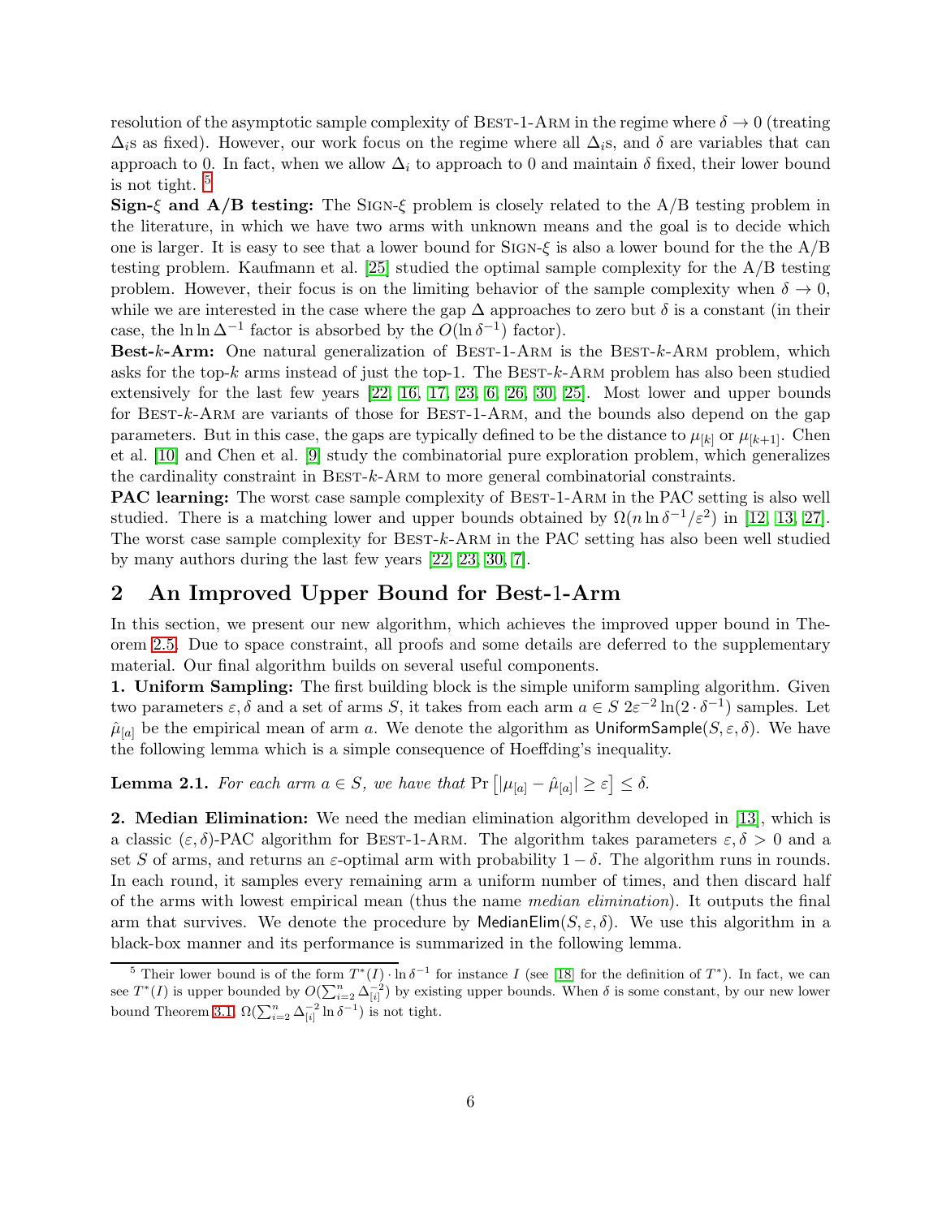resolution of the asymptotic sample complexity of Best-1-Arm in the regime where $\delta \to 0$ (treating $\Delta_i$s as fixed). However, our work focus on the regime where all $\Delta_i$s, and $\delta$ are variables that can approach to 0. In fact, when we allow $\Delta_i$ to approach to 0 and maintain $\delta$ fixed, their lower bound is not tight. [5]

**Sign-$\xi$ and A/B testing:** The Sign-$\xi$ problem is closely related to the A/B testing problem in the literature, in which we have two arms with unknown means and the goal is to decide which one is larger. It is easy to see that a lower bound for Sign-$\xi$ is also a lower bound for the the A/B testing problem. Kaufmann et al. [25] studied the optimal sample complexity for the A/B testing problem. However, their focus is on the limiting behavior of the sample complexity when $\delta \to 0$, while we are interested in the case where the gap $\Delta$ approaches to zero but $\delta$ is a constant (in their case, the $\ln\ln\Delta^{-1}$ factor is absorbed by the $O(\ln\delta^{-1})$ factor).

**Best-$k$-Arm:** One natural generalization of Best-1-Arm is the Best-$k$-Arm problem, which asks for the top-$k$ arms instead of just the top-1. The Best-$k$-Arm problem has also been studied extensively for the last few years [22, 16, 17, 23, 6, 26, 30, 25]. Most lower and upper bounds for Best-$k$-Arm are variants of those for Best-1-Arm, and the bounds also depend on the gap parameters. But in this case, the gaps are typically defined to be the distance to $\mu_{[k]}$ or $\mu_{[k+1]}$. Chen et al. [10] and Chen et al. [9] study the combinatorial pure exploration problem, which generalizes the cardinality constraint in Best-$k$-Arm to more general combinatorial constraints.

**PAC learning:** The worst case sample complexity of Best-1-Arm in the PAC setting is also well studied. There is a matching lower and upper bounds obtained by $\Omega(n\ln\delta^{-1}/\varepsilon^2)$ in [12, 13, 27]. The worst case sample complexity for Best-$k$-Arm in the PAC setting has also been well studied by many authors during the last few years [22, 23, 30, 7].

## 2 An Improved Upper Bound for Best-1-Arm

In this section, we present our new algorithm, which achieves the improved upper bound in Theorem 2.5. Due to space constraint, all proofs and some details are deferred to the supplementary material. Our final algorithm builds on several useful components.

**1. Uniform Sampling:** The first building block is the simple uniform sampling algorithm. Given two parameters $\varepsilon, \delta$ and a set of arms $S$, it takes from each arm $a \in S$ $2\varepsilon^{-2}\ln(2\cdot\delta^{-1})$ samples. Let $\hat{\mu}_{[a]}$ be the empirical mean of arm $a$. We denote the algorithm as $\mathsf{UniformSample}(S, \varepsilon, \delta)$. We have the following lemma which is a simple consequence of Hoeffding's inequality.

**Lemma 2.1.** *For each arm $a \in S$, we have that* $\Pr\left[|\mu_{[a]} - \hat{\mu}_{[a]}| \geq \varepsilon\right] \leq \delta$.

**2. Median Elimination:** We need the median elimination algorithm developed in [13], which is a classic $(\varepsilon, \delta)$-PAC algorithm for Best-1-Arm. The algorithm takes parameters $\varepsilon, \delta > 0$ and a set $S$ of arms, and returns an $\varepsilon$-optimal arm with probability $1 - \delta$. The algorithm runs in rounds. In each round, it samples every remaining arm a uniform number of times, and then discard half of the arms with lowest empirical mean (thus the name *median elimination*). It outputs the final arm that survives. We denote the procedure by $\mathsf{MedianElim}(S, \varepsilon, \delta)$. We use this algorithm in a black-box manner and its performance is summarized in the following lemma.

[5] Their lower bound is of the form $T^*(I)\cdot\ln\delta^{-1}$ for instance $I$ (see [18] for the definition of $T^*$). In fact, we can see $T^*(I)$ is upper bounded by $O(\sum_{i=2}^{n}\Delta_{[i]}^{-2})$ by existing upper bounds. When $\delta$ is some constant, by our new lower bound Theorem 3.1, $\Omega(\sum_{i=2}^{n}\Delta_{[i]}^{-2}\ln\delta^{-1})$ is not tight.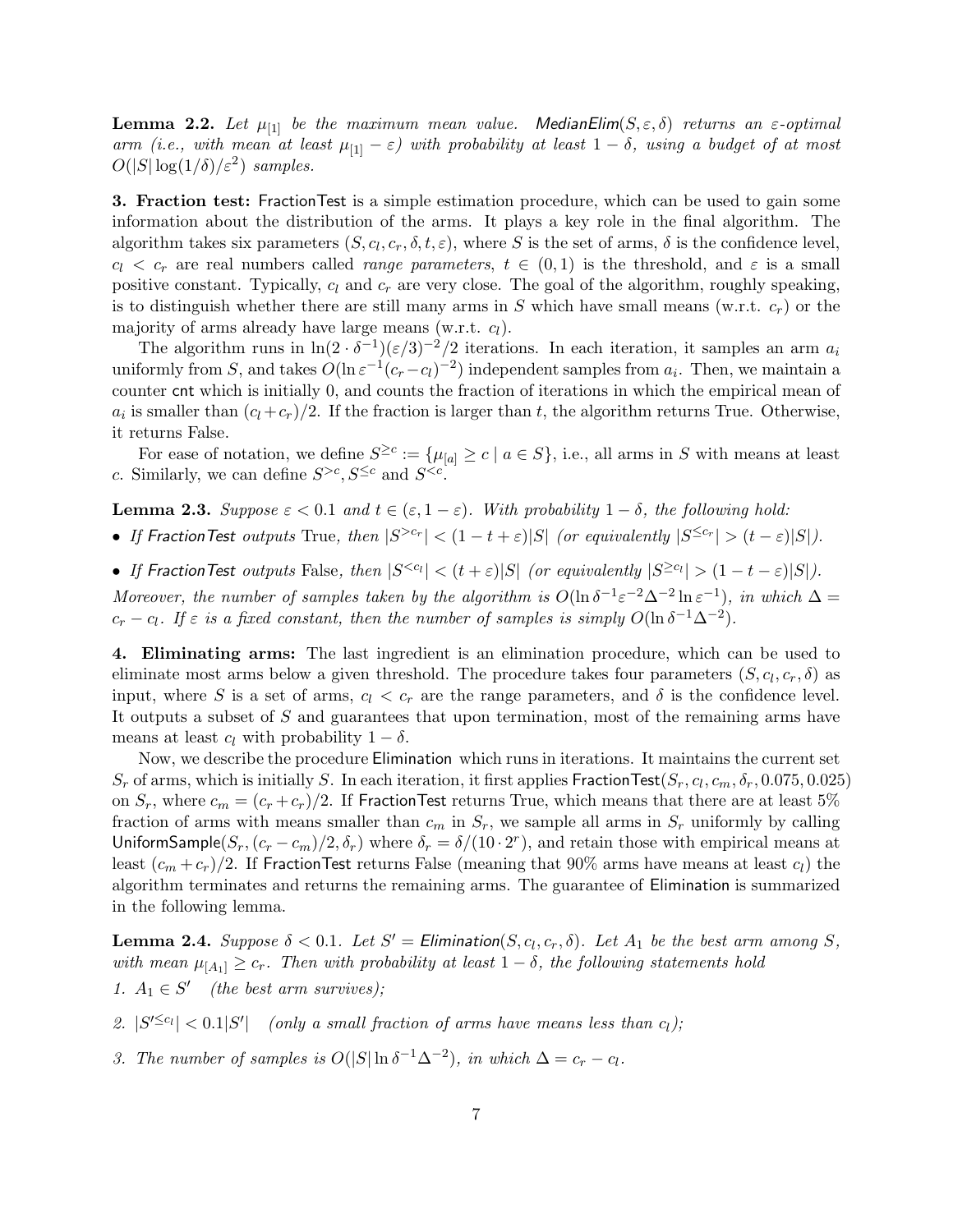**Lemma 2.2.** *Let $\mu_{[1]}$ be the maximum mean value.* MedianElim$(S, \varepsilon, \delta)$ *returns an $\varepsilon$-optimal arm (i.e., with mean at least $\mu_{[1]} - \varepsilon$) with probability at least $1 - \delta$, using a budget of at most $O(|S| \log(1/\delta)/\varepsilon^2)$ samples.*

**3. Fraction test:** FractionTest is a simple estimation procedure, which can be used to gain some information about the distribution of the arms. It plays a key role in the final algorithm. The algorithm takes six parameters $(S, c_l, c_r, \delta, t, \varepsilon)$, where $S$ is the set of arms, $\delta$ is the confidence level, $c_l < c_r$ are real numbers called *range parameters*, $t \in (0, 1)$ is the threshold, and $\varepsilon$ is a small positive constant. Typically, $c_l$ and $c_r$ are very close. The goal of the algorithm, roughly speaking, is to distinguish whether there are still many arms in $S$ which have small means (w.r.t. $c_r$) or the majority of arms already have large means (w.r.t. $c_l$).

The algorithm runs in $\ln(2 \cdot \delta^{-1})(\varepsilon/3)^{-2}/2$ iterations. In each iteration, it samples an arm $a_i$ uniformly from $S$, and takes $O(\ln \varepsilon^{-1}(c_r - c_l)^{-2})$ independent samples from $a_i$. Then, we maintain a counter cnt which is initially 0, and counts the fraction of iterations in which the empirical mean of $a_i$ is smaller than $(c_l + c_r)/2$. If the fraction is larger than $t$, the algorithm returns True. Otherwise, it returns False.

For ease of notation, we define $S^{\geq c} := \{\mu_{[a]} \geq c \mid a \in S\}$, i.e., all arms in $S$ with means at least $c$. Similarly, we can define $S^{>c}, S^{\leq c}$ and $S^{<c}$.

**Lemma 2.3.** *Suppose $\varepsilon < 0.1$ and $t \in (\varepsilon, 1 - \varepsilon)$. With probability $1 - \delta$, the following hold:*

- *If FractionTest outputs* True*, then $|S^{>c_r}| < (1 - t + \varepsilon)|S|$ (or equivalently $|S^{\leq c_r}| > (t - \varepsilon)|S|$).*
- *If FractionTest outputs* False*, then $|S^{<c_l}| < (t + \varepsilon)|S|$ (or equivalently $|S^{\geq c_l}| > (1 - t - \varepsilon)|S|$).*

*Moreover, the number of samples taken by the algorithm is $O(\ln \delta^{-1} \varepsilon^{-2} \Delta^{-2} \ln \varepsilon^{-1})$, in which $\Delta = c_r - c_l$. If $\varepsilon$ is a fixed constant, then the number of samples is simply $O(\ln \delta^{-1} \Delta^{-2})$.*

**4. Eliminating arms:** The last ingredient is an elimination procedure, which can be used to eliminate most arms below a given threshold. The procedure takes four parameters $(S, c_l, c_r, \delta)$ as input, where $S$ is a set of arms, $c_l < c_r$ are the range parameters, and $\delta$ is the confidence level. It outputs a subset of $S$ and guarantees that upon termination, most of the remaining arms have means at least $c_l$ with probability $1 - \delta$.

Now, we describe the procedure Elimination which runs in iterations. It maintains the current set $S_r$ of arms, which is initially $S$. In each iteration, it first applies FractionTest$(S_r, c_l, c_m, \delta_r, 0.075, 0.025)$ on $S_r$, where $c_m = (c_r + c_l)/2$. If FractionTest returns True, which means that there are at least 5% fraction of arms with means smaller than $c_m$ in $S_r$, we sample all arms in $S_r$ uniformly by calling UniformSample$(S_r, (c_r - c_m)/2, \delta_r)$ where $\delta_r = \delta/(10 \cdot 2^r)$, and retain those with empirical means at least $(c_m + c_r)/2$. If FractionTest returns False (meaning that 90% arms have means at least $c_l$) the algorithm terminates and returns the remaining arms. The guarantee of Elimination is summarized in the following lemma.

**Lemma 2.4.** *Suppose $\delta < 0.1$. Let $S'$ = Elimination$(S, c_l, c_r, \delta)$. Let $A_1$ be the best arm among $S$, with mean $\mu_{[A_1]} \geq c_r$. Then with probability at least $1 - \delta$, the following statements hold*

1. *$A_1 \in S'$ (the best arm survives);*
2. *$|S'^{\leq c_l}| < 0.1|S'|$ (only a small fraction of arms have means less than $c_l$);*
3. *The number of samples is $O(|S| \ln \delta^{-1} \Delta^{-2})$, in which $\Delta = c_r - c_l$.*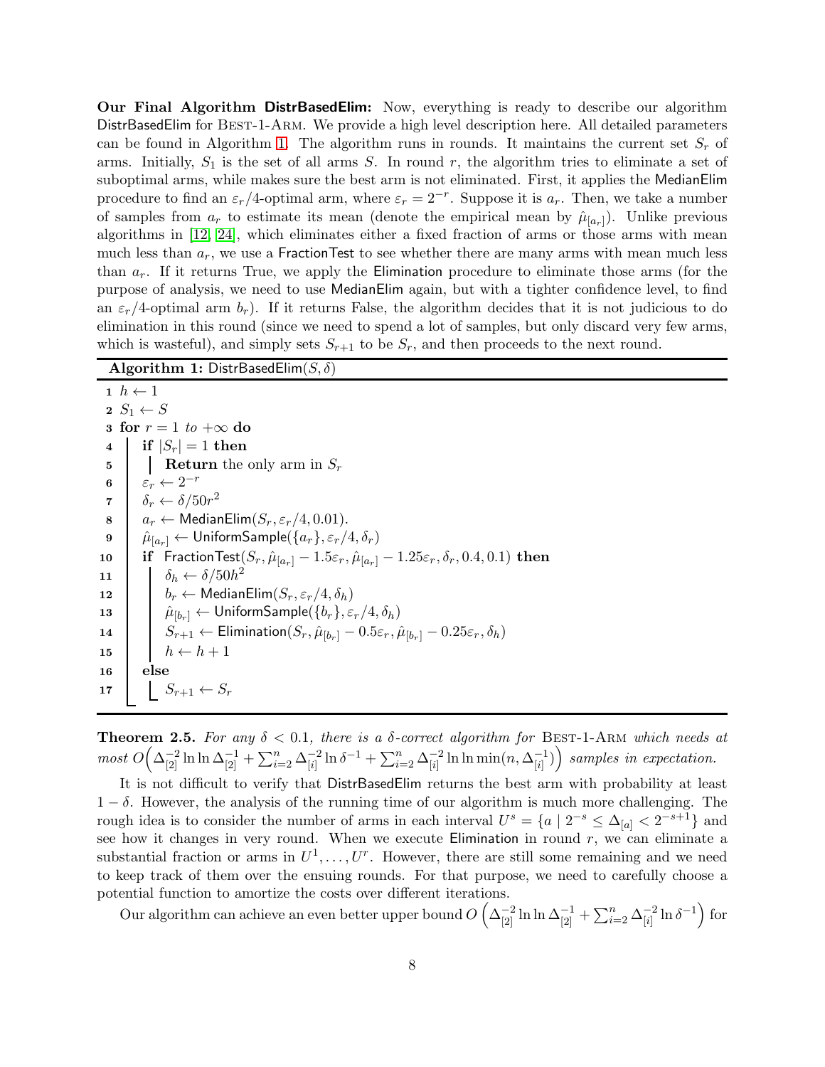**Our Final Algorithm DistrBasedElim:** Now, everything is ready to describe our algorithm DistrBasedElim for Best-1-Arm. We provide a high level description here. All detailed parameters can be found in Algorithm 1. The algorithm runs in rounds. It maintains the current set $S_r$ of arms. Initially, $S_1$ is the set of all arms $S$. In round $r$, the algorithm tries to eliminate a set of suboptimal arms, while makes sure the best arm is not eliminated. First, it applies the MedianElim procedure to find an $\varepsilon_r/4$-optimal arm, where $\varepsilon_r = 2^{-r}$. Suppose it is $a_r$. Then, we take a number of samples from $a_r$ to estimate its mean (denote the empirical mean by $\hat{\mu}_{[a_r]}$). Unlike previous algorithms in [12, 24], which eliminates either a fixed fraction of arms or those arms with mean much less than $a_r$, we use a FractionTest to see whether there are many arms with mean much less than $a_r$. If it returns True, we apply the Elimination procedure to eliminate those arms (for the purpose of analysis, we need to use MedianElim again, but with a tighter confidence level, to find an $\varepsilon_r/4$-optimal arm $b_r$). If it returns False, the algorithm decides that it is not judicious to do elimination in this round (since we need to spend a lot of samples, but only discard very few arms, which is wasteful), and simply sets $S_{r+1}$ to be $S_r$, and then proceeds to the next round.

**Algorithm 1:** DistrBasedElim$(S, \delta)$

```
1  h ← 1
2  S_1 ← S
3  for r = 1 to +∞ do
4      if |S_r| = 1 then
5          Return the only arm in S_r
6      ε_r ← 2^{-r}
7      δ_r ← δ/50r^2
8      a_r ← MedianElim(S_r, ε_r/4, 0.01).
9      μ̂_[a_r] ← UniformSample({a_r}, ε_r/4, δ_r)
10     if FractionTest(S_r, μ̂_[a_r] − 1.5ε_r, μ̂_[a_r] − 1.25ε_r, δ_r, 0.4, 0.1) then
11         δ_h ← δ/50h^2
12         b_r ← MedianElim(S_r, ε_r/4, δ_h)
13         μ̂_[b_r] ← UniformSample({b_r}, ε_r/4, δ_h)
14         S_{r+1} ← Elimination(S_r, μ̂_[b_r] − 0.5ε_r, μ̂_[b_r] − 0.25ε_r, δ_h)
15         h ← h + 1
16     else
17         S_{r+1} ← S_r
```

**Theorem 2.5.** *For any $\delta < 0.1$, there is a $\delta$-correct algorithm for* Best-1-Arm *which needs at most $O\Big(\Delta_{[2]}^{-2}\ln\ln\Delta_{[2]}^{-1} + \sum_{i=2}^{n}\Delta_{[i]}^{-2}\ln\delta^{-1} + \sum_{i=2}^{n}\Delta_{[i]}^{-2}\ln\ln\min(n,\Delta_{[i]}^{-1})\Big)$ samples in expectation.*

It is not difficult to verify that DistrBasedElim returns the best arm with probability at least $1-\delta$. However, the analysis of the running time of our algorithm is much more challenging. The rough idea is to consider the number of arms in each interval $U^s = \{a \mid 2^{-s} \le \Delta_{[a]} < 2^{-s+1}\}$ and see how it changes in very round. When we execute Elimination in round $r$, we can eliminate a substantial fraction or arms in $U^1, \ldots, U^r$. However, there are still some remaining and we need to keep track of them over the ensuing rounds. For that purpose, we need to carefully choose a potential function to amortize the costs over different iterations.

Our algorithm can achieve an even better upper bound $O\left(\Delta_{[2]}^{-2}\ln\ln\Delta_{[2]}^{-1} + \sum_{i=2}^{n}\Delta_{[i]}^{-2}\ln\delta^{-1}\right)$ for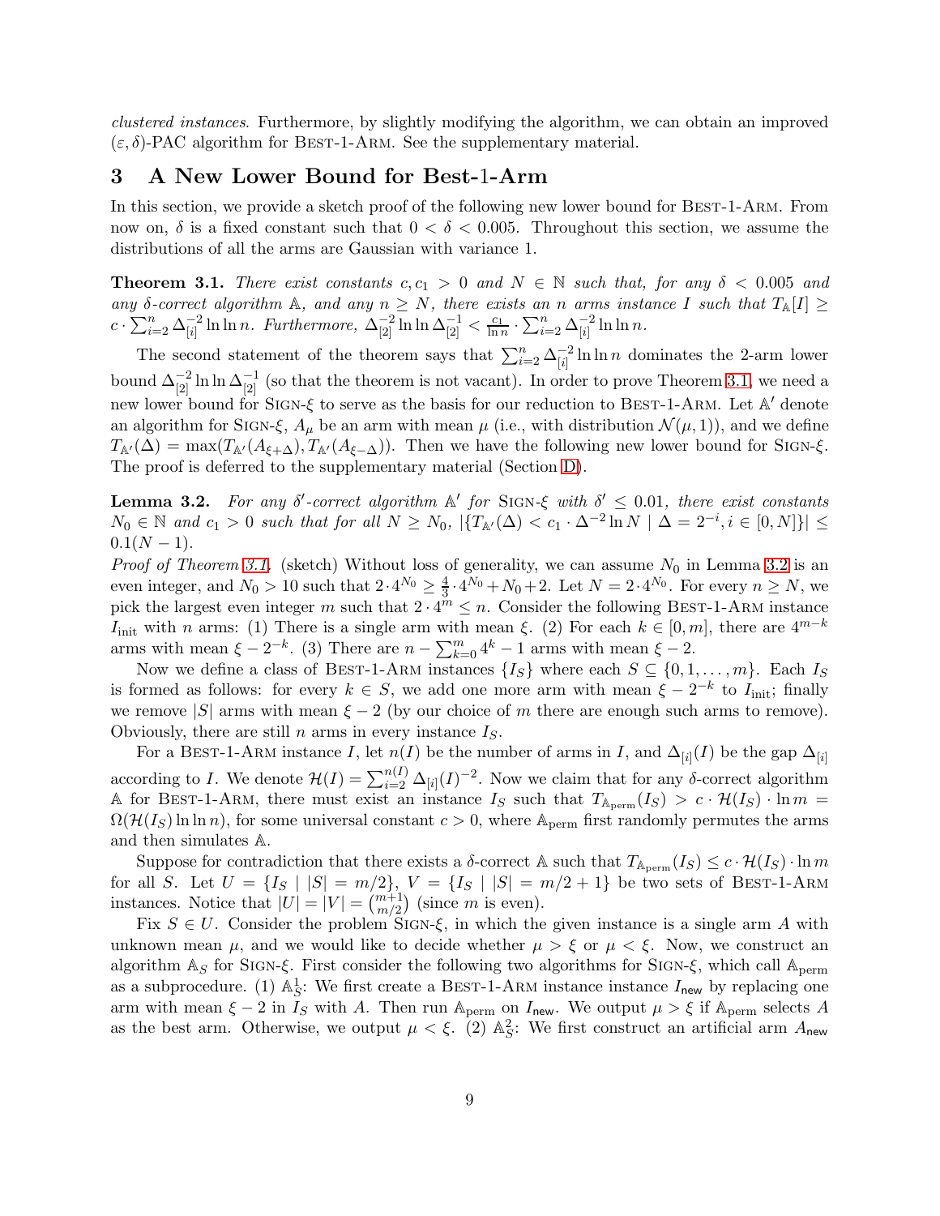*clustered instances*. Furthermore, by slightly modifying the algorithm, we can obtain an improved $(\varepsilon, \delta)$-PAC algorithm for Best-1-Arm. See the supplementary material.

## 3 A New Lower Bound for Best-1-Arm

In this section, we provide a sketch proof of the following new lower bound for Best-1-Arm. From now on, $\delta$ is a fixed constant such that $0 < \delta < 0.005$. Throughout this section, we assume the distributions of all the arms are Gaussian with variance 1.

**Theorem 3.1.** *There exist constants $c, c_1 > 0$ and $N \in \mathbb{N}$ such that, for any $\delta < 0.005$ and any $\delta$-correct algorithm $\mathbb{A}$, and any $n \ge N$, there exists an $n$ arms instance $I$ such that $T_{\mathbb{A}}[I] \ge c \cdot \sum_{i=2}^{n} \Delta_{[i]}^{-2} \ln\ln n$. Furthermore, $\Delta_{[2]}^{-2} \ln\ln \Delta_{[2]}^{-1} < \frac{c_1}{\ln n} \cdot \sum_{i=2}^{n} \Delta_{[i]}^{-2} \ln\ln n$.*

The second statement of the theorem says that $\sum_{i=2}^{n} \Delta_{[i]}^{-2} \ln\ln n$ dominates the 2-arm lower bound $\Delta_{[2]}^{-2} \ln\ln \Delta_{[2]}^{-1}$ (so that the theorem is not vacant). In order to prove Theorem 3.1, we need a new lower bound for Sign-$\xi$ to serve as the basis for our reduction to Best-1-Arm. Let $\mathbb{A}'$ denote an algorithm for Sign-$\xi$, $A_\mu$ be an arm with mean $\mu$ (i.e., with distribution $\mathcal{N}(\mu, 1)$), and we define $T_{\mathbb{A}'}(\Delta) = \max(T_{\mathbb{A}'}(A_{\xi+\Delta}), T_{\mathbb{A}'}(A_{\xi-\Delta}))$. Then we have the following new lower bound for Sign-$\xi$. The proof is deferred to the supplementary material (Section D).

**Lemma 3.2.** *For any $\delta'$-correct algorithm $\mathbb{A}'$ for Sign-$\xi$ with $\delta' \le 0.01$, there exist constants $N_0 \in \mathbb{N}$ and $c_1 > 0$ such that for all $N \ge N_0$, $|\{T_{\mathbb{A}'}(\Delta) < c_1 \cdot \Delta^{-2} \ln N \mid \Delta = 2^{-i}, i \in [0, N]\}| \le 0.1(N-1)$.*

*Proof of Theorem 3.1.* (sketch) Without loss of generality, we can assume $N_0$ in Lemma 3.2 is an even integer, and $N_0 > 10$ such that $2 \cdot 4^{N_0} \ge \frac{4}{3} \cdot 4^{N_0} + N_0 + 2$. Let $N = 2 \cdot 4^{N_0}$. For every $n \ge N$, we pick the largest even integer $m$ such that $2 \cdot 4^m \le n$. Consider the following Best-1-Arm instance $I_{\text{init}}$ with $n$ arms: (1) There is a single arm with mean $\xi$. (2) For each $k \in [0, m]$, there are $4^{m-k}$ arms with mean $\xi - 2^{-k}$. (3) There are $n - \sum_{k=0}^{m} 4^k - 1$ arms with mean $\xi - 2$.

Now we define a class of Best-1-Arm instances $\{I_S\}$ where each $S \subseteq \{0, 1, \ldots, m\}$. Each $I_S$ is formed as follows: for every $k \in S$, we add one more arm with mean $\xi - 2^{-k}$ to $I_{\text{init}}$; finally we remove $|S|$ arms with mean $\xi - 2$ (by our choice of $m$ there are enough such arms to remove). Obviously, there are still $n$ arms in every instance $I_S$.

For a Best-1-Arm instance $I$, let $n(I)$ be the number of arms in $I$, and $\Delta_{[i]}(I)$ be the gap $\Delta_{[i]}$ according to $I$. We denote $\mathcal{H}(I) = \sum_{i=2}^{n(I)} \Delta_{[i]}(I)^{-2}$. Now we claim that for any $\delta$-correct algorithm $\mathbb{A}$ for Best-1-Arm, there must exist an instance $I_S$ such that $T_{\mathbb{A}_{\text{perm}}}(I_S) > c \cdot \mathcal{H}(I_S) \cdot \ln m = \Omega(\mathcal{H}(I_S) \ln\ln n)$, for some universal constant $c > 0$, where $\mathbb{A}_{\text{perm}}$ first randomly permutes the arms and then simulates $\mathbb{A}$.

Suppose for contradiction that there exists a $\delta$-correct $\mathbb{A}$ such that $T_{\mathbb{A}_{\text{perm}}}(I_S) \le c \cdot \mathcal{H}(I_S) \cdot \ln m$ for all $S$. Let $U = \{I_S \mid |S| = m/2\}$, $V = \{I_S \mid |S| = m/2 + 1\}$ be two sets of Best-1-Arm instances. Notice that $|U| = |V| = \binom{m+1}{m/2}$ (since $m$ is even).

Fix $S \in U$. Consider the problem Sign-$\xi$, in which the given instance is a single arm $A$ with unknown mean $\mu$, and we would like to decide whether $\mu > \xi$ or $\mu < \xi$. Now, we construct an algorithm $\mathbb{A}_S$ for Sign-$\xi$. First consider the following two algorithms for Sign-$\xi$, which call $\mathbb{A}_{\text{perm}}$ as a subprocedure. (1) $\mathbb{A}_S^1$: We first create a Best-1-Arm instance instance $I_{\mathsf{new}}$ by replacing one arm with mean $\xi - 2$ in $I_S$ with $A$. Then run $\mathbb{A}_{\text{perm}}$ on $I_{\mathsf{new}}$. We output $\mu > \xi$ if $\mathbb{A}_{\text{perm}}$ selects $A$ as the best arm. Otherwise, we output $\mu < \xi$. (2) $\mathbb{A}_S^2$: We first construct an artificial arm $A_{\mathsf{new}}$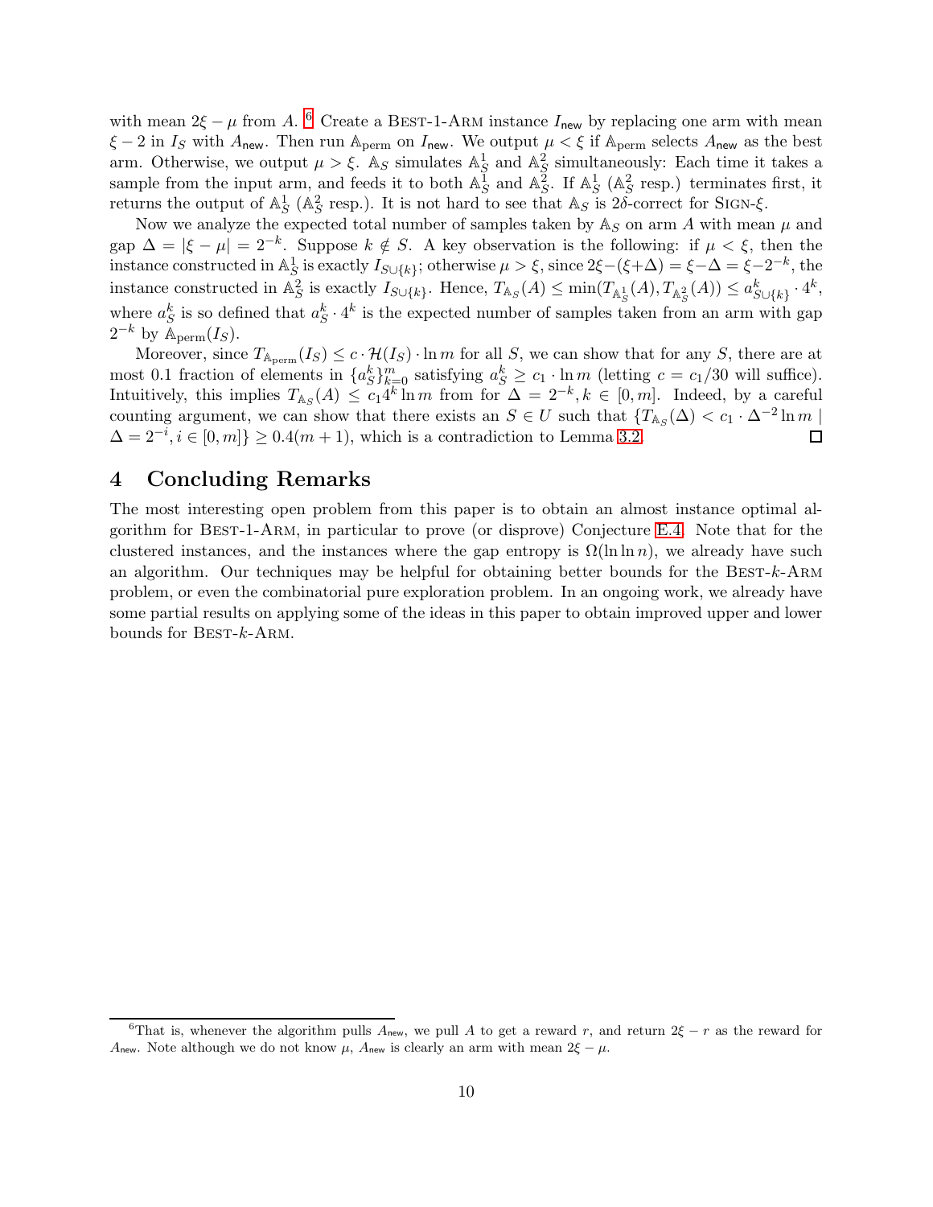with mean $2\xi - \mu$ from $A$. [6] Create a Best-1-Arm instance $I_{\mathsf{new}}$ by replacing one arm with mean $\xi - 2$ in $I_S$ with $A_{\mathsf{new}}$. Then run $\mathbb{A}_{\text{perm}}$ on $I_{\mathsf{new}}$. We output $\mu < \xi$ if $\mathbb{A}_{\text{perm}}$ selects $A_{\mathsf{new}}$ as the best arm. Otherwise, we output $\mu > \xi$. $\mathbb{A}_S$ simulates $\mathbb{A}_S^1$ and $\mathbb{A}_S^2$ simultaneously: Each time it takes a sample from the input arm, and feeds it to both $\mathbb{A}_S^1$ and $\mathbb{A}_S^2$. If $\mathbb{A}_S^1$ ($\mathbb{A}_S^2$ resp.) terminates first, it returns the output of $\mathbb{A}_S^1$ ($\mathbb{A}_S^2$ resp.). It is not hard to see that $\mathbb{A}_S$ is $2\delta$-correct for Sign-$\xi$.

Now we analyze the expected total number of samples taken by $\mathbb{A}_S$ on arm $A$ with mean $\mu$ and gap $\Delta = |\xi - \mu| = 2^{-k}$. Suppose $k \notin S$. A key observation is the following: if $\mu < \xi$, then the instance constructed in $\mathbb{A}_S^1$ is exactly $I_{S \cup \{k\}}$; otherwise $\mu > \xi$, since $2\xi - (\xi + \Delta) = \xi - \Delta = \xi - 2^{-k}$, the instance constructed in $\mathbb{A}_S^2$ is exactly $I_{S \cup \{k\}}$. Hence, $T_{\mathbb{A}_S}(A) \le \min(T_{\mathbb{A}_S^1}(A), T_{\mathbb{A}_S^2}(A)) \le a_{S \cup \{k\}}^k \cdot 4^k$, where $a_S^k$ is so defined that $a_S^k \cdot 4^k$ is the expected number of samples taken from an arm with gap $2^{-k}$ by $\mathbb{A}_{\text{perm}}(I_S)$.

Moreover, since $T_{\mathbb{A}_{\text{perm}}}(I_S) \le c \cdot \mathcal{H}(I_S) \cdot \ln m$ for all $S$, we can show that for any $S$, there are at most 0.1 fraction of elements in $\{a_S^k\}_{k=0}^m$ satisfying $a_S^k \ge c_1 \cdot \ln m$ (letting $c = c_1/30$ will suffice). Intuitively, this implies $T_{\mathbb{A}_S}(A) \le c_1 4^k \ln m$ from for $\Delta = 2^{-k}, k \in [0, m]$. Indeed, by a careful counting argument, we can show that there exists an $S \in U$ such that $\{T_{\mathbb{A}_S}(\Delta) < c_1 \cdot \Delta^{-2} \ln m \mid \Delta = 2^{-i}, i \in [0, m]\} \ge 0.4(m+1)$, which is a contradiction to Lemma 3.2. $\square$

# 4 Concluding Remarks

The most interesting open problem from this paper is to obtain an almost instance optimal algorithm for Best-1-Arm, in particular to prove (or disprove) Conjecture E.4. Note that for the clustered instances, and the instances where the gap entropy is $\Omega(\ln \ln n)$, we already have such an algorithm. Our techniques may be helpful for obtaining better bounds for the Best-$k$-Arm problem, or even the combinatorial pure exploration problem. In an ongoing work, we already have some partial results on applying some of the ideas in this paper to obtain improved upper and lower bounds for Best-$k$-Arm.

[6] That is, whenever the algorithm pulls $A_{\mathsf{new}}$, we pull $A$ to get a reward $r$, and return $2\xi - r$ as the reward for $A_{\mathsf{new}}$. Note although we do not know $\mu$, $A_{\mathsf{new}}$ is clearly an arm with mean $2\xi - \mu$.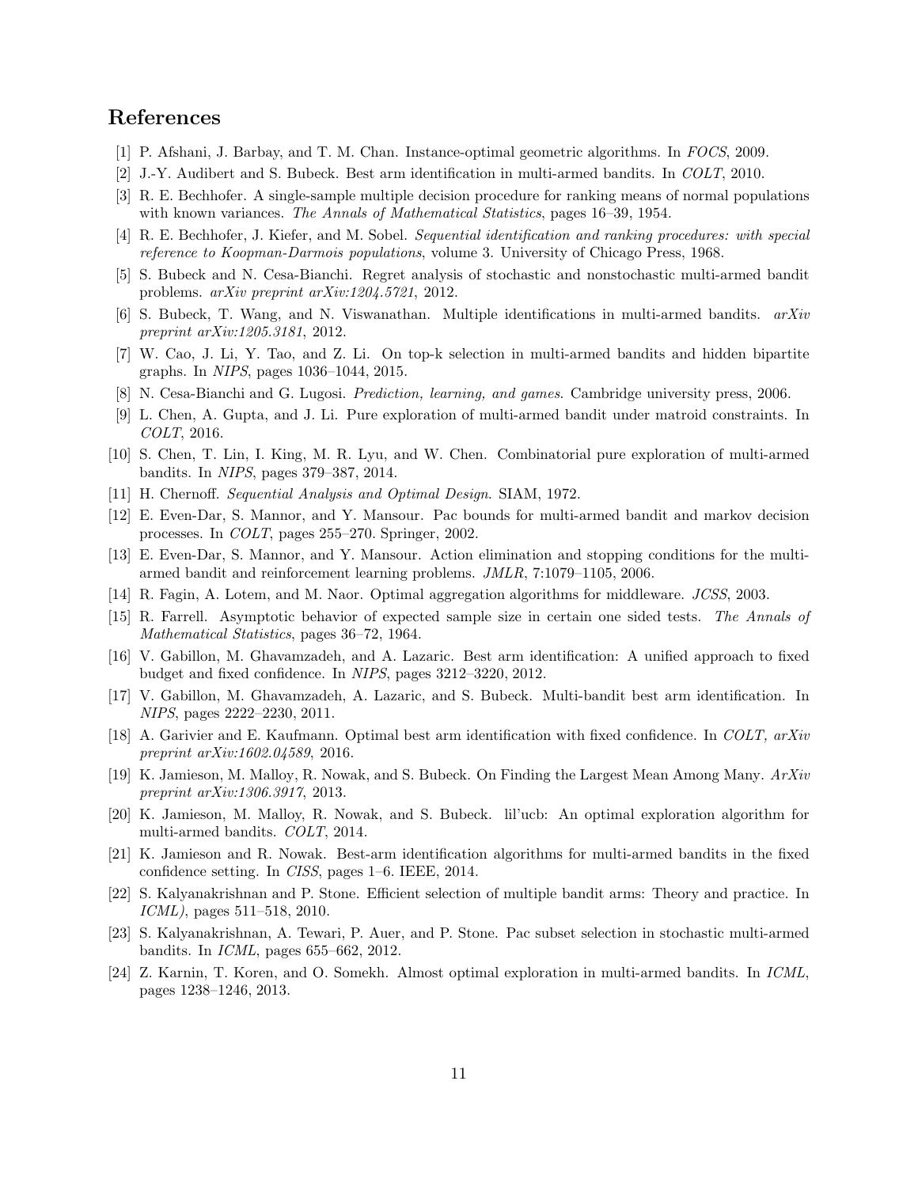## References

[1] P. Afshani, J. Barbay, and T. M. Chan. Instance-optimal geometric algorithms. In *FOCS*, 2009.

[2] J.-Y. Audibert and S. Bubeck. Best arm identification in multi-armed bandits. In *COLT*, 2010.

[3] R. E. Bechhofer. A single-sample multiple decision procedure for ranking means of normal populations with known variances. *The Annals of Mathematical Statistics*, pages 16–39, 1954.

[4] R. E. Bechhofer, J. Kiefer, and M. Sobel. *Sequential identification and ranking procedures: with special reference to Koopman-Darmois populations*, volume 3. University of Chicago Press, 1968.

[5] S. Bubeck and N. Cesa-Bianchi. Regret analysis of stochastic and nonstochastic multi-armed bandit problems. *arXiv preprint arXiv:1204.5721*, 2012.

[6] S. Bubeck, T. Wang, and N. Viswanathan. Multiple identifications in multi-armed bandits. *arXiv preprint arXiv:1205.3181*, 2012.

[7] W. Cao, J. Li, Y. Tao, and Z. Li. On top-k selection in multi-armed bandits and hidden bipartite graphs. In *NIPS*, pages 1036–1044, 2015.

[8] N. Cesa-Bianchi and G. Lugosi. *Prediction, learning, and games*. Cambridge university press, 2006.

[9] L. Chen, A. Gupta, and J. Li. Pure exploration of multi-armed bandit under matroid constraints. In *COLT*, 2016.

[10] S. Chen, T. Lin, I. King, M. R. Lyu, and W. Chen. Combinatorial pure exploration of multi-armed bandits. In *NIPS*, pages 379–387, 2014.

[11] H. Chernoff. *Sequential Analysis and Optimal Design*. SIAM, 1972.

[12] E. Even-Dar, S. Mannor, and Y. Mansour. Pac bounds for multi-armed bandit and markov decision processes. In *COLT*, pages 255–270. Springer, 2002.

[13] E. Even-Dar, S. Mannor, and Y. Mansour. Action elimination and stopping conditions for the multi-armed bandit and reinforcement learning problems. *JMLR*, 7:1079–1105, 2006.

[14] R. Fagin, A. Lotem, and M. Naor. Optimal aggregation algorithms for middleware. *JCSS*, 2003.

[15] R. Farrell. Asymptotic behavior of expected sample size in certain one sided tests. *The Annals of Mathematical Statistics*, pages 36–72, 1964.

[16] V. Gabillon, M. Ghavamzadeh, and A. Lazaric. Best arm identification: A unified approach to fixed budget and fixed confidence. In *NIPS*, pages 3212–3220, 2012.

[17] V. Gabillon, M. Ghavamzadeh, A. Lazaric, and S. Bubeck. Multi-bandit best arm identification. In *NIPS*, pages 2222–2230, 2011.

[18] A. Garivier and E. Kaufmann. Optimal best arm identification with fixed confidence. In *COLT, arXiv preprint arXiv:1602.04589*, 2016.

[19] K. Jamieson, M. Malloy, R. Nowak, and S. Bubeck. On Finding the Largest Mean Among Many. *ArXiv preprint arXiv:1306.3917*, 2013.

[20] K. Jamieson, M. Malloy, R. Nowak, and S. Bubeck. lil'ucb: An optimal exploration algorithm for multi-armed bandits. *COLT*, 2014.

[21] K. Jamieson and R. Nowak. Best-arm identification algorithms for multi-armed bandits in the fixed confidence setting. In *CISS*, pages 1–6. IEEE, 2014.

[22] S. Kalyanakrishnan and P. Stone. Efficient selection of multiple bandit arms: Theory and practice. In *ICML)*, pages 511–518, 2010.

[23] S. Kalyanakrishnan, A. Tewari, P. Auer, and P. Stone. Pac subset selection in stochastic multi-armed bandits. In *ICML*, pages 655–662, 2012.

[24] Z. Karnin, T. Koren, and O. Somekh. Almost optimal exploration in multi-armed bandits. In *ICML*, pages 1238–1246, 2013.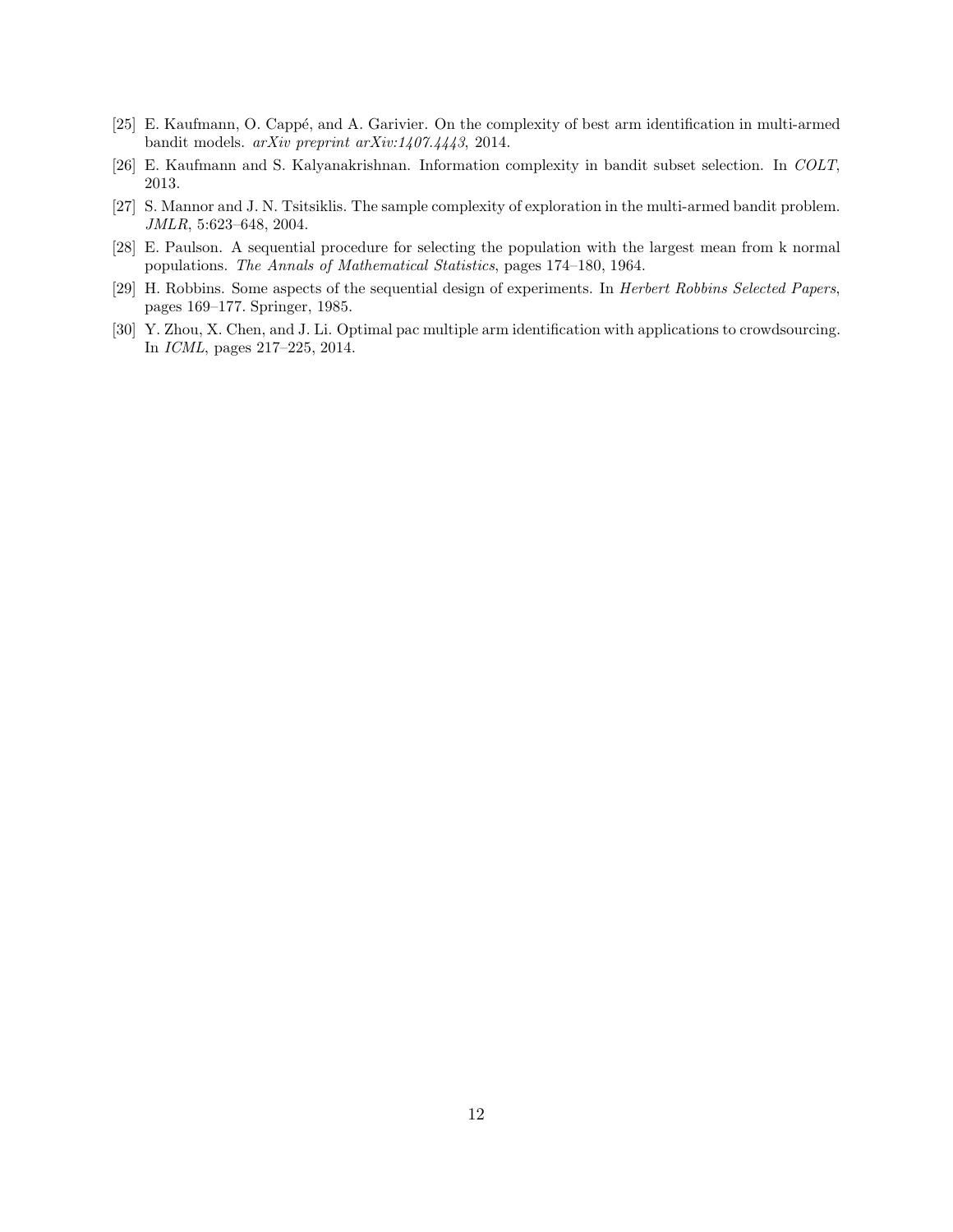[25] E. Kaufmann, O. Cappé, and A. Garivier. On the complexity of best arm identification in multi-armed bandit models. *arXiv preprint arXiv:1407.4443*, 2014.

[26] E. Kaufmann and S. Kalyanakrishnan. Information complexity in bandit subset selection. In *COLT*, 2013.

[27] S. Mannor and J. N. Tsitsiklis. The sample complexity of exploration in the multi-armed bandit problem. *JMLR*, 5:623–648, 2004.

[28] E. Paulson. A sequential procedure for selecting the population with the largest mean from k normal populations. *The Annals of Mathematical Statistics*, pages 174–180, 1964.

[29] H. Robbins. Some aspects of the sequential design of experiments. In *Herbert Robbins Selected Papers*, pages 169–177. Springer, 1985.

[30] Y. Zhou, X. Chen, and J. Li. Optimal pac multiple arm identification with applications to crowdsourcing. In *ICML*, pages 217–225, 2014.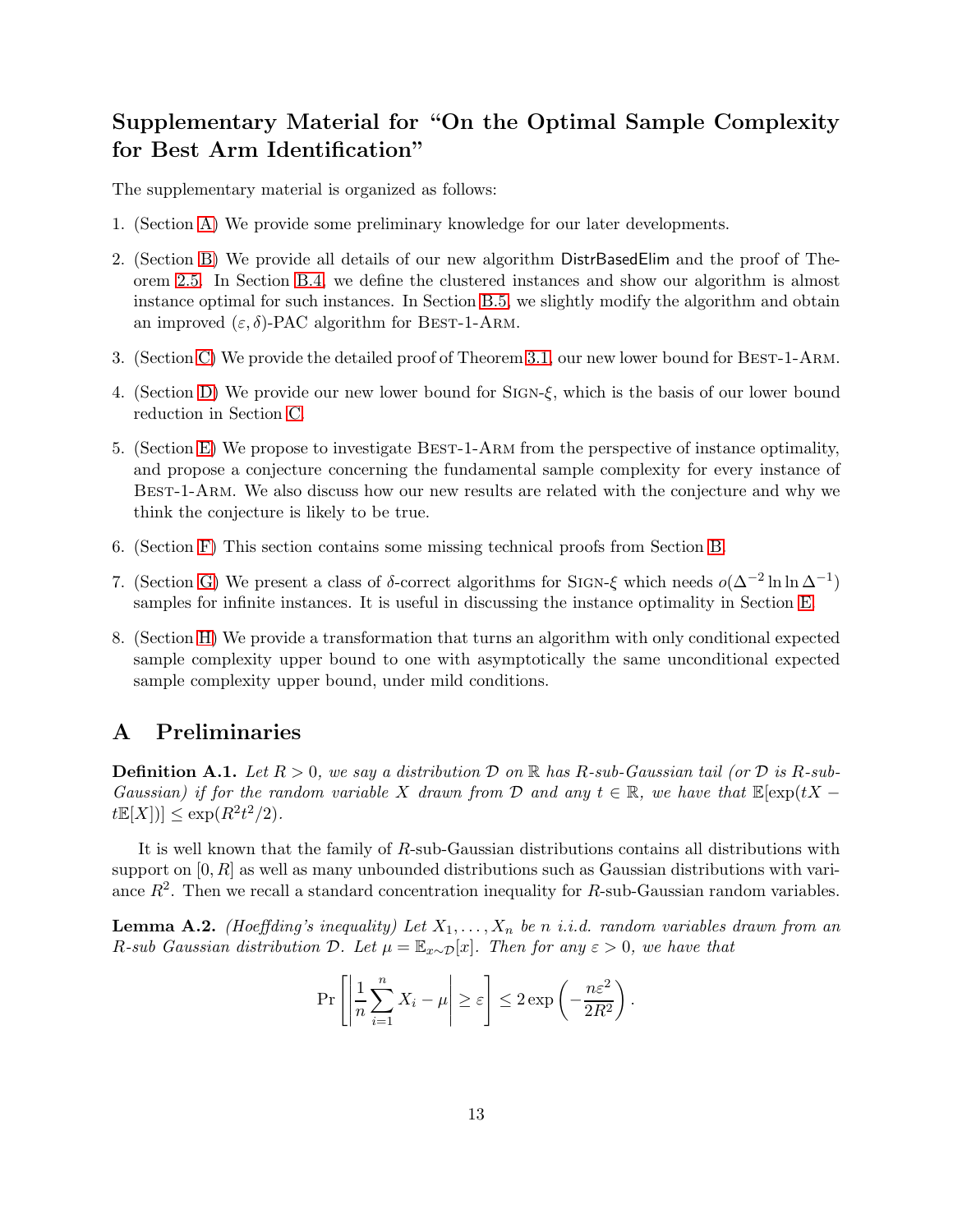# Supplementary Material for "On the Optimal Sample Complexity for Best Arm Identification"

The supplementary material is organized as follows:

1. (Section A) We provide some preliminary knowledge for our later developments.
2. (Section B) We provide all details of our new algorithm DistrBasedElim and the proof of Theorem 2.5. In Section B.4, we define the clustered instances and show our algorithm is almost instance optimal for such instances. In Section B.5, we slightly modify the algorithm and obtain an improved $(\varepsilon, \delta)$-PAC algorithm for Best-1-Arm.
3. (Section C) We provide the detailed proof of Theorem 3.1, our new lower bound for Best-1-Arm.
4. (Section D) We provide our new lower bound for Sign-$\xi$, which is the basis of our lower bound reduction in Section C.
5. (Section E) We propose to investigate Best-1-Arm from the perspective of instance optimality, and propose a conjecture concerning the fundamental sample complexity for every instance of Best-1-Arm. We also discuss how our new results are related with the conjecture and why we think the conjecture is likely to be true.
6. (Section F) This section contains some missing technical proofs from Section B.
7. (Section G) We present a class of $\delta$-correct algorithms for Sign-$\xi$ which needs $o(\Delta^{-2} \ln \ln \Delta^{-1})$ samples for infinite instances. It is useful in discussing the instance optimality in Section E.
8. (Section H) We provide a transformation that turns an algorithm with only conditional expected sample complexity upper bound to one with asymptotically the same unconditional expected sample complexity upper bound, under mild conditions.

# A Preliminaries

**Definition A.1.** *Let $R > 0$, we say a distribution $\mathcal{D}$ on $\mathbb{R}$ has $R$-sub-Gaussian tail (or $\mathcal{D}$ is $R$-sub-Gaussian) if for the random variable $X$ drawn from $\mathcal{D}$ and any $t \in \mathbb{R}$, we have that $\mathbb{E}[\exp(tX - t\mathbb{E}[X])] \le \exp(R^2 t^2/2)$.*

It is well known that the family of $R$-sub-Gaussian distributions contains all distributions with support on $[0, R]$ as well as many unbounded distributions such as Gaussian distributions with variance $R^2$. Then we recall a standard concentration inequality for $R$-sub-Gaussian random variables.

**Lemma A.2.** *(Hoeffding's inequality) Let $X_1, \ldots, X_n$ be $n$ i.i.d. random variables drawn from an $R$-sub Gaussian distribution $\mathcal{D}$. Let $\mu = \mathbb{E}_{x\sim\mathcal{D}}[x]$. Then for any $\varepsilon > 0$, we have that*

$$\Pr\left[\left|\frac{1}{n}\sum_{i=1}^{n} X_i - \mu\right| \ge \varepsilon\right] \le 2\exp\left(-\frac{n\varepsilon^2}{2R^2}\right).$$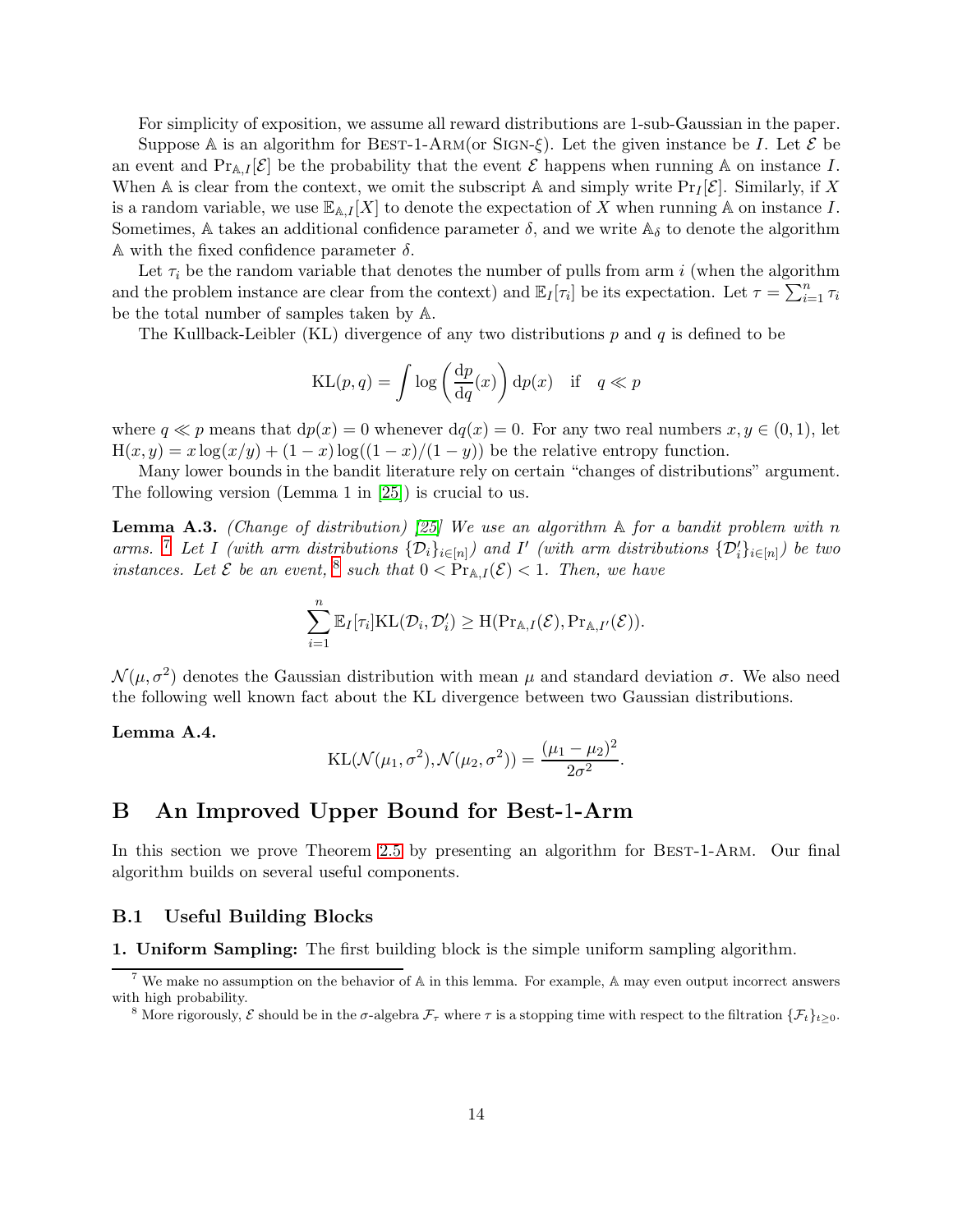For simplicity of exposition, we assume all reward distributions are 1-sub-Gaussian in the paper.

Suppose $\mathbb{A}$ is an algorithm for Best-1-Arm(or Sign-$\xi$). Let the given instance be $I$. Let $\mathcal{E}$ be an event and $\Pr_{\mathbb{A},I}[\mathcal{E}]$ be the probability that the event $\mathcal{E}$ happens when running $\mathbb{A}$ on instance $I$. When $\mathbb{A}$ is clear from the context, we omit the subscript $\mathbb{A}$ and simply write $\Pr_I[\mathcal{E}]$. Similarly, if $X$ is a random variable, we use $\mathbb{E}_{\mathbb{A},I}[X]$ to denote the expectation of $X$ when running $\mathbb{A}$ on instance $I$. Sometimes, $\mathbb{A}$ takes an additional confidence parameter $\delta$, and we write $\mathbb{A}_\delta$ to denote the algorithm $\mathbb{A}$ with the fixed confidence parameter $\delta$.

Let $\tau_i$ be the random variable that denotes the number of pulls from arm $i$ (when the algorithm and the problem instance are clear from the context) and $\mathbb{E}_I[\tau_i]$ be its expectation. Let $\tau = \sum_{i=1}^{n} \tau_i$ be the total number of samples taken by $\mathbb{A}$.

The Kullback-Leibler (KL) divergence of any two distributions $p$ and $q$ is defined to be

$$\mathrm{KL}(p,q) = \int \log\left(\frac{\mathrm{d}p}{\mathrm{d}q}(x)\right)\mathrm{d}p(x) \quad \text{if} \quad q \ll p$$

where $q \ll p$ means that $\mathrm{d}p(x) = 0$ whenever $\mathrm{d}q(x) = 0$. For any two real numbers $x, y \in (0,1)$, let $\mathrm{H}(x,y) = x\log(x/y) + (1-x)\log((1-x)/(1-y))$ be the relative entropy function.

Many lower bounds in the bandit literature rely on certain "changes of distributions" argument. The following version (Lemma 1 in [25]) is crucial to us.

**Lemma A.3.** *(Change of distribution) [25] We use an algorithm $\mathbb{A}$ for a bandit problem with $n$ arms.* [7] *Let $I$ (with arm distributions $\{\mathcal{D}_i\}_{i\in[n]}$) and $I'$ (with arm distributions $\{\mathcal{D}'_i\}_{i\in[n]}$) be two instances. Let $\mathcal{E}$ be an event,* [8] *such that $0 < \Pr_{\mathbb{A},I}(\mathcal{E}) < 1$. Then, we have*

$$\sum_{i=1}^{n} \mathbb{E}_I[\tau_i]\mathrm{KL}(\mathcal{D}_i, \mathcal{D}'_i) \geq \mathrm{H}(\Pr_{\mathbb{A},I}(\mathcal{E}), \Pr_{\mathbb{A},I'}(\mathcal{E})).$$

$\mathcal{N}(\mu,\sigma^2)$ denotes the Gaussian distribution with mean $\mu$ and standard deviation $\sigma$. We also need the following well known fact about the KL divergence between two Gaussian distributions.

**Lemma A.4.**

$$\mathrm{KL}(\mathcal{N}(\mu_1,\sigma^2), \mathcal{N}(\mu_2,\sigma^2)) = \frac{(\mu_1-\mu_2)^2}{2\sigma^2}.$$

# B An Improved Upper Bound for Best-1-Arm

In this section we prove Theorem 2.5 by presenting an algorithm for Best-1-Arm. Our final algorithm builds on several useful components.

## B.1 Useful Building Blocks

**1. Uniform Sampling:** The first building block is the simple uniform sampling algorithm.

[7] We make no assumption on the behavior of $\mathbb{A}$ in this lemma. For example, $\mathbb{A}$ may even output incorrect answers with high probability.

[8] More rigorously, $\mathcal{E}$ should be in the $\sigma$-algebra $\mathcal{F}_\tau$ where $\tau$ is a stopping time with respect to the filtration $\{\mathcal{F}_t\}_{t\geq 0}$.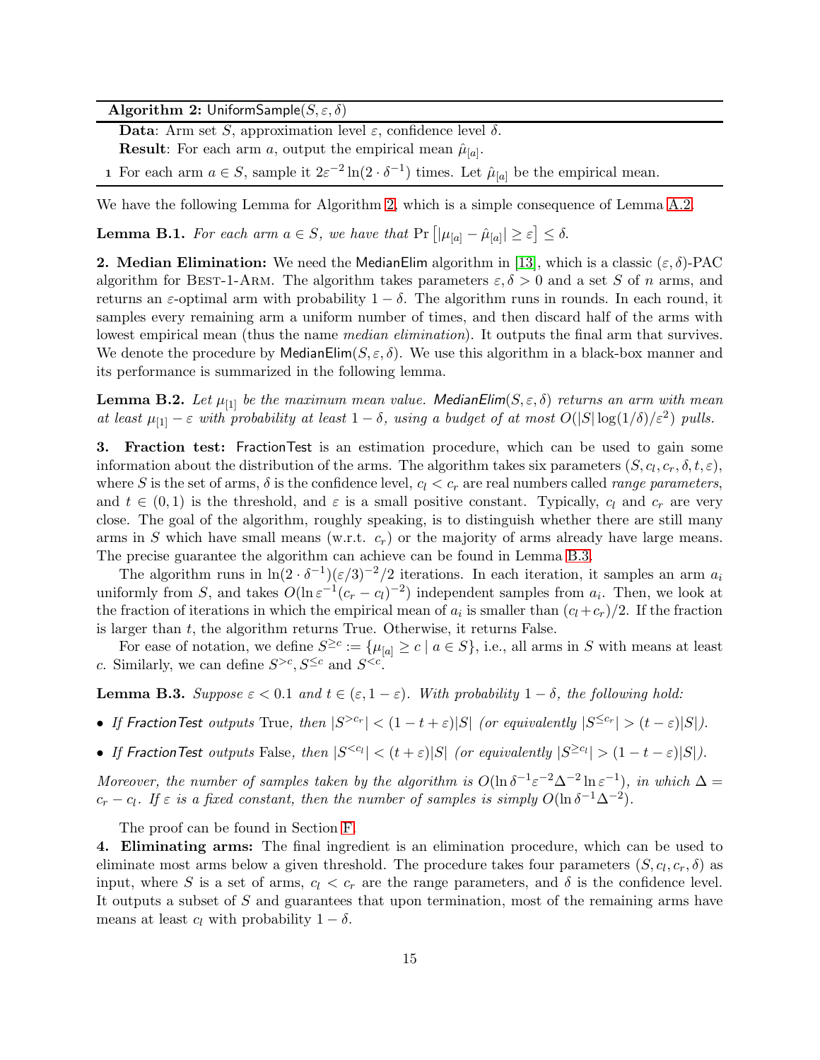**Algorithm 2:** UniformSample$(S, \varepsilon, \delta)$

**Data**: Arm set $S$, approximation level $\varepsilon$, confidence level $\delta$.
**Result**: For each arm $a$, output the empirical mean $\hat{\mu}_{[a]}$.

1 For each arm $a \in S$, sample it $2\varepsilon^{-2}\ln(2 \cdot \delta^{-1})$ times. Let $\hat{\mu}_{[a]}$ be the empirical mean.

We have the following Lemma for Algorithm 2, which is a simple consequence of Lemma A.2.

**Lemma B.1.** *For each arm $a \in S$, we have that $\Pr\left[|\mu_{[a]} - \hat{\mu}_{[a]}| \ge \varepsilon\right] \le \delta$.*

**2. Median Elimination:** We need the MedianElim algorithm in [13], which is a classic $(\varepsilon, \delta)$-PAC algorithm for Best-1-Arm. The algorithm takes parameters $\varepsilon, \delta > 0$ and a set $S$ of $n$ arms, and returns an $\varepsilon$-optimal arm with probability $1 - \delta$. The algorithm runs in rounds. In each round, it samples every remaining arm a uniform number of times, and then discard half of the arms with lowest empirical mean (thus the name *median elimination*). It outputs the final arm that survives. We denote the procedure by MedianElim$(S, \varepsilon, \delta)$. We use this algorithm in a black-box manner and its performance is summarized in the following lemma.

**Lemma B.2.** *Let $\mu_{[1]}$ be the maximum mean value. MedianElim$(S, \varepsilon, \delta)$ returns an arm with mean at least $\mu_{[1]} - \varepsilon$ with probability at least $1 - \delta$, using a budget of at most $O(|S| \log(1/\delta)/\varepsilon^2)$ pulls.*

**3. Fraction test:** FractionTest is an estimation procedure, which can be used to gain some information about the distribution of the arms. The algorithm takes six parameters $(S, c_l, c_r, \delta, t, \varepsilon)$, where $S$ is the set of arms, $\delta$ is the confidence level, $c_l < c_r$ are real numbers called *range parameters*, and $t \in (0, 1)$ is the threshold, and $\varepsilon$ is a small positive constant. Typically, $c_l$ and $c_r$ are very close. The goal of the algorithm, roughly speaking, is to distinguish whether there are still many arms in $S$ which have small means (w.r.t. $c_r$) or the majority of arms already have large means. The precise guarantee the algorithm can achieve can be found in Lemma B.3.

The algorithm runs in $\ln(2 \cdot \delta^{-1})(\varepsilon/3)^{-2}/2$ iterations. In each iteration, it samples an arm $a_i$ uniformly from $S$, and takes $O(\ln \varepsilon^{-1}(c_r - c_l)^{-2})$ independent samples from $a_i$. Then, we look at the fraction of iterations in which the empirical mean of $a_i$ is smaller than $(c_l + c_r)/2$. If the fraction is larger than $t$, the algorithm returns True. Otherwise, it returns False.

For ease of notation, we define $S^{\ge c} := \{\mu_{[a]} \ge c \mid a \in S\}$, i.e., all arms in $S$ with means at least $c$. Similarly, we can define $S^{>c}, S^{\le c}$ and $S^{<c}$.

**Lemma B.3.** *Suppose $\varepsilon < 0.1$ and $t \in (\varepsilon, 1 - \varepsilon)$. With probability $1 - \delta$, the following hold:*

- *If FractionTest outputs True, then $|S^{>c_r}| < (1 - t + \varepsilon)|S|$ (or equivalently $|S^{\le c_r}| > (t - \varepsilon)|S|$).*
- *If FractionTest outputs False, then $|S^{<c_l}| < (t + \varepsilon)|S|$ (or equivalently $|S^{\ge c_l}| > (1 - t - \varepsilon)|S|$).*

*Moreover, the number of samples taken by the algorithm is $O(\ln \delta^{-1} \varepsilon^{-2} \Delta^{-2} \ln \varepsilon^{-1})$, in which $\Delta = c_r - c_l$. If $\varepsilon$ is a fixed constant, then the number of samples is simply $O(\ln \delta^{-1} \Delta^{-2})$.*

The proof can be found in Section F.

**4. Eliminating arms:** The final ingredient is an elimination procedure, which can be used to eliminate most arms below a given threshold. The procedure takes four parameters $(S, c_l, c_r, \delta)$ as input, where $S$ is a set of arms, $c_l < c_r$ are the range parameters, and $\delta$ is the confidence level. It outputs a subset of $S$ and guarantees that upon termination, most of the remaining arms have means at least $c_l$ with probability $1 - \delta$.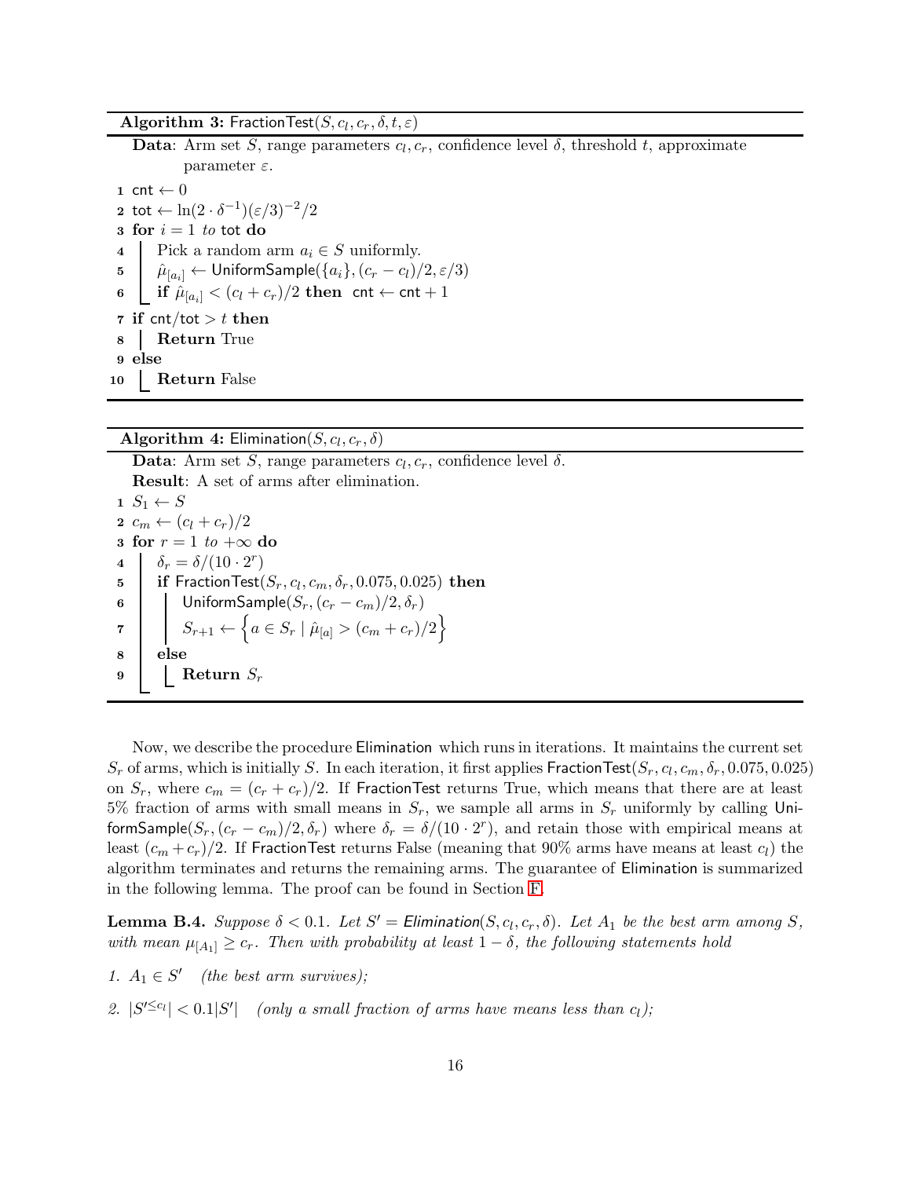**Algorithm 3:** FractionTest$(S, c_l, c_r, \delta, t, \varepsilon)$

**Data**: Arm set $S$, range parameters $c_l, c_r$, confidence level $\delta$, threshold $t$, approximate parameter $\varepsilon$.

```
1  cnt ← 0
2  tot ← ln(2 · δ^{-1})(ε/3)^{-2}/2
3  for i = 1 to tot do
4      Pick a random arm a_i ∈ S uniformly.
5      μ̂_[a_i] ← UniformSample({a_i}, (c_r − c_l)/2, ε/3)
6      if μ̂_[a_i] < (c_l + c_r)/2 then cnt ← cnt + 1
7  if cnt/tot > t then
8      Return True
9  else
10     Return False
```

**Algorithm 4:** Elimination$(S, c_l, c_r, \delta)$

**Data**: Arm set $S$, range parameters $c_l, c_r$, confidence level $\delta$.

**Result**: A set of arms after elimination.

```
1  S_1 ← S
2  c_m ← (c_l + c_r)/2
3  for r = 1 to +∞ do
4      δ_r = δ/(10 · 2^r)
5      if FractionTest(S_r, c_l, c_m, δ_r, 0.075, 0.025) then
6          UniformSample(S_r, (c_r − c_m)/2, δ_r)
7          S_{r+1} ← { a ∈ S_r | μ̂_[a] > (c_m + c_r)/2 }
8      else
9          Return S_r
```

Now, we describe the procedure Elimination which runs in iterations. It maintains the current set $S_r$ of arms, which is initially $S$. In each iteration, it first applies FractionTest$(S_r, c_l, c_m, \delta_r, 0.075, 0.025)$ on $S_r$, where $c_m = (c_r + c_l)/2$. If FractionTest returns True, which means that there are at least 5% fraction of arms with small means in $S_r$, we sample all arms in $S_r$ uniformly by calling UniformSample$(S_r, (c_r - c_m)/2, \delta_r)$ where $\delta_r = \delta/(10 \cdot 2^r)$, and retain those with empirical means at least $(c_m + c_r)/2$. If FractionTest returns False (meaning that 90% arms have means at least $c_l$) the algorithm terminates and returns the remaining arms. The guarantee of Elimination is summarized in the following lemma. The proof can be found in Section F.

**Lemma B.4.** *Suppose $\delta < 0.1$. Let $S' = \text{Elimination}(S, c_l, c_r, \delta)$. Let $A_1$ be the best arm among $S$, with mean $\mu_{[A_1]} \geq c_r$. Then with probability at least $1 - \delta$, the following statements hold*

1. $A_1 \in S'$ *(the best arm survives);*
2. $|S'^{\leq c_l}| < 0.1|S'|$ *(only a small fraction of arms have means less than $c_l$);*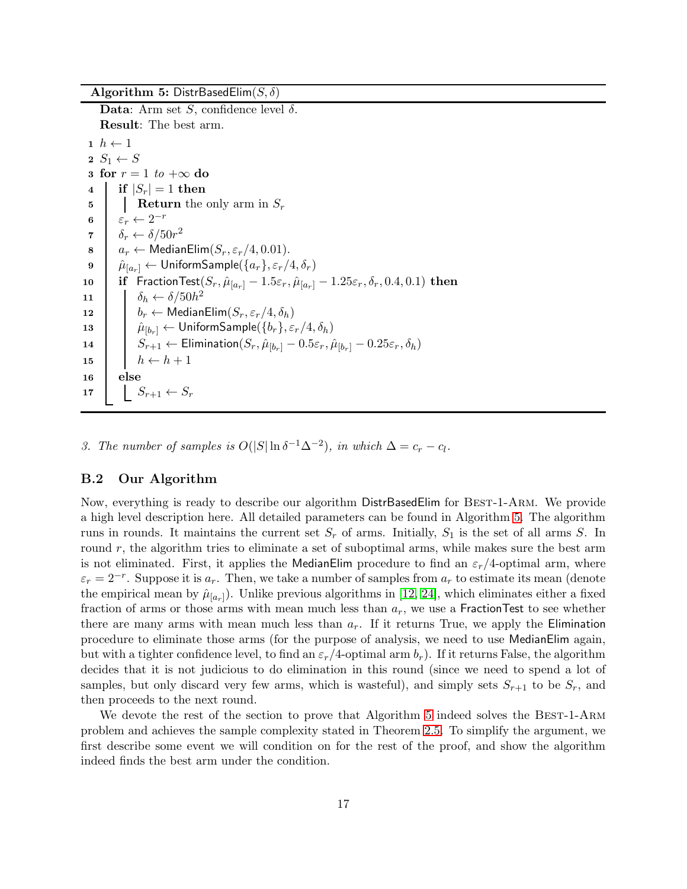**Algorithm 5:** DistrBasedElim$(S, \delta)$

```
   Data: Arm set S, confidence level δ.
   Result: The best arm.
1  h ← 1
2  S_1 ← S
3  for r = 1 to +∞ do
4      if |S_r| = 1 then
5          Return the only arm in S_r
6      ε_r ← 2^{-r}
7      δ_r ← δ/50r^2
8      a_r ← MedianElim(S_r, ε_r/4, 0.01).
9      μ̂_[a_r] ← UniformSample({a_r}, ε_r/4, δ_r)
10     if FractionTest(S_r, μ̂_[a_r] − 1.5ε_r, μ̂_[a_r] − 1.25ε_r, δ_r, 0.4, 0.1) then
11         δ_h ← δ/50h^2
12         b_r ← MedianElim(S_r, ε_r/4, δ_h)
13         μ̂_[b_r] ← UniformSample({b_r}, ε_r/4, δ_h)
14         S_{r+1} ← Elimination(S_r, μ̂_[b_r] − 0.5ε_r, μ̂_[b_r] − 0.25ε_r, δ_h)
15         h ← h + 1
16     else
17         S_{r+1} ← S_r
```

*3. The number of samples is $O(|S| \ln \delta^{-1} \Delta^{-2})$, in which $\Delta = c_r - c_l$.*

### B.2 Our Algorithm

Now, everything is ready to describe our algorithm DistrBasedElim for Best-1-Arm. We provide a high level description here. All detailed parameters can be found in Algorithm 5. The algorithm runs in rounds. It maintains the current set $S_r$ of arms. Initially, $S_1$ is the set of all arms $S$. In round $r$, the algorithm tries to eliminate a set of suboptimal arms, while makes sure the best arm is not eliminated. First, it applies the MedianElim procedure to find an $\varepsilon_r/4$-optimal arm, where $\varepsilon_r = 2^{-r}$. Suppose it is $a_r$. Then, we take a number of samples from $a_r$ to estimate its mean (denote the empirical mean by $\hat{\mu}_{[a_r]}$). Unlike previous algorithms in [12, 24], which eliminates either a fixed fraction of arms or those arms with mean much less than $a_r$, we use a FractionTest to see whether there are many arms with mean much less than $a_r$. If it returns True, we apply the Elimination procedure to eliminate those arms (for the purpose of analysis, we need to use MedianElim again, but with a tighter confidence level, to find an $\varepsilon_r/4$-optimal arm $b_r$). If it returns False, the algorithm decides that it is not judicious to do elimination in this round (since we need to spend a lot of samples, but only discard very few arms, which is wasteful), and simply sets $S_{r+1}$ to be $S_r$, and then proceeds to the next round.

We devote the rest of the section to prove that Algorithm 5 indeed solves the Best-1-Arm problem and achieves the sample complexity stated in Theorem 2.5. To simplify the argument, we first describe some event we will condition on for the rest of the proof, and show the algorithm indeed finds the best arm under the condition.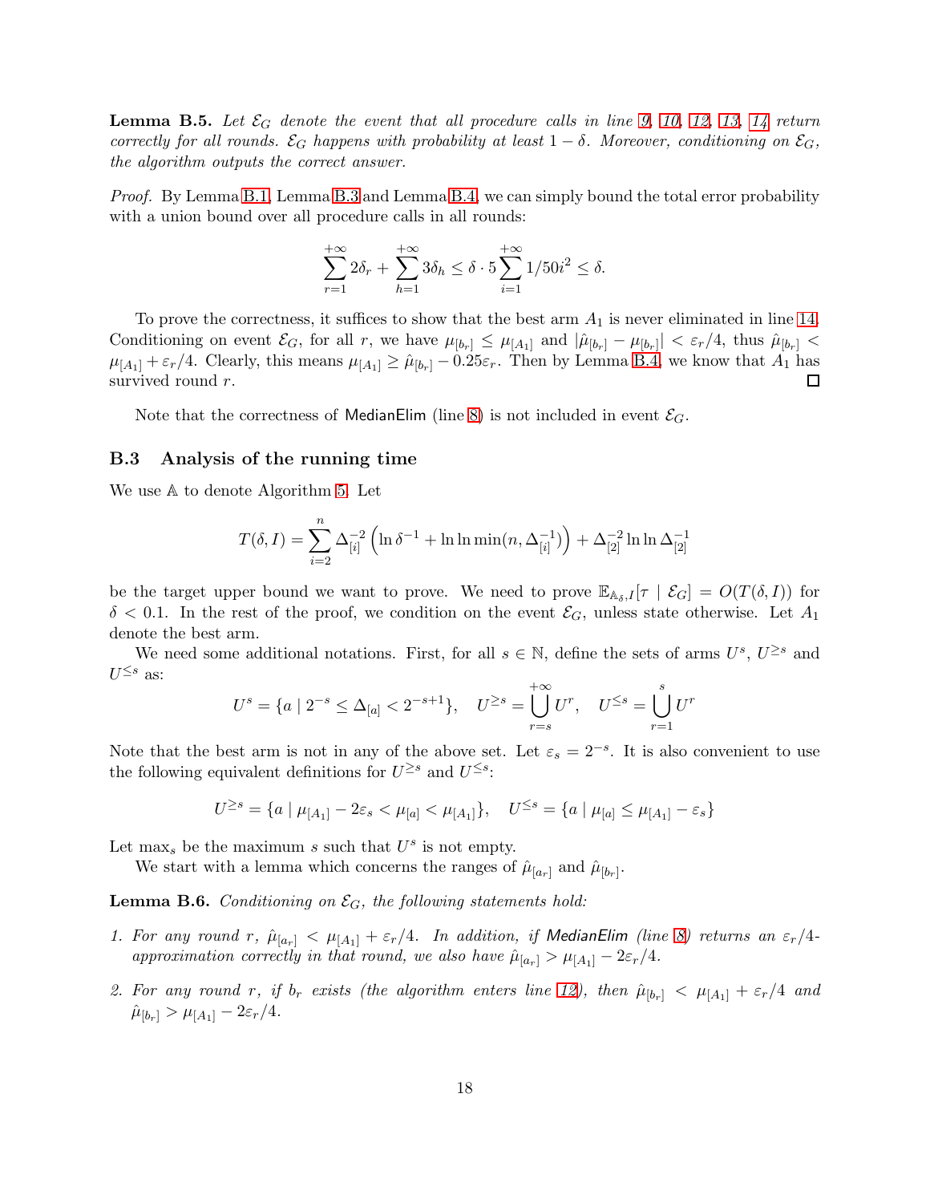**Lemma B.5.** *Let $\mathcal{E}_G$ denote the event that all procedure calls in line 9, 10, 12, 13, 14 return correctly for all rounds. $\mathcal{E}_G$ happens with probability at least $1-\delta$. Moreover, conditioning on $\mathcal{E}_G$, the algorithm outputs the correct answer.*

*Proof.* By Lemma B.1, Lemma B.3 and Lemma B.4, we can simply bound the total error probability with a union bound over all procedure calls in all rounds:

$$\sum_{r=1}^{+\infty} 2\delta_r + \sum_{h=1}^{+\infty} 3\delta_h \le \delta \cdot 5 \sum_{i=1}^{+\infty} 1/50i^2 \le \delta.$$

To prove the correctness, it suffices to show that the best arm $A_1$ is never eliminated in line 14. Conditioning on event $\mathcal{E}_G$, for all $r$, we have $\mu_{[b_r]} \le \mu_{[A_1]}$ and $|\hat{\mu}_{[b_r]} - \mu_{[b_r]}| < \varepsilon_r/4$, thus $\hat{\mu}_{[b_r]} < \mu_{[A_1]} + \varepsilon_r/4$. Clearly, this means $\mu_{[A_1]} \ge \hat{\mu}_{[b_r]} - 0.25\varepsilon_r$. Then by Lemma B.4, we know that $A_1$ has survived round $r$. $\square$

Note that the correctness of MedianElim (line 8) is not included in event $\mathcal{E}_G$.

### B.3 Analysis of the running time

We use $\mathbb{A}$ to denote Algorithm 5. Let

$$T(\delta, I) = \sum_{i=2}^{n} \Delta_{[i]}^{-2} \left( \ln \delta^{-1} + \ln \ln \min(n, \Delta_{[i]}^{-1}) \right) + \Delta_{[2]}^{-2} \ln \ln \Delta_{[2]}^{-1}$$

be the target upper bound we want to prove. We need to prove $\mathbb{E}_{\mathbb{A}_\delta, I}[\tau \mid \mathcal{E}_G] = O(T(\delta, I))$ for $\delta < 0.1$. In the rest of the proof, we condition on the event $\mathcal{E}_G$, unless state otherwise. Let $A_1$ denote the best arm.

We need some additional notations. First, for all $s \in \mathbb{N}$, define the sets of arms $U^s$, $U^{\ge s}$ and $U^{\le s}$ as:

$$U^s = \{a \mid 2^{-s} \le \Delta_{[a]} < 2^{-s+1}\}, \quad U^{\ge s} = \bigcup_{r=s}^{+\infty} U^r, \quad U^{\le s} = \bigcup_{r=1}^{s} U^r$$

Note that the best arm is not in any of the above set. Let $\varepsilon_s = 2^{-s}$. It is also convenient to use the following equivalent definitions for $U^{\ge s}$ and $U^{\le s}$:

$$U^{\ge s} = \{a \mid \mu_{[A_1]} - 2\varepsilon_s < \mu_{[a]} < \mu_{[A_1]}\}, \quad U^{\le s} = \{a \mid \mu_{[a]} \le \mu_{[A_1]} - \varepsilon_s\}$$

Let $\max_s$ be the maximum $s$ such that $U^s$ is not empty.

We start with a lemma which concerns the ranges of $\hat{\mu}_{[a_r]}$ and $\hat{\mu}_{[b_r]}$.

**Lemma B.6.** *Conditioning on $\mathcal{E}_G$, the following statements hold:*

1. *For any round $r$, $\hat{\mu}_{[a_r]} < \mu_{[A_1]} + \varepsilon_r/4$. In addition, if MedianElim (line 8) returns an $\varepsilon_r/4$-approximation correctly in that round, we also have $\hat{\mu}_{[a_r]} > \mu_{[A_1]} - 2\varepsilon_r/4$.*
2. *For any round $r$, if $b_r$ exists (the algorithm enters line 12), then $\hat{\mu}_{[b_r]} < \mu_{[A_1]} + \varepsilon_r/4$ and $\hat{\mu}_{[b_r]} > \mu_{[A_1]} - 2\varepsilon_r/4$.*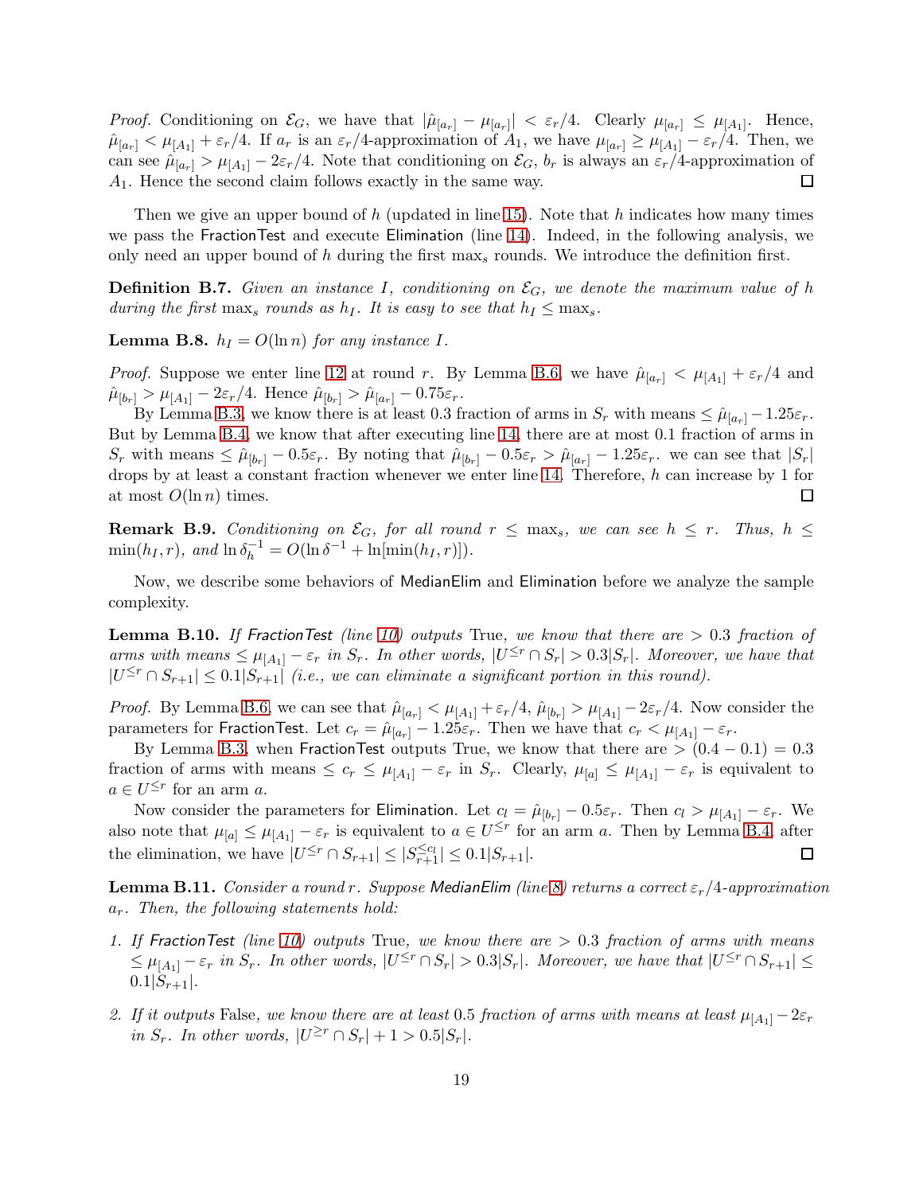*Proof.* Conditioning on $\mathcal{E}_G$, we have that $|\hat{\mu}_{[a_r]} - \mu_{[a_r]}| < \varepsilon_r/4$. Clearly $\mu_{[a_r]} \le \mu_{[A_1]}$. Hence, $\hat{\mu}_{[a_r]} < \mu_{[A_1]} + \varepsilon_r/4$. If $a_r$ is an $\varepsilon_r/4$-approximation of $A_1$, we have $\mu_{[a_r]} \ge \mu_{[A_1]} - \varepsilon_r/4$. Then, we can see $\hat{\mu}_{[a_r]} > \mu_{[A_1]} - 2\varepsilon_r/4$. Note that conditioning on $\mathcal{E}_G$, $b_r$ is always an $\varepsilon_r/4$-approximation of $A_1$. Hence the second claim follows exactly in the same way. □

Then we give an upper bound of $h$ (updated in line 15). Note that $h$ indicates how many times we pass the FractionTest and execute Elimination (line 14). Indeed, in the following analysis, we only need an upper bound of $h$ during the first $\max_s$ rounds. We introduce the definition first.

**Definition B.7.** *Given an instance $I$, conditioning on $\mathcal{E}_G$, we denote the maximum value of $h$ during the first $\max_s$ rounds as $h_I$. It is easy to see that $h_I \le \max_s$.*

**Lemma B.8.** *$h_I = O(\ln n)$ for any instance $I$.*

*Proof.* Suppose we enter line 12 at round $r$. By Lemma B.6, we have $\hat{\mu}_{[a_r]} < \mu_{[A_1]} + \varepsilon_r/4$ and $\hat{\mu}_{[b_r]} > \mu_{[A_1]} - 2\varepsilon_r/4$. Hence $\hat{\mu}_{[b_r]} > \hat{\mu}_{[a_r]} - 0.75\varepsilon_r$.

By Lemma B.3, we know there is at least 0.3 fraction of arms in $S_r$ with means $\le \hat{\mu}_{[a_r]} - 1.25\varepsilon_r$. But by Lemma B.4, we know that after executing line 14, there are at most 0.1 fraction of arms in $S_r$ with means $\le \hat{\mu}_{[b_r]} - 0.5\varepsilon_r$. By noting that $\hat{\mu}_{[b_r]} - 0.5\varepsilon_r > \hat{\mu}_{[a_r]} - 1.25\varepsilon_r$. we can see that $|S_r|$ drops by at least a constant fraction whenever we enter line 14. Therefore, $h$ can increase by 1 for at most $O(\ln n)$ times. □

**Remark B.9.** *Conditioning on $\mathcal{E}_G$, for all round $r \le \max_s$, we can see $h \le r$. Thus, $h \le \min(h_I, r)$, and $\ln \delta_h^{-1} = O(\ln \delta^{-1} + \ln[\min(h_I, r)])$.*

Now, we describe some behaviors of MedianElim and Elimination before we analyze the sample complexity.

**Lemma B.10.** *If FractionTest (line 10) outputs* True*, we know that there are $> 0.3$ fraction of arms with means $\le \mu_{[A_1]} - \varepsilon_r$ in $S_r$. In other words, $|U^{\le r} \cap S_r| > 0.3|S_r|$. Moreover, we have that $|U^{\le r} \cap S_{r+1}| \le 0.1|S_{r+1}|$ (i.e., we can eliminate a significant portion in this round).*

*Proof.* By Lemma B.6, we can see that $\hat{\mu}_{[a_r]} < \mu_{[A_1]} + \varepsilon_r/4$, $\hat{\mu}_{[b_r]} > \mu_{[A_1]} - 2\varepsilon_r/4$. Now consider the parameters for FractionTest. Let $c_r = \hat{\mu}_{[a_r]} - 1.25\varepsilon_r$. Then we have that $c_r < \mu_{[A_1]} - \varepsilon_r$.

By Lemma B.3, when FractionTest outputs True, we know that there are $> (0.4 - 0.1) = 0.3$ fraction of arms with means $\le c_r \le \mu_{[A_1]} - \varepsilon_r$ in $S_r$. Clearly, $\mu_{[a]} \le \mu_{[A_1]} - \varepsilon_r$ is equivalent to $a \in U^{\le r}$ for an arm $a$.

Now consider the parameters for Elimination. Let $c_l = \hat{\mu}_{[b_r]} - 0.5\varepsilon_r$. Then $c_l > \mu_{[A_1]} - \varepsilon_r$. We also note that $\mu_{[a]} \le \mu_{[A_1]} - \varepsilon_r$ is equivalent to $a \in U^{\le r}$ for an arm $a$. Then by Lemma B.4, after the elimination, we have $|U^{\le r} \cap S_{r+1}| \le |S_{r+1}^{\le c_l}| \le 0.1|S_{r+1}|$. □

**Lemma B.11.** *Consider a round $r$. Suppose MedianElim (line 8) returns a correct $\varepsilon_r/4$-approximation $a_r$. Then, the following statements hold:*

1. *If FractionTest (line 10) outputs* True*, we know there are $> 0.3$ fraction of arms with means $\le \mu_{[A_1]} - \varepsilon_r$ in $S_r$. In other words, $|U^{\le r} \cap S_r| > 0.3|S_r|$. Moreover, we have that $|U^{\le r} \cap S_{r+1}| \le 0.1|S_{r+1}|$.*

2. *If it outputs* False*, we know there are at least 0.5 fraction of arms with means at least $\mu_{[A_1]} - 2\varepsilon_r$ in $S_r$. In other words, $|U^{\ge r} \cap S_r| + 1 > 0.5|S_r|$.*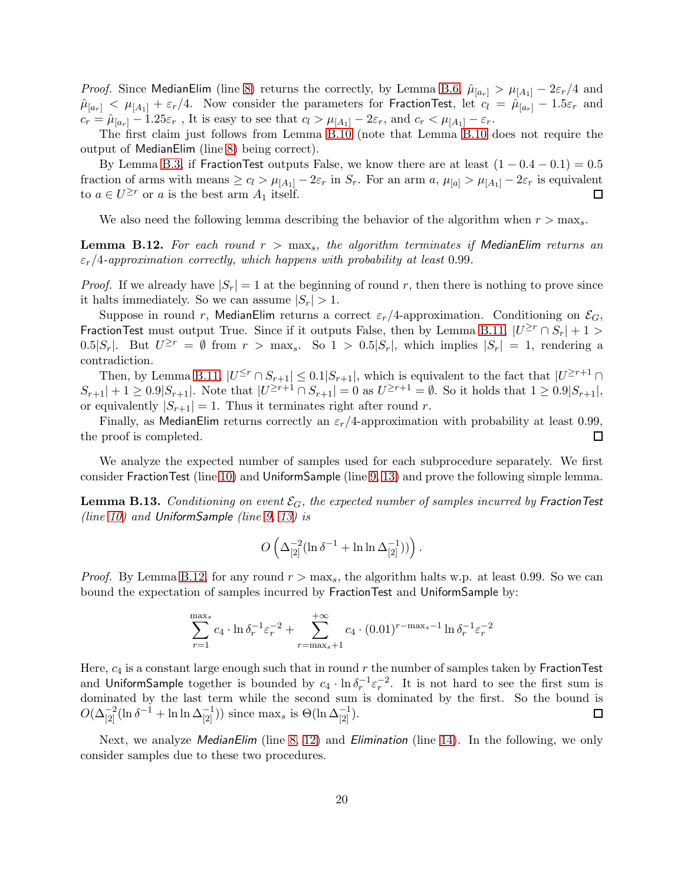*Proof.* Since MedianElim (line 8) returns the correctly, by Lemma B.6, $\hat{\mu}_{[a_r]} > \mu_{[A_1]} - 2\varepsilon_r/4$ and $\hat{\mu}_{[a_r]} < \mu_{[A_1]} + \varepsilon_r/4$. Now consider the parameters for FractionTest, let $c_l = \hat{\mu}_{[a_r]} - 1.5\varepsilon_r$ and $c_r = \hat{\mu}_{[a_r]} - 1.25\varepsilon_r$ , It is easy to see that $c_l > \mu_{[A_1]} - 2\varepsilon_r$, and $c_r < \mu_{[A_1]} - \varepsilon_r$.

The first claim just follows from Lemma B.10 (note that Lemma B.10 does not require the output of MedianElim (line 8) being correct).

By Lemma B.3, if FractionTest outputs False, we know there are at least $(1 - 0.4 - 0.1) = 0.5$ fraction of arms with means $\geq c_l > \mu_{[A_1]} - 2\varepsilon_r$ in $S_r$. For an arm $a$, $\mu_{[a]} > \mu_{[A_1]} - 2\varepsilon_r$ is equivalent to $a \in U^{\geq r}$ or $a$ is the best arm $A_1$ itself. ∎

We also need the following lemma describing the behavior of the algorithm when $r > \max_s$.

**Lemma B.12.** *For each round $r > \max_s$, the algorithm terminates if MedianElim returns an $\varepsilon_r/4$-approximation correctly, which happens with probability at least 0.99.*

*Proof.* If we already have $|S_r| = 1$ at the beginning of round $r$, then there is nothing to prove since it halts immediately. So we can assume $|S_r| > 1$.

Suppose in round $r$, MedianElim returns a correct $\varepsilon_r/4$-approximation. Conditioning on $\mathcal{E}_G$, FractionTest must output True. Since if it outputs False, then by Lemma B.11, $|U^{\geq r} \cap S_r| + 1 > 0.5|S_r|$. But $U^{\geq r} = \emptyset$ from $r > \max_s$. So $1 > 0.5|S_r|$, which implies $|S_r| = 1$, rendering a contradiction.

Then, by Lemma B.11, $|U^{\leq r} \cap S_{r+1}| \leq 0.1|S_{r+1}|$, which is equivalent to the fact that $|U^{\geq r+1} \cap S_{r+1}| + 1 \geq 0.9|S_{r+1}|$. Note that $|U^{\geq r+1} \cap S_{r+1}| = 0$ as $U^{\geq r+1} = \emptyset$. So it holds that $1 \geq 0.9|S_{r+1}|$, or equivalently $|S_{r+1}| = 1$. Thus it terminates right after round $r$.

Finally, as MedianElim returns correctly an $\varepsilon_r/4$-approximation with probability at least 0.99, the proof is completed. ∎

We analyze the expected number of samples used for each subprocedure separately. We first consider FractionTest (line 10) and UniformSample (line 9, 13) and prove the following simple lemma.

**Lemma B.13.** *Conditioning on event $\mathcal{E}_G$, the expected number of samples incurred by FractionTest (line 10) and UniformSample (line 9, 13) is*

$$O\left(\Delta_{[2]}^{-2}(\ln \delta^{-1} + \ln \ln \Delta_{[2]}^{-1})\right).$$

*Proof.* By Lemma B.12, for any round $r > \max_s$, the algorithm halts w.p. at least 0.99. So we can bound the expectation of samples incurred by FractionTest and UniformSample by:

$$\sum_{r=1}^{\max_s} c_4 \cdot \ln \delta_r^{-1} \varepsilon_r^{-2} + \sum_{r=\max_s+1}^{+\infty} c_4 \cdot (0.01)^{r-\max_s-1} \ln \delta_r^{-1} \varepsilon_r^{-2}$$

Here, $c_4$ is a constant large enough such that in round $r$ the number of samples taken by FractionTest and UniformSample together is bounded by $c_4 \cdot \ln \delta_r^{-1} \varepsilon_r^{-2}$. It is not hard to see the first sum is dominated by the last term while the second sum is dominated by the first. So the bound is $O(\Delta_{[2]}^{-2}(\ln \delta^{-1} + \ln \ln \Delta_{[2]}^{-1}))$ since $\max_s$ is $\Theta(\ln \Delta_{[2]}^{-1})$. ∎

Next, we analyze *MedianElim* (line 8, 12) and *Elimination* (line 14). In the following, we only consider samples due to these two procedures.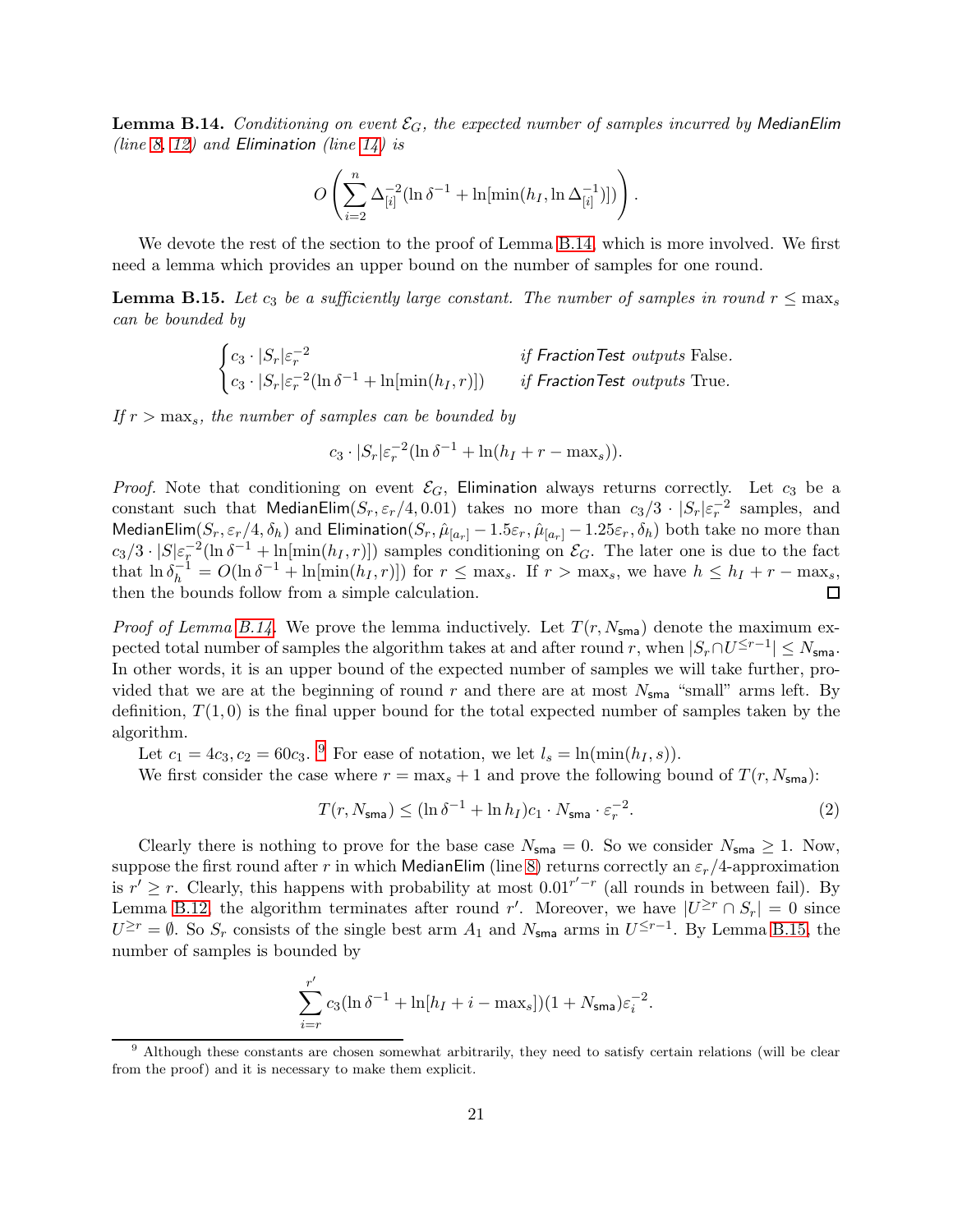**Lemma B.14.** *Conditioning on event $\mathcal{E}_G$, the expected number of samples incurred by* MedianElim *(line 8, 12) and* Elimination *(line 14) is*

$$O\left(\sum_{i=2}^{n} \Delta_{[i]}^{-2}(\ln \delta^{-1} + \ln[\min(h_I, \ln \Delta_{[i]}^{-1})])\right).$$

We devote the rest of the section to the proof of Lemma B.14, which is more involved. We first need a lemma which provides an upper bound on the number of samples for one round.

**Lemma B.15.** *Let $c_3$ be a sufficiently large constant. The number of samples in round $r \le \max_s$ can be bounded by*

$$\begin{cases} c_3 \cdot |S_r|\varepsilon_r^{-2} & \text{if } \textit{FractionTest outputs } \text{False}. \\ c_3 \cdot |S_r|\varepsilon_r^{-2}(\ln \delta^{-1} + \ln[\min(h_I, r)]) & \text{if } \textit{FractionTest outputs } \text{True}. \end{cases}$$

*If $r > \max_s$, the number of samples can be bounded by*

$$c_3 \cdot |S_r|\varepsilon_r^{-2}(\ln \delta^{-1} + \ln(h_I + r - \max_s)).$$

*Proof.* Note that conditioning on event $\mathcal{E}_G$, Elimination always returns correctly. Let $c_3$ be a constant such that $\mathsf{MedianElim}(S_r, \varepsilon_r/4, 0.01)$ takes no more than $c_3/3 \cdot |S_r|\varepsilon_r^{-2}$ samples, and $\mathsf{MedianElim}(S_r, \varepsilon_r/4, \delta_h)$ and $\mathsf{Elimination}(S_r, \hat{\mu}_{[a_r]} - 1.5\varepsilon_r, \hat{\mu}_{[a_r]} - 1.25\varepsilon_r, \delta_h)$ both take no more than $c_3/3 \cdot |S|\varepsilon_r^{-2}(\ln \delta^{-1} + \ln[\min(h_I, r)])$ samples conditioning on $\mathcal{E}_G$. The later one is due to the fact that $\ln \delta_h^{-1} = O(\ln \delta^{-1} + \ln[\min(h_I, r)])$ for $r \le \max_s$. If $r > \max_s$, we have $h \le h_I + r - \max_s$, then the bounds follow from a simple calculation. $\square$

*Proof of Lemma B.14.* We prove the lemma inductively. Let $T(r, N_{\mathsf{sma}})$ denote the maximum expected total number of samples the algorithm takes at and after round $r$, when $|S_r \cap U^{\le r-1}| \le N_{\mathsf{sma}}$. In other words, it is an upper bound of the expected number of samples we will take further, provided that we are at the beginning of round $r$ and there are at most $N_{\mathsf{sma}}$ "small" arms left. By definition, $T(1, 0)$ is the final upper bound for the total expected number of samples taken by the algorithm.

Let $c_1 = 4c_3, c_2 = 60c_3$. [9] For ease of notation, we let $l_s = \ln(\min(h_I, s))$.

We first consider the case where $r = \max_s + 1$ and prove the following bound of $T(r, N_{\mathsf{sma}})$:

$$T(r, N_{\mathsf{sma}}) \le (\ln \delta^{-1} + \ln h_I)c_1 \cdot N_{\mathsf{sma}} \cdot \varepsilon_r^{-2}. \tag{2}$$

Clearly there is nothing to prove for the base case $N_{\mathsf{sma}} = 0$. So we consider $N_{\mathsf{sma}} \ge 1$. Now, suppose the first round after $r$ in which MedianElim (line 8) returns correctly an $\varepsilon_r/4$-approximation is $r' \ge r$. Clearly, this happens with probability at most $0.01^{r'-r}$ (all rounds in between fail). By Lemma B.12, the algorithm terminates after round $r'$. Moreover, we have $|U^{\ge r} \cap S_r| = 0$ since $U^{\ge r} = \emptyset$. So $S_r$ consists of the single best arm $A_1$ and $N_{\mathsf{sma}}$ arms in $U^{\le r-1}$. By Lemma B.15, the number of samples is bounded by

$$\sum_{i=r}^{r'} c_3(\ln \delta^{-1} + \ln[h_I + i - \max_s])(1 + N_{\mathsf{sma}})\varepsilon_i^{-2}.$$

[9] Although these constants are chosen somewhat arbitrarily, they need to satisfy certain relations (will be clear from the proof) and it is necessary to make them explicit.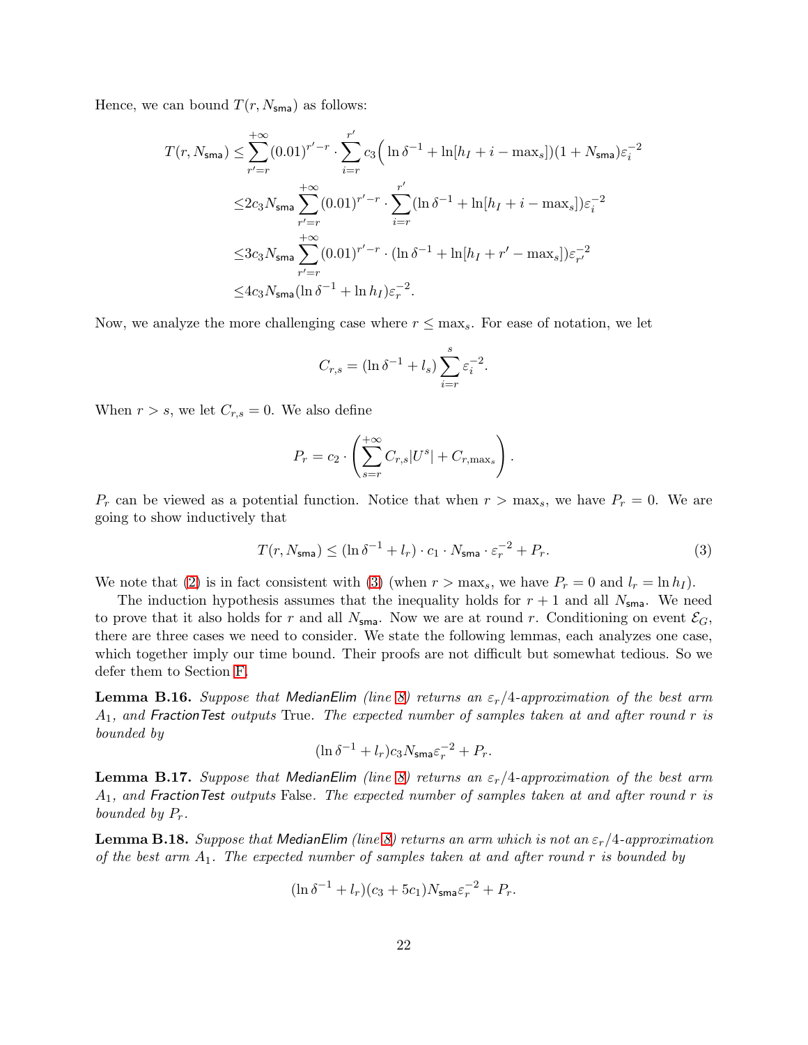Hence, we can bound $T(r, N_{\mathsf{sma}})$ as follows:

$$
\begin{aligned}
T(r, N_{\mathsf{sma}}) \leq & \sum_{r'=r}^{+\infty} (0.01)^{r'-r} \cdot \sum_{i=r}^{r'} c_3 \Big( \ln \delta^{-1} + \ln[h_I + i - \max_s] \Big)(1 + N_{\mathsf{sma}}) \varepsilon_i^{-2} \\
\leq & 2c_3 N_{\mathsf{sma}} \sum_{r'=r}^{+\infty} (0.01)^{r'-r} \cdot \sum_{i=r}^{r'} (\ln \delta^{-1} + \ln[h_I + i - \max_s]) \varepsilon_i^{-2} \\
\leq & 3c_3 N_{\mathsf{sma}} \sum_{r'=r}^{+\infty} (0.01)^{r'-r} \cdot (\ln \delta^{-1} + \ln[h_I + r' - \max_s]) \varepsilon_{r'}^{-2} \\
\leq & 4c_3 N_{\mathsf{sma}} (\ln \delta^{-1} + \ln h_I) \varepsilon_r^{-2}.
\end{aligned}
$$

Now, we analyze the more challenging case where $r \leq \max_s$. For ease of notation, we let

$$
C_{r,s} = (\ln \delta^{-1} + l_s) \sum_{i=r}^{s} \varepsilon_i^{-2}.
$$

When $r > s$, we let $C_{r,s} = 0$. We also define

$$
P_r = c_2 \cdot \left( \sum_{s=r}^{+\infty} C_{r,s} |U^s| + C_{r,\max_s} \right).
$$

$P_r$ can be viewed as a potential function. Notice that when $r > \max_s$, we have $P_r = 0$. We are going to show inductively that

$$
T(r, N_{\mathsf{sma}}) \leq (\ln \delta^{-1} + l_r) \cdot c_1 \cdot N_{\mathsf{sma}} \cdot \varepsilon_r^{-2} + P_r. \tag{3}
$$

We note that (2) is in fact consistent with (3) (when $r > \max_s$, we have $P_r = 0$ and $l_r = \ln h_I$).

The induction hypothesis assumes that the inequality holds for $r+1$ and all $N_{\mathsf{sma}}$. We need to prove that it also holds for $r$ and all $N_{\mathsf{sma}}$. Now we are at round $r$. Conditioning on event $\mathcal{E}_G$, there are three cases we need to consider. We state the following lemmas, each analyzes one case, which together imply our time bound. Their proofs are not difficult but somewhat tedious. So we defer them to Section F.

**Lemma B.16.** *Suppose that MedianElim (line 8) returns an $\varepsilon_r/4$-approximation of the best arm $A_1$, and FractionTest outputs* True*. The expected number of samples taken at and after round $r$ is bounded by*

$$
(\ln \delta^{-1} + l_r) c_3 N_{\mathsf{sma}} \varepsilon_r^{-2} + P_r.
$$

**Lemma B.17.** *Suppose that MedianElim (line 8) returns an $\varepsilon_r/4$-approximation of the best arm $A_1$, and FractionTest outputs* False*. The expected number of samples taken at and after round $r$ is bounded by $P_r$.*

**Lemma B.18.** *Suppose that MedianElim (line 8) returns an arm which is not an $\varepsilon_r/4$-approximation of the best arm $A_1$. The expected number of samples taken at and after round $r$ is bounded by*

$$
(\ln \delta^{-1} + l_r)(c_3 + 5c_1) N_{\mathsf{sma}} \varepsilon_r^{-2} + P_r.
$$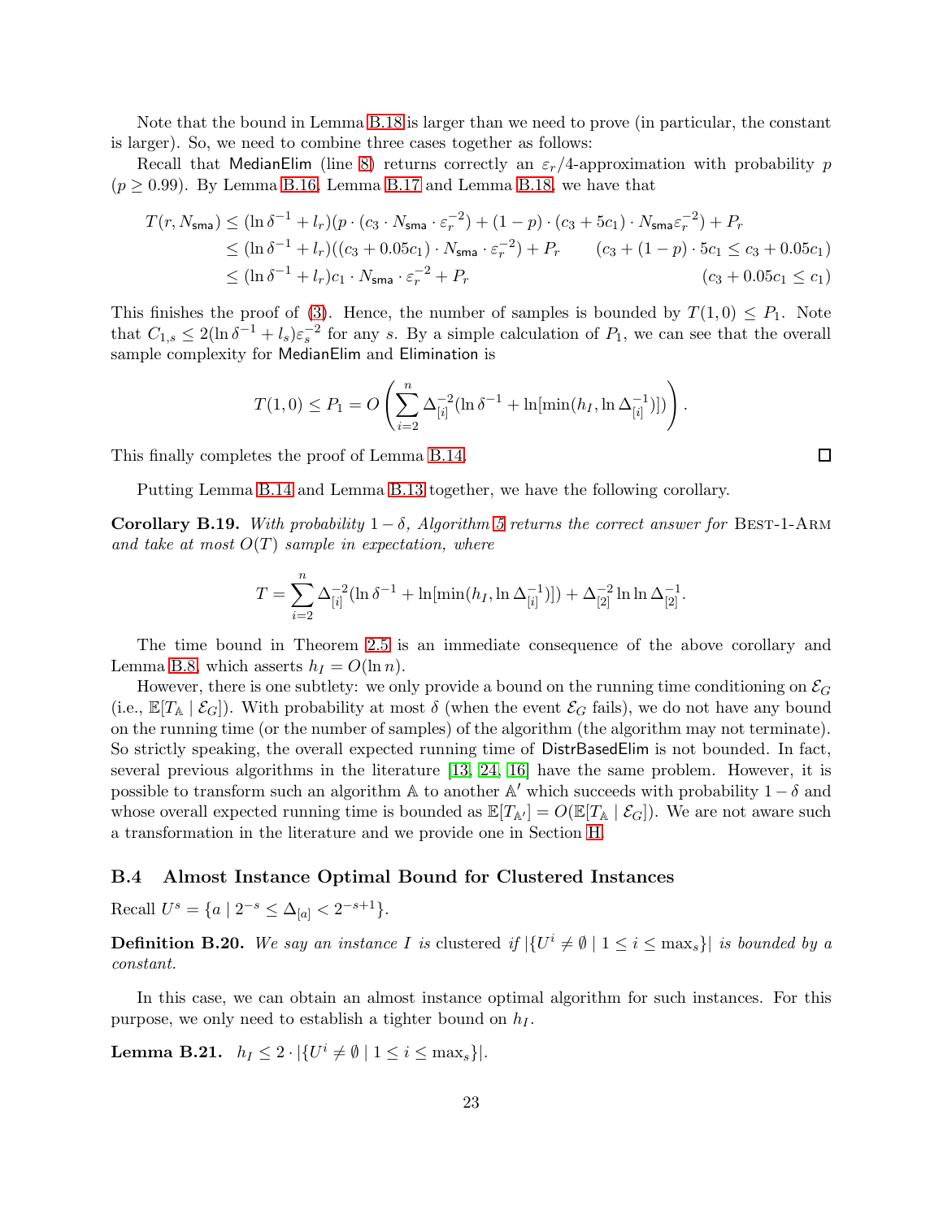Note that the bound in Lemma B.18 is larger than we need to prove (in particular, the constant is larger). So, we need to combine three cases together as follows:

Recall that MedianElim (line 8) returns correctly an $\varepsilon_r/4$-approximation with probability $p$ ($p \geq 0.99$). By Lemma B.16, Lemma B.17 and Lemma B.18, we have that

$$
\begin{aligned}
T(r, N_{\mathsf{sma}}) &\leq (\ln\delta^{-1} + l_r)(p \cdot (c_3 \cdot N_{\mathsf{sma}} \cdot \varepsilon_r^{-2}) + (1-p)\cdot(c_3 + 5c_1)\cdot N_{\mathsf{sma}}\varepsilon_r^{-2}) + P_r \\
&\leq (\ln\delta^{-1} + l_r)((c_3 + 0.05c_1)\cdot N_{\mathsf{sma}} \cdot \varepsilon_r^{-2}) + P_r \qquad (c_3 + (1-p)\cdot 5c_1 \leq c_3 + 0.05c_1) \\
&\leq (\ln\delta^{-1} + l_r)c_1 \cdot N_{\mathsf{sma}} \cdot \varepsilon_r^{-2} + P_r \qquad (c_3 + 0.05c_1 \leq c_1)
\end{aligned}
$$

This finishes the proof of (3). Hence, the number of samples is bounded by $T(1,0) \leq P_1$. Note that $C_{1,s} \leq 2(\ln\delta^{-1} + l_s)\varepsilon_s^{-2}$ for any $s$. By a simple calculation of $P_1$, we can see that the overall sample complexity for MedianElim and Elimination is

$$
T(1,0) \leq P_1 = O\left(\sum_{i=2}^{n} \Delta_{[i]}^{-2}(\ln\delta^{-1} + \ln[\min(h_I, \ln\Delta_{[i]}^{-1})])\right).
$$

This finally completes the proof of Lemma B.14. $\square$

Putting Lemma B.14 and Lemma B.13 together, we have the following corollary.

**Corollary B.19.** *With probability $1-\delta$, Algorithm 5 returns the correct answer for* Best-1-Arm *and take at most $O(T)$ sample in expectation, where*

$$
T = \sum_{i=2}^{n} \Delta_{[i]}^{-2}(\ln\delta^{-1} + \ln[\min(h_I, \ln\Delta_{[i]}^{-1})]) + \Delta_{[2]}^{-2}\ln\ln\Delta_{[2]}^{-1}.
$$

The time bound in Theorem 2.5 is an immediate consequence of the above corollary and Lemma B.8, which asserts $h_I = O(\ln n)$.

However, there is one subtlety: we only provide a bound on the running time conditioning on $\mathcal{E}_G$ (i.e., $\mathbb{E}[T_{\mathbb{A}} \mid \mathcal{E}_G]$). With probability at most $\delta$ (when the event $\mathcal{E}_G$ fails), we do not have any bound on the running time (or the number of samples) of the algorithm (the algorithm may not terminate). So strictly speaking, the overall expected running time of DistrBasedElim is not bounded. In fact, several previous algorithms in the literature [13, 24, 16] have the same problem. However, it is possible to transform such an algorithm $\mathbb{A}$ to another $\mathbb{A}'$ which succeeds with probability $1-\delta$ and whose overall expected running time is bounded as $\mathbb{E}[T_{\mathbb{A}'}] = O(\mathbb{E}[T_{\mathbb{A}} \mid \mathcal{E}_G])$. We are not aware such a transformation in the literature and we provide one in Section H.

### B.4 Almost Instance Optimal Bound for Clustered Instances

Recall $U^s = \{a \mid 2^{-s} \leq \Delta_{[a]} < 2^{-s+1}\}$.

**Definition B.20.** *We say an instance $I$ is* clustered *if $|\{U^i \neq \emptyset \mid 1 \leq i \leq \max_s\}|$ is bounded by a constant.*

In this case, we can obtain an almost instance optimal algorithm for such instances. For this purpose, we only need to establish a tighter bound on $h_I$.

**Lemma B.21.** $h_I \leq 2 \cdot |\{U^i \neq \emptyset \mid 1 \leq i \leq \max_s\}|$.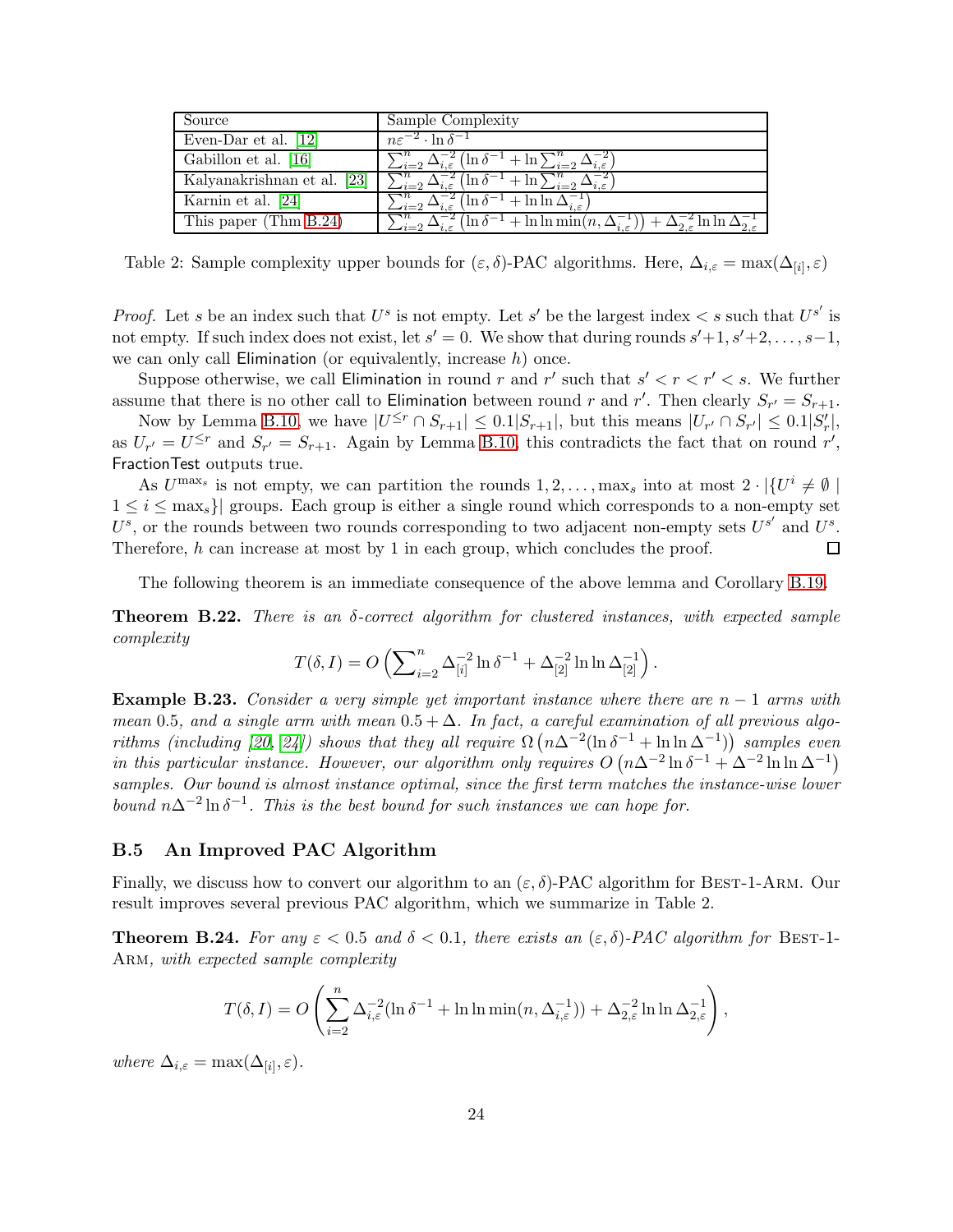| Source | Sample Complexity |
|---|---|
| Even-Dar et al. [12] | $n\varepsilon^{-2} \cdot \ln \delta^{-1}$ |
| Gabillon et al. [16] | $\sum_{i=2}^{n} \Delta_{i,\varepsilon}^{-2} \left(\ln \delta^{-1} + \ln \sum_{i=2}^{n} \Delta_{i,\varepsilon}^{-2}\right)$ |
| Kalyanakrishnan et al. [23] | $\sum_{i=2}^{n} \Delta_{i,\varepsilon}^{-2} \left(\ln \delta^{-1} + \ln \sum_{i=2}^{n} \Delta_{i,\varepsilon}^{-2}\right)$ |
| Karnin et al. [24] | $\sum_{i=2}^{n} \Delta_{i,\varepsilon}^{-2} \left(\ln \delta^{-1} + \ln \ln \Delta_{i,\varepsilon}^{-1}\right)$ |
| This paper (Thm B.24) | $\sum_{i=2}^{n} \Delta_{i,\varepsilon}^{-2} \left(\ln \delta^{-1} + \ln \ln \min(n, \Delta_{i,\varepsilon}^{-1})\right) + \Delta_{2,\varepsilon}^{-2} \ln \ln \Delta_{2,\varepsilon}^{-1}$ |

Table 2: Sample complexity upper bounds for $(\varepsilon, \delta)$-PAC algorithms. Here, $\Delta_{i,\varepsilon} = \max(\Delta_{[i]}, \varepsilon)$

*Proof.* Let $s$ be an index such that $U^s$ is not empty. Let $s'$ be the largest index $< s$ such that $U^{s'}$ is not empty. If such index does not exist, let $s' = 0$. We show that during rounds $s'+1, s'+2, \ldots, s-1$, we can only call Elimination (or equivalently, increase $h$) once.

Suppose otherwise, we call Elimination in round $r$ and $r'$ such that $s' < r < r' < s$. We further assume that there is no other call to Elimination between round $r$ and $r'$. Then clearly $S_{r'} = S_{r+1}$.

Now by Lemma B.10, we have $|U^{\le r} \cap S_{r+1}| \le 0.1|S_{r+1}|$, but this means $|U_{r'} \cap S_{r'}| \le 0.1|S'_r|$, as $U_{r'} = U^{\le r}$ and $S_{r'} = S_{r+1}$. Again by Lemma B.10, this contradicts the fact that on round $r'$, FractionTest outputs true.

As $U^{\max_s}$ is not empty, we can partition the rounds $1, 2, \ldots, \max_s$ into at most $2 \cdot |\{U^i \neq \emptyset \mid 1 \le i \le \max_s\}|$ groups. Each group is either a single round which corresponds to a non-empty set $U^s$, or the rounds between two rounds corresponding to two adjacent non-empty sets $U^{s'}$ and $U^s$. Therefore, $h$ can increase at most by 1 in each group, which concludes the proof. □

The following theorem is an immediate consequence of the above lemma and Corollary B.19.

**Theorem B.22.** *There is an $\delta$-correct algorithm for clustered instances, with expected sample complexity*

$$T(\delta, I) = O\left(\sum_{i=2}^{n} \Delta_{[i]}^{-2} \ln \delta^{-1} + \Delta_{[2]}^{-2} \ln \ln \Delta_{[2]}^{-1}\right).$$

**Example B.23.** *Consider a very simple yet important instance where there are $n-1$ arms with mean $0.5$, and a single arm with mean $0.5 + \Delta$. In fact, a careful examination of all previous algorithms (including [20, 24]) shows that they all require $\Omega\left(n\Delta^{-2}(\ln \delta^{-1} + \ln \ln \Delta^{-1})\right)$ samples even in this particular instance. However, our algorithm only requires $O\left(n\Delta^{-2} \ln \delta^{-1} + \Delta^{-2} \ln \ln \Delta^{-1}\right)$ samples. Our bound is almost instance optimal, since the first term matches the instance-wise lower bound $n\Delta^{-2} \ln \delta^{-1}$. This is the best bound for such instances we can hope for.*

## B.5 An Improved PAC Algorithm

Finally, we discuss how to convert our algorithm to an $(\varepsilon, \delta)$-PAC algorithm for Best-1-Arm. Our result improves several previous PAC algorithm, which we summarize in Table 2.

**Theorem B.24.** *For any $\varepsilon < 0.5$ and $\delta < 0.1$, there exists an $(\varepsilon, \delta)$-PAC algorithm for Best-1-Arm, with expected sample complexity*

$$T(\delta, I) = O\left(\sum_{i=2}^{n} \Delta_{i,\varepsilon}^{-2}(\ln \delta^{-1} + \ln \ln \min(n, \Delta_{i,\varepsilon}^{-1})) + \Delta_{2,\varepsilon}^{-2} \ln \ln \Delta_{2,\varepsilon}^{-1}\right),$$

*where $\Delta_{i,\varepsilon} = \max(\Delta_{[i]}, \varepsilon)$.*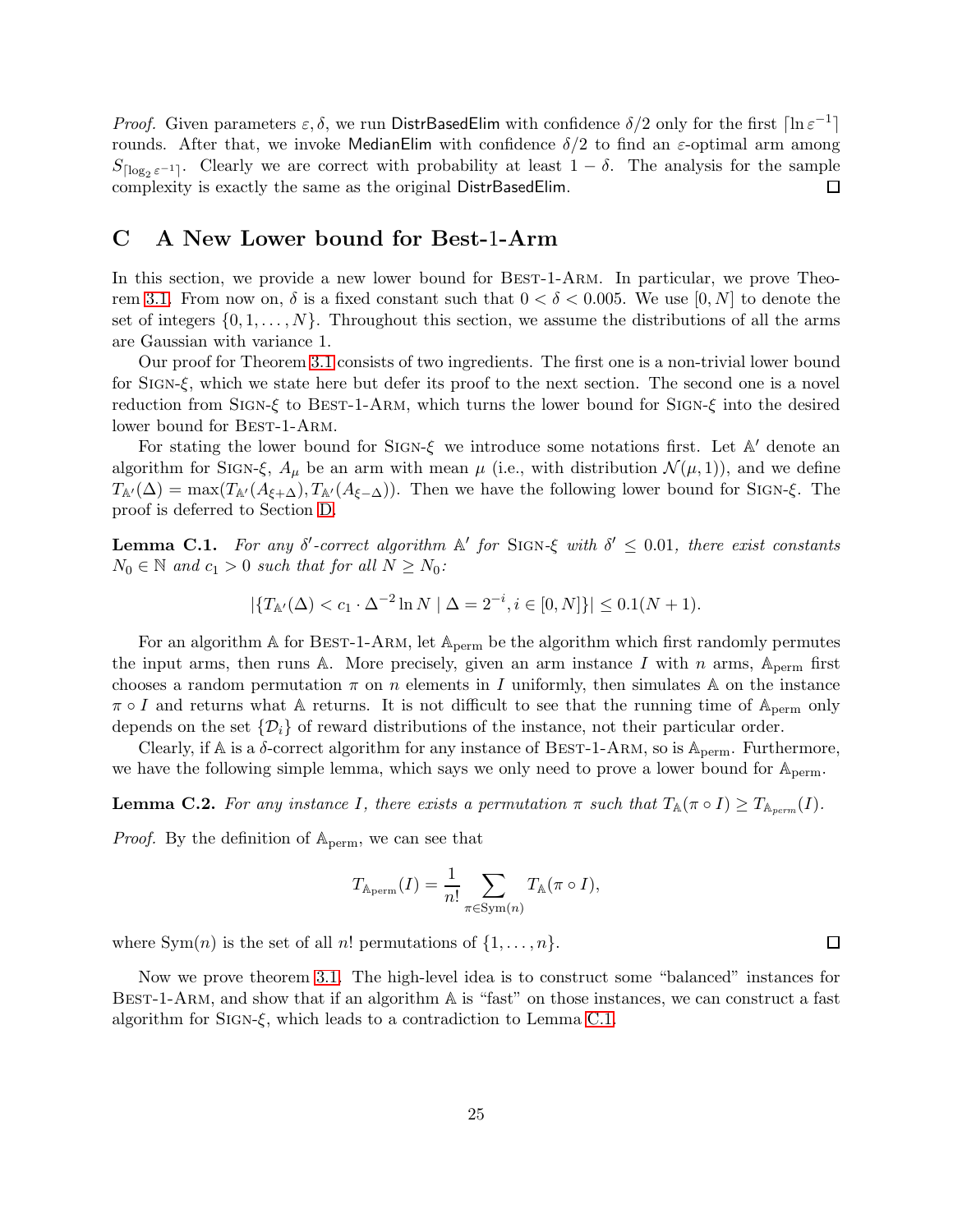*Proof.* Given parameters $\varepsilon, \delta$, we run DistrBasedElim with confidence $\delta/2$ only for the first $\lceil \ln \varepsilon^{-1} \rceil$ rounds. After that, we invoke MedianElim with confidence $\delta/2$ to find an $\varepsilon$-optimal arm among $S_{\lceil \log_2 \varepsilon^{-1} \rceil}$. Clearly we are correct with probability at least $1 - \delta$. The analysis for the sample complexity is exactly the same as the original DistrBasedElim. □

## C A New Lower bound for Best-1-Arm

In this section, we provide a new lower bound for Best-1-Arm. In particular, we prove Theorem 3.1. From now on, $\delta$ is a fixed constant such that $0 < \delta < 0.005$. We use $[0, N]$ to denote the set of integers $\{0, 1, \ldots, N\}$. Throughout this section, we assume the distributions of all the arms are Gaussian with variance 1.

Our proof for Theorem 3.1 consists of two ingredients. The first one is a non-trivial lower bound for Sign-$\xi$, which we state here but defer its proof to the next section. The second one is a novel reduction from Sign-$\xi$ to Best-1-Arm, which turns the lower bound for Sign-$\xi$ into the desired lower bound for Best-1-Arm.

For stating the lower bound for Sign-$\xi$ we introduce some notations first. Let $\mathbb{A}'$ denote an algorithm for Sign-$\xi$, $A_\mu$ be an arm with mean $\mu$ (i.e., with distribution $\mathcal{N}(\mu, 1)$), and we define $T_{\mathbb{A}'}(\Delta) = \max(T_{\mathbb{A}'}(A_{\xi+\Delta}), T_{\mathbb{A}'}(A_{\xi-\Delta}))$. Then we have the following lower bound for Sign-$\xi$. The proof is deferred to Section D.

**Lemma C.1.** *For any $\delta'$-correct algorithm $\mathbb{A}'$ for Sign-$\xi$ with $\delta' \le 0.01$, there exist constants $N_0 \in \mathbb{N}$ and $c_1 > 0$ such that for all $N \ge N_0$:*

$$|\{T_{\mathbb{A}'}(\Delta) < c_1 \cdot \Delta^{-2} \ln N \mid \Delta = 2^{-i}, i \in [0, N]\}| \le 0.1(N + 1).$$

For an algorithm $\mathbb{A}$ for Best-1-Arm, let $\mathbb{A}_{\text{perm}}$ be the algorithm which first randomly permutes the input arms, then runs $\mathbb{A}$. More precisely, given an arm instance $I$ with $n$ arms, $\mathbb{A}_{\text{perm}}$ first chooses a random permutation $\pi$ on $n$ elements in $I$ uniformly, then simulates $\mathbb{A}$ on the instance $\pi \circ I$ and returns what $\mathbb{A}$ returns. It is not difficult to see that the running time of $\mathbb{A}_{\text{perm}}$ only depends on the set $\{\mathcal{D}_i\}$ of reward distributions of the instance, not their particular order.

Clearly, if $\mathbb{A}$ is a $\delta$-correct algorithm for any instance of Best-1-Arm, so is $\mathbb{A}_{\text{perm}}$. Furthermore, we have the following simple lemma, which says we only need to prove a lower bound for $\mathbb{A}_{\text{perm}}$.

**Lemma C.2.** *For any instance $I$, there exists a permutation $\pi$ such that $T_{\mathbb{A}}(\pi \circ I) \ge T_{\mathbb{A}_{perm}}(I)$.*

*Proof.* By the definition of $\mathbb{A}_{\text{perm}}$, we can see that

$$T_{\mathbb{A}_{\text{perm}}}(I) = \frac{1}{n!} \sum_{\pi \in \text{Sym}(n)} T_{\mathbb{A}}(\pi \circ I),$$

where $\text{Sym}(n)$ is the set of all $n!$ permutations of $\{1, \ldots, n\}$. □

Now we prove theorem 3.1. The high-level idea is to construct some "balanced" instances for Best-1-Arm, and show that if an algorithm $\mathbb{A}$ is "fast" on those instances, we can construct a fast algorithm for Sign-$\xi$, which leads to a contradiction to Lemma C.1.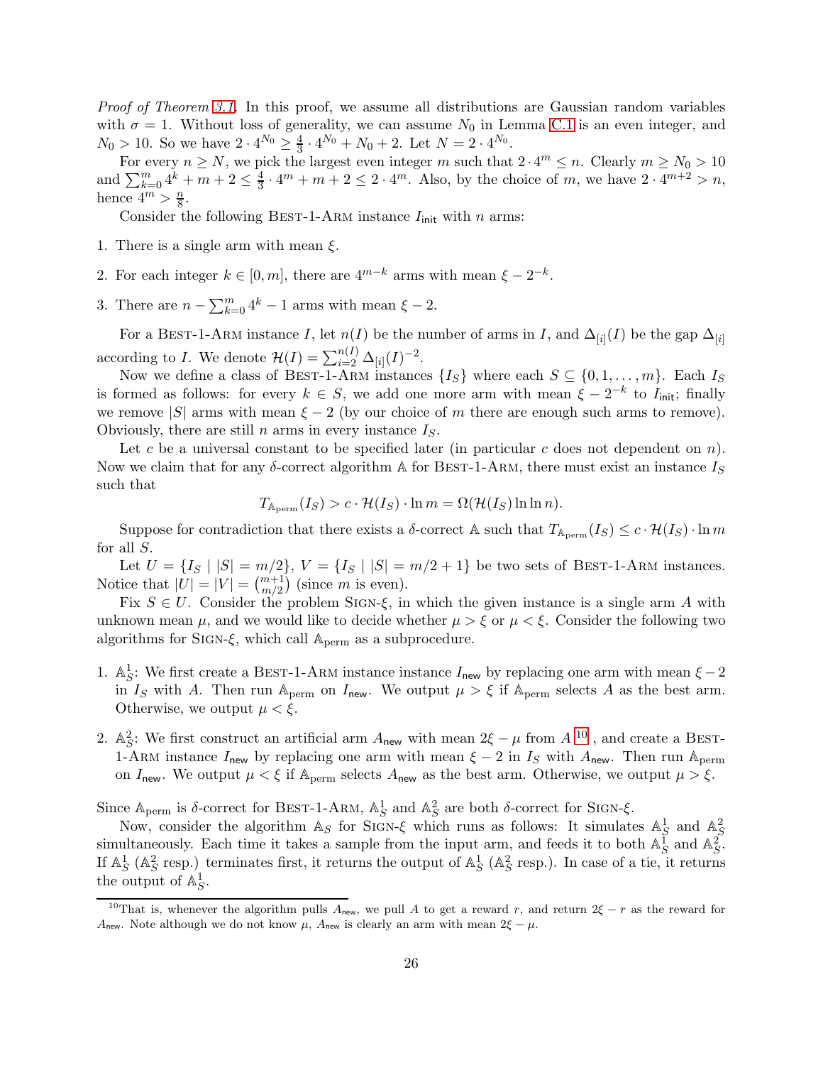*Proof of Theorem 3.1.* In this proof, we assume all distributions are Gaussian random variables with $\sigma = 1$. Without loss of generality, we can assume $N_0$ in Lemma C.1 is an even integer, and $N_0 > 10$. So we have $2 \cdot 4^{N_0} \ge \frac{4}{3} \cdot 4^{N_0} + N_0 + 2$. Let $N = 2 \cdot 4^{N_0}$.

For every $n \ge N$, we pick the largest even integer $m$ such that $2 \cdot 4^m \le n$. Clearly $m \ge N_0 > 10$ and $\sum_{k=0}^{m} 4^k + m + 2 \le \frac{4}{3} \cdot 4^m + m + 2 \le 2 \cdot 4^m$. Also, by the choice of $m$, we have $2 \cdot 4^{m+2} > n$, hence $4^m > \frac{n}{8}$.

Consider the following Best-1-Arm instance $I_{\mathsf{init}}$ with $n$ arms:

1. There is a single arm with mean $\xi$.
2. For each integer $k \in [0, m]$, there are $4^{m-k}$ arms with mean $\xi - 2^{-k}$.
3. There are $n - \sum_{k=0}^{m} 4^k - 1$ arms with mean $\xi - 2$.

For a Best-1-Arm instance $I$, let $n(I)$ be the number of arms in $I$, and $\Delta_{[i]}(I)$ be the gap $\Delta_{[i]}$ according to $I$. We denote $\mathcal{H}(I) = \sum_{i=2}^{n(I)} \Delta_{[i]}(I)^{-2}$.

Now we define a class of Best-1-Arm instances $\{I_S\}$ where each $S \subseteq \{0, 1, \ldots, m\}$. Each $I_S$ is formed as follows: for every $k \in S$, we add one more arm with mean $\xi - 2^{-k}$ to $I_{\mathsf{init}}$; finally we remove $|S|$ arms with mean $\xi - 2$ (by our choice of $m$ there are enough such arms to remove). Obviously, there are still $n$ arms in every instance $I_S$.

Let $c$ be a universal constant to be specified later (in particular $c$ does not dependent on $n$). Now we claim that for any $\delta$-correct algorithm $\mathbb{A}$ for Best-1-Arm, there must exist an instance $I_S$ such that

$$T_{\mathbb{A}_{\text{perm}}}(I_S) > c \cdot \mathcal{H}(I_S) \cdot \ln m = \Omega(\mathcal{H}(I_S) \ln \ln n).$$

Suppose for contradiction that there exists a $\delta$-correct $\mathbb{A}$ such that $T_{\mathbb{A}_{\text{perm}}}(I_S) \le c \cdot \mathcal{H}(I_S) \cdot \ln m$ for all $S$.

Let $U = \{I_S \mid |S| = m/2\}$, $V = \{I_S \mid |S| = m/2 + 1\}$ be two sets of Best-1-Arm instances. Notice that $|U| = |V| = \binom{m+1}{m/2}$ (since $m$ is even).

Fix $S \in U$. Consider the problem Sign-$\xi$, in which the given instance is a single arm $A$ with unknown mean $\mu$, and we would like to decide whether $\mu > \xi$ or $\mu < \xi$. Consider the following two algorithms for Sign-$\xi$, which call $\mathbb{A}_{\text{perm}}$ as a subprocedure.

1. $\mathbb{A}_S^1$: We first create a Best-1-Arm instance instance $I_{\mathsf{new}}$ by replacing one arm with mean $\xi - 2$ in $I_S$ with $A$. Then run $\mathbb{A}_{\text{perm}}$ on $I_{\mathsf{new}}$. We output $\mu > \xi$ if $\mathbb{A}_{\text{perm}}$ selects $A$ as the best arm. Otherwise, we output $\mu < \xi$.
2. $\mathbb{A}_S^2$: We first construct an artificial arm $A_{\mathsf{new}}$ with mean $2\xi - \mu$ from $A$ [10], and create a Best-1-Arm instance $I_{\mathsf{new}}$ by replacing one arm with mean $\xi - 2$ in $I_S$ with $A_{\mathsf{new}}$. Then run $\mathbb{A}_{\text{perm}}$ on $I_{\mathsf{new}}$. We output $\mu < \xi$ if $\mathbb{A}_{\text{perm}}$ selects $A_{\mathsf{new}}$ as the best arm. Otherwise, we output $\mu > \xi$.

Since $\mathbb{A}_{\text{perm}}$ is $\delta$-correct for Best-1-Arm, $\mathbb{A}_S^1$ and $\mathbb{A}_S^2$ are both $\delta$-correct for Sign-$\xi$.

Now, consider the algorithm $\mathbb{A}_S$ for Sign-$\xi$ which runs as follows: It simulates $\mathbb{A}_S^1$ and $\mathbb{A}_S^2$ simultaneously. Each time it takes a sample from the input arm, and feeds it to both $\mathbb{A}_S^1$ and $\mathbb{A}_S^2$. If $\mathbb{A}_S^1$ ($\mathbb{A}_S^2$ resp.) terminates first, it returns the output of $\mathbb{A}_S^1$ ($\mathbb{A}_S^2$ resp.). In case of a tie, it returns the output of $\mathbb{A}_S^1$.

---

[10] That is, whenever the algorithm pulls $A_{\mathsf{new}}$, we pull $A$ to get a reward $r$, and return $2\xi - r$ as the reward for $A_{\mathsf{new}}$. Note although we do not know $\mu$, $A_{\mathsf{new}}$ is clearly an arm with mean $2\xi - \mu$.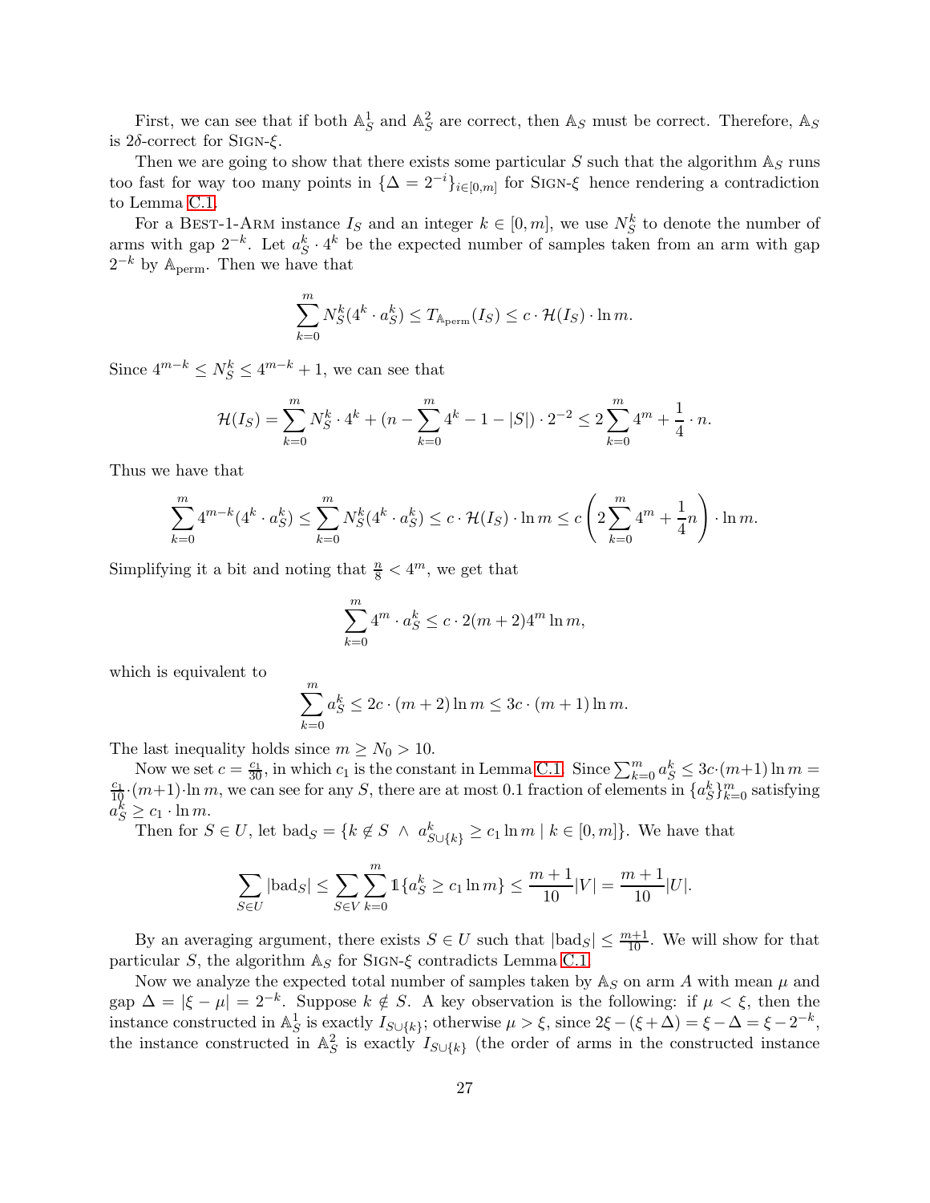First, we can see that if both $\mathbb{A}_S^1$ and $\mathbb{A}_S^2$ are correct, then $\mathbb{A}_S$ must be correct. Therefore, $\mathbb{A}_S$ is $2\delta$-correct for SIGN-$\xi$.

Then we are going to show that there exists some particular $S$ such that the algorithm $\mathbb{A}_S$ runs too fast for way too many points in $\{\Delta = 2^{-i}\}_{i\in[0,m]}$ for SIGN-$\xi$ hence rendering a contradiction to Lemma C.1.

For a BEST-1-ARM instance $I_S$ and an integer $k \in [0, m]$, we use $N_S^k$ to denote the number of arms with gap $2^{-k}$. Let $a_S^k \cdot 4^k$ be the expected number of samples taken from an arm with gap $2^{-k}$ by $\mathbb{A}_{\text{perm}}$. Then we have that

$$\sum_{k=0}^{m} N_S^k (4^k \cdot a_S^k) \leq T_{\mathbb{A}_{\text{perm}}}(I_S) \leq c \cdot \mathcal{H}(I_S) \cdot \ln m.$$

Since $4^{m-k} \leq N_S^k \leq 4^{m-k} + 1$, we can see that

$$\mathcal{H}(I_S) = \sum_{k=0}^{m} N_S^k \cdot 4^k + (n - \sum_{k=0}^{m} 4^k - 1 - |S|) \cdot 2^{-2} \leq 2\sum_{k=0}^{m} 4^m + \frac{1}{4} \cdot n.$$

Thus we have that

$$\sum_{k=0}^{m} 4^{m-k} (4^k \cdot a_S^k) \leq \sum_{k=0}^{m} N_S^k (4^k \cdot a_S^k) \leq c \cdot \mathcal{H}(I_S) \cdot \ln m \leq c \left( 2\sum_{k=0}^{m} 4^m + \frac{1}{4} n \right) \cdot \ln m.$$

Simplifying it a bit and noting that $\frac{n}{8} < 4^m$, we get that

$$\sum_{k=0}^{m} 4^m \cdot a_S^k \leq c \cdot 2(m+2) 4^m \ln m,$$

which is equivalent to

$$\sum_{k=0}^{m} a_S^k \leq 2c \cdot (m+2) \ln m \leq 3c \cdot (m+1) \ln m.$$

The last inequality holds since $m \geq N_0 > 10$.

Now we set $c = \frac{c_1}{30}$, in which $c_1$ is the constant in Lemma C.1. Since $\sum_{k=0}^{m} a_S^k \leq 3c \cdot (m+1) \ln m = \frac{c_1}{10} \cdot (m+1) \cdot \ln m$, we can see for any $S$, there are at most 0.1 fraction of elements in $\{a_S^k\}_{k=0}^m$ satisfying $a_S^k \geq c_1 \cdot \ln m$.

Then for $S \in U$, let $\text{bad}_S = \{k \notin S \ \wedge \ a_{S\cup\{k\}}^k \geq c_1 \ln m \mid k \in [0, m]\}$. We have that

$$\sum_{S\in U} |\text{bad}_S| \leq \sum_{S\in V} \sum_{k=0}^{m} \mathbb{1}\{a_S^k \geq c_1 \ln m\} \leq \frac{m+1}{10}|V| = \frac{m+1}{10}|U|.$$

By an averaging argument, there exists $S \in U$ such that $|\text{bad}_S| \leq \frac{m+1}{10}$. We will show for that particular $S$, the algorithm $\mathbb{A}_S$ for SIGN-$\xi$ contradicts Lemma C.1.

Now we analyze the expected total number of samples taken by $\mathbb{A}_S$ on arm $A$ with mean $\mu$ and gap $\Delta = |\xi - \mu| = 2^{-k}$. Suppose $k \notin S$. A key observation is the following: if $\mu < \xi$, then the instance constructed in $\mathbb{A}_S^1$ is exactly $I_{S\cup\{k\}}$; otherwise $\mu > \xi$, since $2\xi - (\xi + \Delta) = \xi - \Delta = \xi - 2^{-k}$, the instance constructed in $\mathbb{A}_S^2$ is exactly $I_{S\cup\{k\}}$ (the order of arms in the constructed instance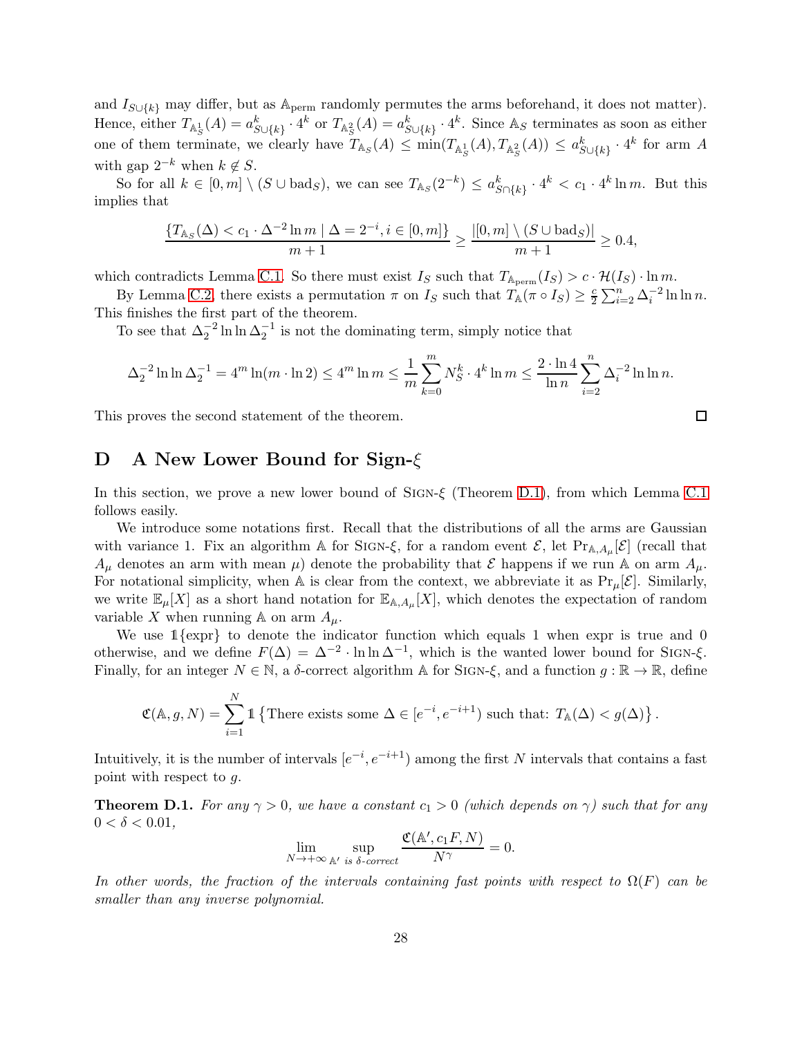and $I_{S\cup\{k\}}$ may differ, but as $\mathbb{A}_{\text{perm}}$ randomly permutes the arms beforehand, it does not matter). Hence, either $T_{\mathbb{A}_S^1}(A) = a^k_{S\cup\{k\}} \cdot 4^k$ or $T_{\mathbb{A}_S^2}(A) = a^k_{S\cup\{k\}} \cdot 4^k$. Since $\mathbb{A}_S$ terminates as soon as either one of them terminate, we clearly have $T_{\mathbb{A}_S}(A) \le \min(T_{\mathbb{A}_S^1}(A), T_{\mathbb{A}_S^2}(A)) \le a^k_{S\cup\{k\}} \cdot 4^k$ for arm $A$ with gap $2^{-k}$ when $k \notin S$.

So for all $k \in [0, m] \setminus (S \cup \text{bad}_S)$, we can see $T_{\mathbb{A}_S}(2^{-k}) \le a^k_{S\cap\{k\}} \cdot 4^k < c_1 \cdot 4^k \ln m$. But this implies that

$$\frac{\{T_{\mathbb{A}_S}(\Delta) < c_1 \cdot \Delta^{-2} \ln m \mid \Delta = 2^{-i}, i \in [0, m]\}}{m+1} \ge \frac{|[0, m] \setminus (S \cup \text{bad}_S)|}{m+1} \ge 0.4,$$

which contradicts Lemma C.1. So there must exist $I_S$ such that $T_{\mathbb{A}_{\text{perm}}}(I_S) > c \cdot \mathcal{H}(I_S) \cdot \ln m$.

By Lemma C.2, there exists a permutation $\pi$ on $I_S$ such that $T_{\mathbb{A}}(\pi \circ I_S) \ge \frac{c}{2} \sum_{i=2}^n \Delta_i^{-2} \ln \ln n$. This finishes the first part of the theorem.

To see that $\Delta_2^{-2} \ln \ln \Delta_2^{-1}$ is not the dominating term, simply notice that

$$\Delta_2^{-2} \ln \ln \Delta_2^{-1} = 4^m \ln(m \cdot \ln 2) \le 4^m \ln m \le \frac{1}{m} \sum_{k=0}^{m} N_S^k \cdot 4^k \ln m \le \frac{2 \cdot \ln 4}{\ln n} \sum_{i=2}^{n} \Delta_i^{-2} \ln \ln n.$$

This proves the second statement of the theorem. □

# D A New Lower Bound for Sign-$\xi$

In this section, we prove a new lower bound of Sign-$\xi$ (Theorem D.1), from which Lemma C.1 follows easily.

We introduce some notations first. Recall that the distributions of all the arms are Gaussian with variance 1. Fix an algorithm $\mathbb{A}$ for Sign-$\xi$, for a random event $\mathcal{E}$, let $\Pr_{\mathbb{A}, A_\mu}[\mathcal{E}]$ (recall that $A_\mu$ denotes an arm with mean $\mu$) denote the probability that $\mathcal{E}$ happens if we run $\mathbb{A}$ on arm $A_\mu$. For notational simplicity, when $\mathbb{A}$ is clear from the context, we abbreviate it as $\Pr_\mu[\mathcal{E}]$. Similarly, we write $\mathbb{E}_\mu[X]$ as a short hand notation for $\mathbb{E}_{\mathbb{A}, A_\mu}[X]$, which denotes the expectation of random variable $X$ when running $\mathbb{A}$ on arm $A_\mu$.

We use $\mathbb{1}\{\text{expr}\}$ to denote the indicator function which equals 1 when expr is true and 0 otherwise, and we define $F(\Delta) = \Delta^{-2} \cdot \ln \ln \Delta^{-1}$, which is the wanted lower bound for Sign-$\xi$. Finally, for an integer $N \in \mathbb{N}$, a $\delta$-correct algorithm $\mathbb{A}$ for Sign-$\xi$, and a function $g : \mathbb{R} \to \mathbb{R}$, define

$$\mathfrak{C}(\mathbb{A}, g, N) = \sum_{i=1}^{N} \mathbb{1}\left\{\text{There exists some } \Delta \in [e^{-i}, e^{-i+1}) \text{ such that: } T_{\mathbb{A}}(\Delta) < g(\Delta)\right\}.$$

Intuitively, it is the number of intervals $[e^{-i}, e^{-i+1})$ among the first $N$ intervals that contains a fast point with respect to $g$.

**Theorem D.1.** *For any $\gamma > 0$, we have a constant $c_1 > 0$ (which depends on $\gamma$) such that for any $0 < \delta < 0.01$,*

$$\lim_{N \to +\infty} \sup_{\mathbb{A}' \text{ is } \delta\text{-correct}} \frac{\mathfrak{C}(\mathbb{A}', c_1 F, N)}{N^\gamma} = 0.$$

*In other words, the fraction of the intervals containing fast points with respect to $\Omega(F)$ can be smaller than any inverse polynomial.*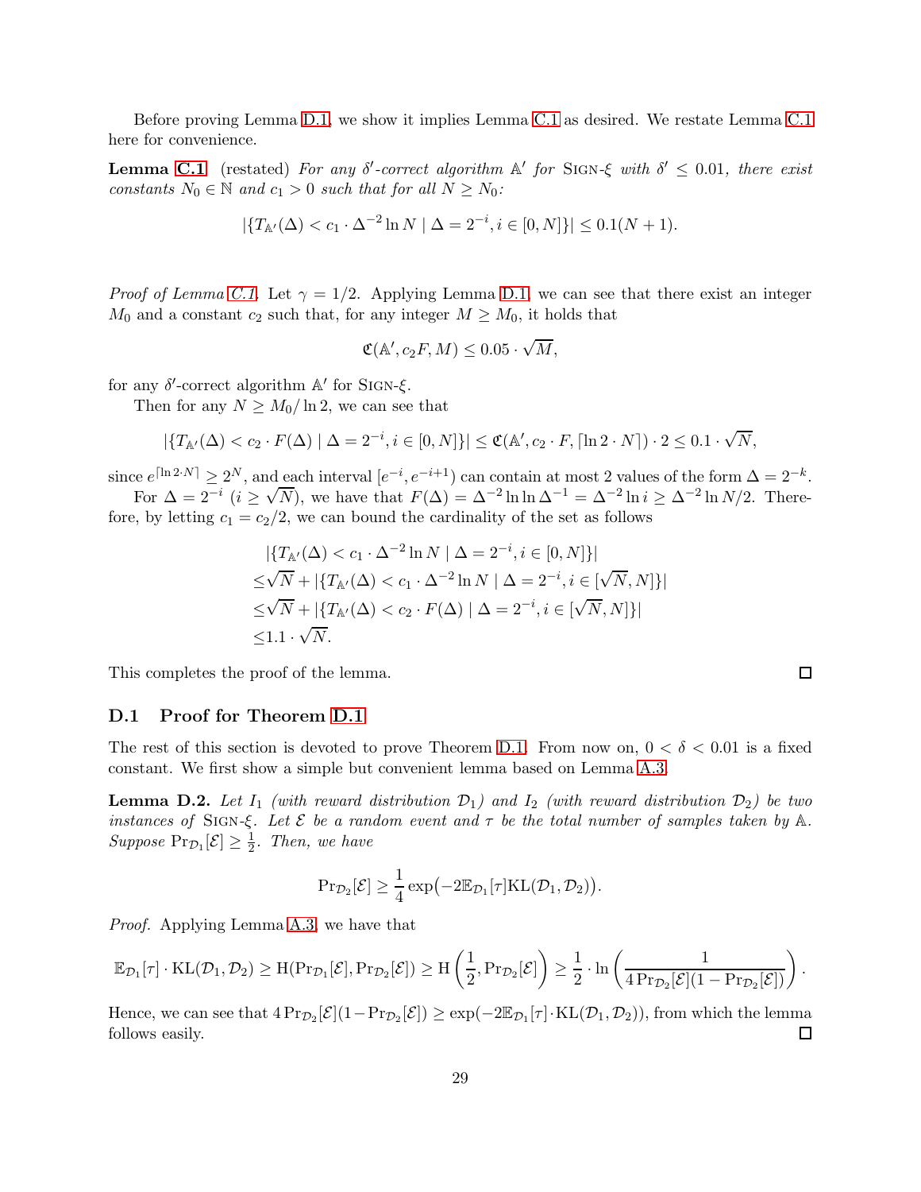Before proving Lemma D.1, we show it implies Lemma C.1 as desired. We restate Lemma C.1 here for convenience.

**Lemma C.1** (restated) *For any $\delta'$-correct algorithm $\mathbb{A}'$ for* Sign-$\xi$ *with $\delta' \le 0.01$, there exist constants $N_0 \in \mathbb{N}$ and $c_1 > 0$ such that for all $N \ge N_0$:*

$$|\{T_{\mathbb{A}'}(\Delta) < c_1 \cdot \Delta^{-2} \ln N \mid \Delta = 2^{-i}, i \in [0, N]\}| \le 0.1(N+1).$$

*Proof of Lemma C.1.* Let $\gamma = 1/2$. Applying Lemma D.1, we can see that there exist an integer $M_0$ and a constant $c_2$ such that, for any integer $M \ge M_0$, it holds that

$$\mathfrak{C}(\mathbb{A}', c_2 F, M) \le 0.05 \cdot \sqrt{M},$$

for any $\delta'$-correct algorithm $\mathbb{A}'$ for Sign-$\xi$.

Then for any $N \ge M_0/\ln 2$, we can see that

$$|\{T_{\mathbb{A}'}(\Delta) < c_2 \cdot F(\Delta) \mid \Delta = 2^{-i}, i \in [0, N]\}| \le \mathfrak{C}(\mathbb{A}', c_2 \cdot F, \lceil \ln 2 \cdot N \rceil) \cdot 2 \le 0.1 \cdot \sqrt{N},$$

since $e^{\lceil \ln 2 \cdot N \rceil} \ge 2^N$, and each interval $[e^{-i}, e^{-i+1})$ can contain at most 2 values of the form $\Delta = 2^{-k}$.

For $\Delta = 2^{-i}$ ($i \ge \sqrt{N}$), we have that $F(\Delta) = \Delta^{-2} \ln \ln \Delta^{-1} = \Delta^{-2} \ln i \ge \Delta^{-2} \ln N/2$. Therefore, by letting $c_1 = c_2/2$, we can bound the cardinality of the set as follows

$$\begin{aligned}
&|\{T_{\mathbb{A}'}(\Delta) < c_1 \cdot \Delta^{-2} \ln N \mid \Delta = 2^{-i}, i \in [0, N]\}| \\
\le& \sqrt{N} + |\{T_{\mathbb{A}'}(\Delta) < c_1 \cdot \Delta^{-2} \ln N \mid \Delta = 2^{-i}, i \in [\sqrt{N}, N]\}| \\
\le& \sqrt{N} + |\{T_{\mathbb{A}'}(\Delta) < c_2 \cdot F(\Delta) \mid \Delta = 2^{-i}, i \in [\sqrt{N}, N]\}| \\
\le& 1.1 \cdot \sqrt{N}.
\end{aligned}$$

This completes the proof of the lemma. $\square$

## D.1 Proof for Theorem D.1

The rest of this section is devoted to prove Theorem D.1. From now on, $0 < \delta < 0.01$ is a fixed constant. We first show a simple but convenient lemma based on Lemma A.3.

**Lemma D.2.** *Let $I_1$ (with reward distribution $\mathcal{D}_1$) and $I_2$ (with reward distribution $\mathcal{D}_2$) be two instances of* Sign-$\xi$. *Let $\mathcal{E}$ be a random event and $\tau$ be the total number of samples taken by $\mathbb{A}$. Suppose $\Pr_{\mathcal{D}_1}[\mathcal{E}] \ge \frac{1}{2}$. Then, we have*

$$\Pr_{\mathcal{D}_2}[\mathcal{E}] \ge \frac{1}{4} \exp\bigl(-2\mathbb{E}_{\mathcal{D}_1}[\tau] \mathrm{KL}(\mathcal{D}_1, \mathcal{D}_2)\bigr).$$

*Proof.* Applying Lemma A.3, we have that

$$\mathbb{E}_{\mathcal{D}_1}[\tau] \cdot \mathrm{KL}(\mathcal{D}_1, \mathcal{D}_2) \ge \mathrm{H}(\Pr_{\mathcal{D}_1}[\mathcal{E}], \Pr_{\mathcal{D}_2}[\mathcal{E}]) \ge \mathrm{H}\left(\frac{1}{2}, \Pr_{\mathcal{D}_2}[\mathcal{E}]\right) \ge \frac{1}{2} \cdot \ln\left(\frac{1}{4\Pr_{\mathcal{D}_2}[\mathcal{E}](1 - \Pr_{\mathcal{D}_2}[\mathcal{E}])}\right).$$

Hence, we can see that $4\Pr_{\mathcal{D}_2}[\mathcal{E}](1 - \Pr_{\mathcal{D}_2}[\mathcal{E}]) \ge \exp(-2\mathbb{E}_{\mathcal{D}_1}[\tau] \cdot \mathrm{KL}(\mathcal{D}_1, \mathcal{D}_2))$, from which the lemma follows easily. $\square$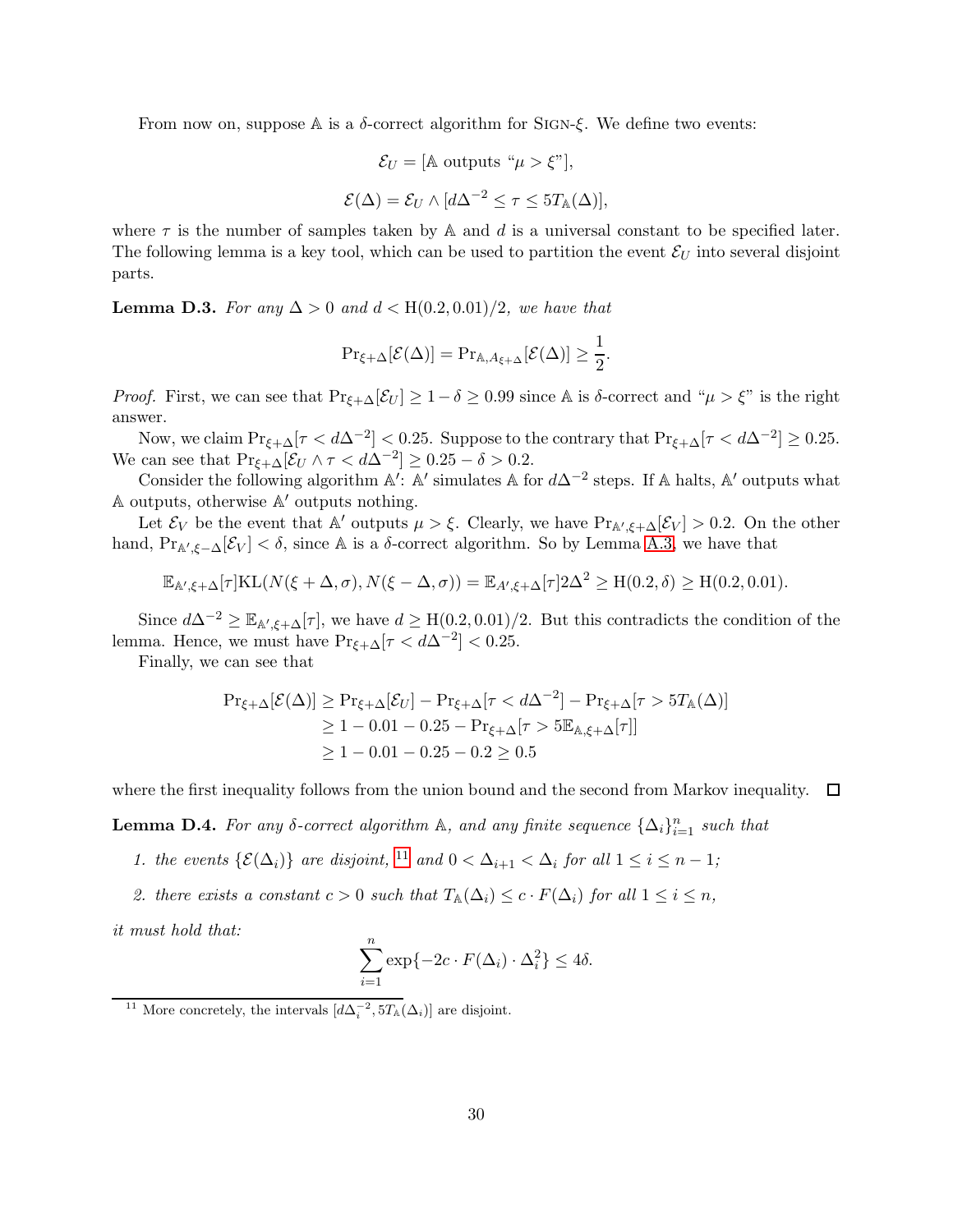From now on, suppose $\mathbb{A}$ is a $\delta$-correct algorithm for Sign-$\xi$. We define two events:

$$\mathcal{E}_U = [\mathbb{A} \text{ outputs "}\mu > \xi\text{"}],$$

$$\mathcal{E}(\Delta) = \mathcal{E}_U \wedge [d\Delta^{-2} \le \tau \le 5T_{\mathbb{A}}(\Delta)],$$

where $\tau$ is the number of samples taken by $\mathbb{A}$ and $d$ is a universal constant to be specified later. The following lemma is a key tool, which can be used to partition the event $\mathcal{E}_U$ into several disjoint parts.

**Lemma D.3.** *For any $\Delta > 0$ and $d < \mathrm{H}(0.2, 0.01)/2$, we have that*

$$\Pr_{\xi+\Delta}[\mathcal{E}(\Delta)] = \Pr_{\mathbb{A}, A_{\xi+\Delta}}[\mathcal{E}(\Delta)] \ge \frac{1}{2}.$$

*Proof.* First, we can see that $\Pr_{\xi+\Delta}[\mathcal{E}_U] \ge 1 - \delta \ge 0.99$ since $\mathbb{A}$ is $\delta$-correct and "$\mu > \xi$" is the right answer.

Now, we claim $\Pr_{\xi+\Delta}[\tau < d\Delta^{-2}] < 0.25$. Suppose to the contrary that $\Pr_{\xi+\Delta}[\tau < d\Delta^{-2}] \ge 0.25$. We can see that $\Pr_{\xi+\Delta}[\mathcal{E}_U \wedge \tau < d\Delta^{-2}] \ge 0.25 - \delta > 0.2$.

Consider the following algorithm $\mathbb{A}'$: $\mathbb{A}'$ simulates $\mathbb{A}$ for $d\Delta^{-2}$ steps. If $\mathbb{A}$ halts, $\mathbb{A}'$ outputs what $\mathbb{A}$ outputs, otherwise $\mathbb{A}'$ outputs nothing.

Let $\mathcal{E}_V$ be the event that $\mathbb{A}'$ outputs $\mu > \xi$. Clearly, we have $\Pr_{\mathbb{A}',\xi+\Delta}[\mathcal{E}_V] > 0.2$. On the other hand, $\Pr_{\mathbb{A}',\xi-\Delta}[\mathcal{E}_V] < \delta$, since $\mathbb{A}$ is a $\delta$-correct algorithm. So by Lemma A.3, we have that

$$\mathbb{E}_{\mathbb{A}',\xi+\Delta}[\tau]\mathrm{KL}(N(\xi+\Delta,\sigma), N(\xi-\Delta,\sigma)) = \mathbb{E}_{A',\xi+\Delta}[\tau]2\Delta^2 \ge \mathrm{H}(0.2,\delta) \ge \mathrm{H}(0.2, 0.01).$$

Since $d\Delta^{-2} \ge \mathbb{E}_{\mathbb{A}',\xi+\Delta}[\tau]$, we have $d \ge \mathrm{H}(0.2, 0.01)/2$. But this contradicts the condition of the lemma. Hence, we must have $\Pr_{\xi+\Delta}[\tau < d\Delta^{-2}] < 0.25$.

Finally, we can see that

$$\begin{aligned}
\Pr_{\xi+\Delta}[\mathcal{E}(\Delta)] &\ge \Pr_{\xi+\Delta}[\mathcal{E}_U] - \Pr_{\xi+\Delta}[\tau < d\Delta^{-2}] - \Pr_{\xi+\Delta}[\tau > 5T_{\mathbb{A}}(\Delta)] \\
&\ge 1 - 0.01 - 0.25 - \Pr_{\xi+\Delta}[\tau > 5\mathbb{E}_{\mathbb{A},\xi+\Delta}[\tau]] \\
&\ge 1 - 0.01 - 0.25 - 0.2 \ge 0.5
\end{aligned}$$

where the first inequality follows from the union bound and the second from Markov inequality. $\square$

**Lemma D.4.** *For any $\delta$-correct algorithm $\mathbb{A}$, and any finite sequence $\{\Delta_i\}_{i=1}^n$ such that*

1. *the events $\{\mathcal{E}(\Delta_i)\}$ are disjoint,* [11] *and $0 < \Delta_{i+1} < \Delta_i$ for all $1 \le i \le n-1$;*
2. *there exists a constant $c > 0$ such that $T_{\mathbb{A}}(\Delta_i) \le c \cdot F(\Delta_i)$ for all $1 \le i \le n$,*

*it must hold that:*

$$\sum_{i=1}^{n} \exp\{-2c \cdot F(\Delta_i) \cdot \Delta_i^2\} \le 4\delta.$$

[11] More concretely, the intervals $[d\Delta_i^{-2}, 5T_{\mathbb{A}}(\Delta_i)]$ are disjoint.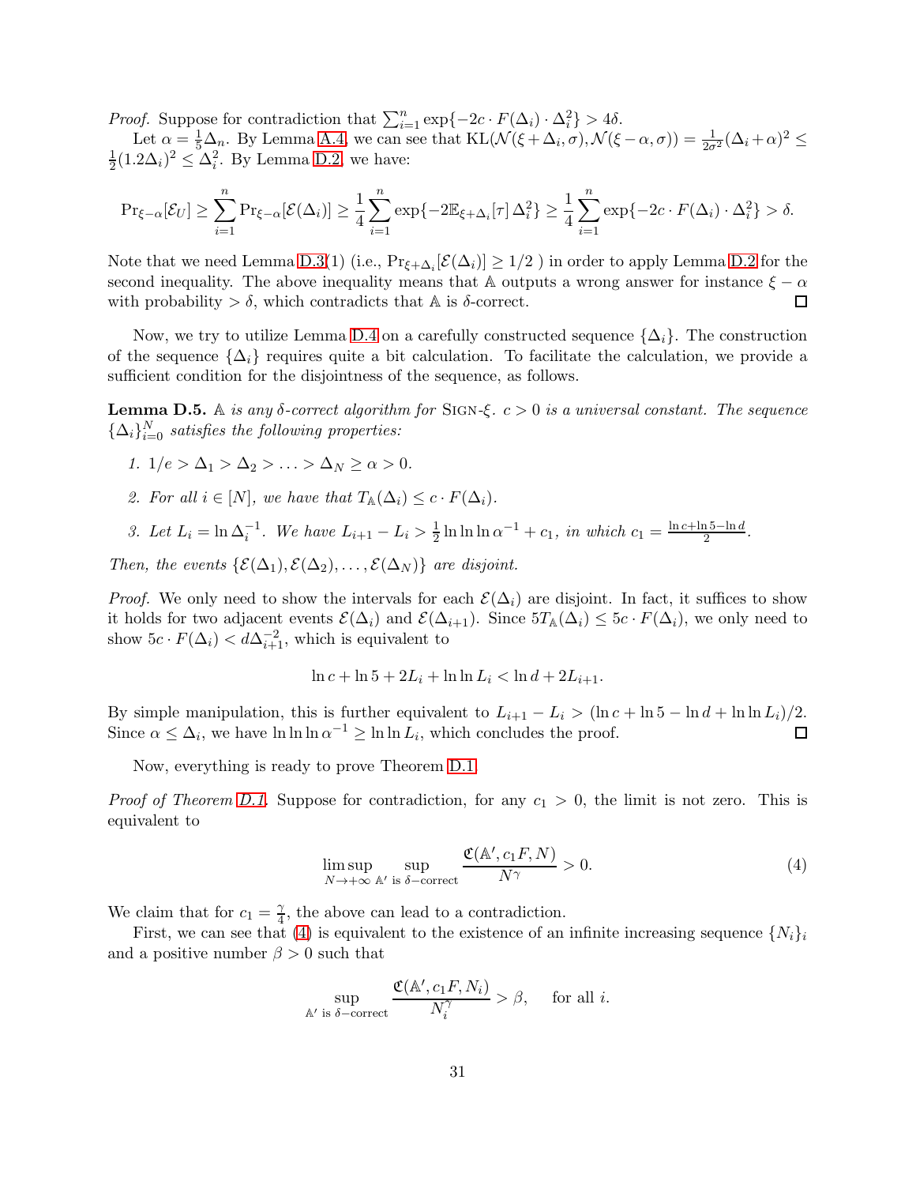*Proof.* Suppose for contradiction that $\sum_{i=1}^{n} \exp\{-2c \cdot F(\Delta_i) \cdot \Delta_i^2\} > 4\delta$.

Let $\alpha = \frac{1}{5}\Delta_n$. By Lemma A.4, we can see that $\mathrm{KL}(\mathcal{N}(\xi+\Delta_i,\sigma), \mathcal{N}(\xi-\alpha,\sigma)) = \frac{1}{2\sigma^2}(\Delta_i+\alpha)^2 \leq \frac{1}{2}(1.2\Delta_i)^2 \leq \Delta_i^2$. By Lemma D.2, we have:

$$\Pr_{\xi-\alpha}[\mathcal{E}_U] \geq \sum_{i=1}^{n} \Pr_{\xi-\alpha}[\mathcal{E}(\Delta_i)] \geq \frac{1}{4}\sum_{i=1}^{n} \exp\{-2\mathbb{E}_{\xi+\Delta_i}[\tau]\,\Delta_i^2\} \geq \frac{1}{4}\sum_{i=1}^{n} \exp\{-2c \cdot F(\Delta_i) \cdot \Delta_i^2\} > \delta.$$

Note that we need Lemma D.3(1) (i.e., $\Pr_{\xi+\Delta_i}[\mathcal{E}(\Delta_i)] \geq 1/2$ ) in order to apply Lemma D.2 for the second inequality. The above inequality means that $\mathbb{A}$ outputs a wrong answer for instance $\xi - \alpha$ with probability $> \delta$, which contradicts that $\mathbb{A}$ is $\delta$-correct. $\square$

Now, we try to utilize Lemma D.4 on a carefully constructed sequence $\{\Delta_i\}$. The construction of the sequence $\{\Delta_i\}$ requires quite a bit calculation. To facilitate the calculation, we provide a sufficient condition for the disjointness of the sequence, as follows.

**Lemma D.5.** *$\mathbb{A}$ is any $\delta$-correct algorithm for* SIGN-$\xi$. *$c > 0$ is a universal constant. The sequence $\{\Delta_i\}_{i=0}^{N}$ satisfies the following properties:*

1. *$1/e > \Delta_1 > \Delta_2 > \ldots > \Delta_N \geq \alpha > 0$.*
2. *For all $i \in [N]$, we have that $T_{\mathbb{A}}(\Delta_i) \leq c \cdot F(\Delta_i)$.*
3. *Let $L_i = \ln \Delta_i^{-1}$. We have $L_{i+1} - L_i > \frac{1}{2}\ln\ln\ln \alpha^{-1} + c_1$, in which $c_1 = \frac{\ln c + \ln 5 - \ln d}{2}$.*

*Then, the events $\{\mathcal{E}(\Delta_1), \mathcal{E}(\Delta_2), \ldots, \mathcal{E}(\Delta_N)\}$ are disjoint.*

*Proof.* We only need to show the intervals for each $\mathcal{E}(\Delta_i)$ are disjoint. In fact, it suffices to show it holds for two adjacent events $\mathcal{E}(\Delta_i)$ and $\mathcal{E}(\Delta_{i+1})$. Since $5T_{\mathbb{A}}(\Delta_i) \leq 5c \cdot F(\Delta_i)$, we only need to show $5c \cdot F(\Delta_i) < d\Delta_{i+1}^{-2}$, which is equivalent to

$$\ln c + \ln 5 + 2L_i + \ln\ln L_i < \ln d + 2L_{i+1}.$$

By simple manipulation, this is further equivalent to $L_{i+1} - L_i > (\ln c + \ln 5 - \ln d + \ln\ln L_i)/2$. Since $\alpha \leq \Delta_i$, we have $\ln\ln\ln \alpha^{-1} \geq \ln\ln L_i$, which concludes the proof. $\square$

Now, everything is ready to prove Theorem D.1.

*Proof of Theorem D.1.* Suppose for contradiction, for any $c_1 > 0$, the limit is not zero. This is equivalent to

$$\limsup_{N\to+\infty} \sup_{\mathbb{A}' \text{ is } \delta\text{-correct}} \frac{\mathfrak{C}(\mathbb{A}', c_1 F, N)}{N^{\gamma}} > 0. \tag{4}$$

We claim that for $c_1 = \frac{\gamma}{4}$, the above can lead to a contradiction.

First, we can see that (4) is equivalent to the existence of an infinite increasing sequence $\{N_i\}_i$ and a positive number $\beta > 0$ such that

$$\sup_{\mathbb{A}' \text{ is } \delta\text{-correct}} \frac{\mathfrak{C}(\mathbb{A}', c_1 F, N_i)}{N_i^{\gamma}} > \beta, \quad \text{for all } i.$$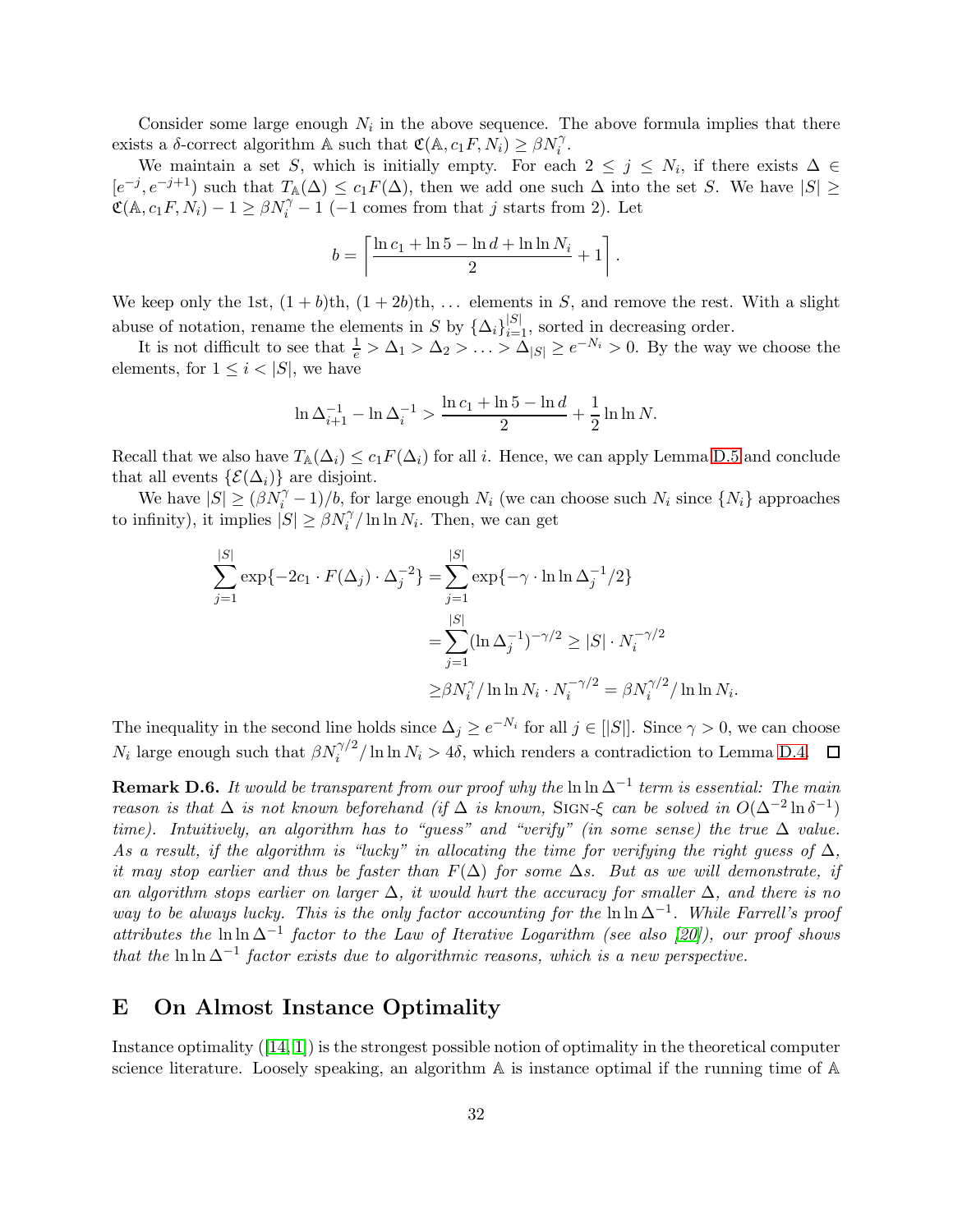Consider some large enough $N_i$ in the above sequence. The above formula implies that there exists a $\delta$-correct algorithm $\mathbb{A}$ such that $\mathfrak{C}(\mathbb{A}, c_1F, N_i) \ge \beta N_i^{\gamma}$.

We maintain a set $S$, which is initially empty. For each $2 \le j \le N_i$, if there exists $\Delta \in [e^{-j}, e^{-j+1})$ such that $T_{\mathbb{A}}(\Delta) \le c_1 F(\Delta)$, then we add one such $\Delta$ into the set $S$. We have $|S| \ge \mathfrak{C}(\mathbb{A}, c_1F, N_i) - 1 \ge \beta N_i^{\gamma} - 1$ ($-1$ comes from that $j$ starts from 2). Let

$$b = \left\lceil \frac{\ln c_1 + \ln 5 - \ln d + \ln \ln N_i}{2} + 1 \right\rceil.$$

We keep only the 1st, $(1+b)$th, $(1+2b)$th, $\ldots$ elements in $S$, and remove the rest. With a slight abuse of notation, rename the elements in $S$ by $\{\Delta_i\}_{i=1}^{|S|}$, sorted in decreasing order.

It is not difficult to see that $\frac{1}{e} > \Delta_1 > \Delta_2 > \ldots > \Delta_{|S|} \ge e^{-N_i} > 0$. By the way we choose the elements, for $1 \le i < |S|$, we have

$$\ln \Delta_{i+1}^{-1} - \ln \Delta_i^{-1} > \frac{\ln c_1 + \ln 5 - \ln d}{2} + \frac{1}{2} \ln \ln N.$$

Recall that we also have $T_{\mathbb{A}}(\Delta_i) \le c_1 F(\Delta_i)$ for all $i$. Hence, we can apply Lemma D.5 and conclude that all events $\{\mathcal{E}(\Delta_i)\}$ are disjoint.

We have $|S| \ge (\beta N_i^{\gamma} - 1)/b$, for large enough $N_i$ (we can choose such $N_i$ since $\{N_i\}$ approaches to infinity), it implies $|S| \ge \beta N_i^{\gamma} / \ln \ln N_i$. Then, we can get

$$\begin{aligned}
\sum_{j=1}^{|S|} \exp\{-2c_1 \cdot F(\Delta_j) \cdot \Delta_j^{-2}\} &= \sum_{j=1}^{|S|} \exp\{-\gamma \cdot \ln \ln \Delta_j^{-1}/2\} \\
&= \sum_{j=1}^{|S|} (\ln \Delta_j^{-1})^{-\gamma/2} \ge |S| \cdot N_i^{-\gamma/2} \\
&\ge \beta N_i^{\gamma} / \ln \ln N_i \cdot N_i^{-\gamma/2} = \beta N_i^{\gamma/2} / \ln \ln N_i.
\end{aligned}$$

The inequality in the second line holds since $\Delta_j \ge e^{-N_i}$ for all $j \in [|S|]$. Since $\gamma > 0$, we can choose $N_i$ large enough such that $\beta N_i^{\gamma/2} / \ln \ln N_i > 4\delta$, which renders a contradiction to Lemma D.4. $\square$

**Remark D.6.** *It would be transparent from our proof why the $\ln \ln \Delta^{-1}$ term is essential: The main reason is that $\Delta$ is not known beforehand (if $\Delta$ is known,* Sign-$\xi$ *can be solved in $O(\Delta^{-2} \ln \delta^{-1})$ time). Intuitively, an algorithm has to "guess" and "verify" (in some sense) the true $\Delta$ value. As a result, if the algorithm is "lucky" in allocating the time for verifying the right guess of $\Delta$, it may stop earlier and thus be faster than $F(\Delta)$ for some $\Delta$s. But as we will demonstrate, if an algorithm stops earlier on larger $\Delta$, it would hurt the accuracy for smaller $\Delta$, and there is no way to be always lucky. This is the only factor accounting for the $\ln \ln \Delta^{-1}$. While Farrell's proof attributes the $\ln \ln \Delta^{-1}$ factor to the Law of Iterative Logarithm (see also [20]), our proof shows that the $\ln \ln \Delta^{-1}$ factor exists due to algorithmic reasons, which is a new perspective.*

# E On Almost Instance Optimality

Instance optimality ([14, 1]) is the strongest possible notion of optimality in the theoretical computer science literature. Loosely speaking, an algorithm $\mathbb{A}$ is instance optimal if the running time of $\mathbb{A}$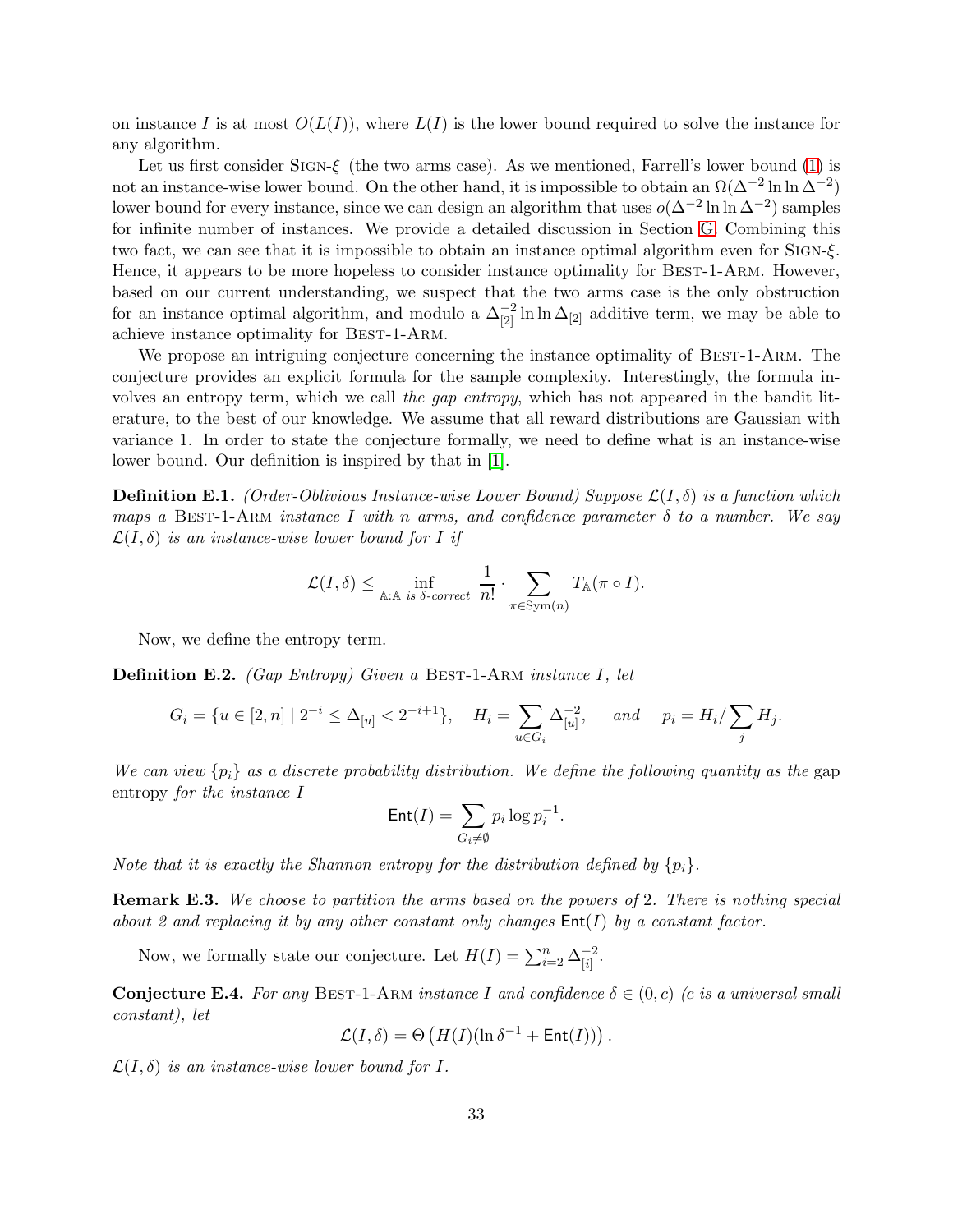on instance $I$ is at most $O(L(I))$, where $L(I)$ is the lower bound required to solve the instance for any algorithm.

Let us first consider SIGN-$\xi$ (the two arms case). As we mentioned, Farrell's lower bound (1) is not an instance-wise lower bound. On the other hand, it is impossible to obtain an $\Omega(\Delta^{-2}\ln\ln\Delta^{-2})$ lower bound for every instance, since we can design an algorithm that uses $o(\Delta^{-2}\ln\ln\Delta^{-2})$ samples for infinite number of instances. We provide a detailed discussion in Section G. Combining this two fact, we can see that it is impossible to obtain an instance optimal algorithm even for SIGN-$\xi$. Hence, it appears to be more hopeless to consider instance optimality for BEST-1-ARM. However, based on our current understanding, we suspect that the two arms case is the only obstruction for an instance optimal algorithm, and modulo a $\Delta_{[2]}^{-2}\ln\ln\Delta_{[2]}$ additive term, we may be able to achieve instance optimality for BEST-1-ARM.

We propose an intriguing conjecture concerning the instance optimality of BEST-1-ARM. The conjecture provides an explicit formula for the sample complexity. Interestingly, the formula involves an entropy term, which we call *the gap entropy*, which has not appeared in the bandit literature, to the best of our knowledge. We assume that all reward distributions are Gaussian with variance 1. In order to state the conjecture formally, we need to define what is an instance-wise lower bound. Our definition is inspired by that in [1].

**Definition E.1.** *(Order-Oblivious Instance-wise Lower Bound) Suppose $\mathcal{L}(I,\delta)$ is a function which maps a* BEST-1-ARM *instance $I$ with $n$ arms, and confidence parameter $\delta$ to a number. We say $\mathcal{L}(I,\delta)$ is an instance-wise lower bound for $I$ if*

$$\mathcal{L}(I,\delta) \leq \inf_{\mathbb{A}:\mathbb{A} \text{ is } \delta\text{-correct}} \frac{1}{n!} \cdot \sum_{\pi\in \mathrm{Sym}(n)} T_{\mathbb{A}}(\pi\circ I).$$

Now, we define the entropy term.

**Definition E.2.** *(Gap Entropy) Given a* BEST-1-ARM *instance $I$, let*

$$G_i = \{u \in [2,n] \mid 2^{-i} \leq \Delta_{[u]} < 2^{-i+1}\}, \quad H_i = \sum_{u\in G_i} \Delta_{[u]}^{-2}, \quad \text{and} \quad p_i = H_i / \sum_j H_j.$$

*We can view $\{p_i\}$ as a discrete probability distribution. We define the following quantity as the* gap entropy *for the instance $I$*

$$\mathsf{Ent}(I) = \sum_{G_i\neq\emptyset} p_i \log p_i^{-1}.$$

*Note that it is exactly the Shannon entropy for the distribution defined by $\{p_i\}$.*

**Remark E.3.** *We choose to partition the arms based on the powers of 2. There is nothing special about 2 and replacing it by any other constant only changes $\mathsf{Ent}(I)$ by a constant factor.*

Now, we formally state our conjecture. Let $H(I) = \sum_{i=2}^{n}\Delta_{[i]}^{-2}$.

**Conjecture E.4.** *For any* BEST-1-ARM *instance $I$ and confidence $\delta\in(0,c)$ ($c$ is a universal small constant), let*

$$\mathcal{L}(I,\delta) = \Theta\left(H(I)(\ln\delta^{-1} + \mathsf{Ent}(I))\right).$$

*$\mathcal{L}(I,\delta)$ is an instance-wise lower bound for $I$.*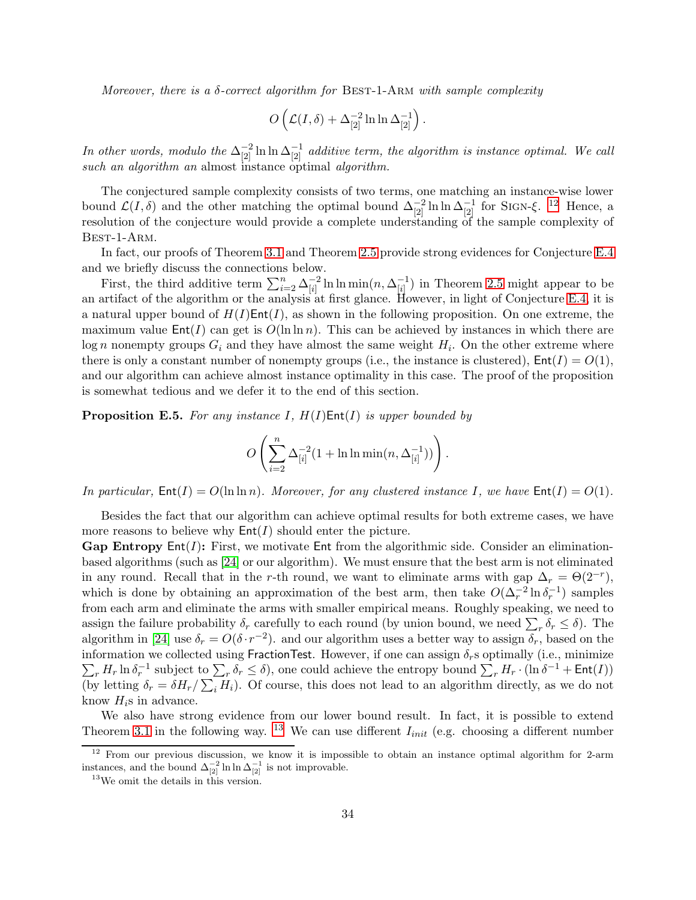*Moreover, there is a $\delta$-correct algorithm for* Best-1-Arm *with sample complexity*

$$O\left(\mathcal{L}(I,\delta) + \Delta_{[2]}^{-2}\ln\ln\Delta_{[2]}^{-1}\right).$$

*In other words, modulo the $\Delta_{[2]}^{-2}\ln\ln\Delta_{[2]}^{-1}$ additive term, the algorithm is instance optimal. We call such an algorithm an* almost instance optimal *algorithm.*

The conjectured sample complexity consists of two terms, one matching an instance-wise lower bound $\mathcal{L}(I,\delta)$ and the other matching the optimal bound $\Delta_{[2]}^{-2}\ln\ln\Delta_{[2]}^{-1}$ for Sign-$\xi$. [12] Hence, a resolution of the conjecture would provide a complete understanding of the sample complexity of Best-1-Arm.

In fact, our proofs of Theorem 3.1 and Theorem 2.5 provide strong evidences for Conjecture E.4 and we briefly discuss the connections below.

First, the third additive term $\sum_{i=2}^{n}\Delta_{[i]}^{-2}\ln\ln\min(n,\Delta_{[i]}^{-1})$ in Theorem 2.5 might appear to be an artifact of the algorithm or the analysis at first glance. However, in light of Conjecture E.4, it is a natural upper bound of $H(I)\mathsf{Ent}(I)$, as shown in the following proposition. On one extreme, the maximum value $\mathsf{Ent}(I)$ can get is $O(\ln\ln n)$. This can be achieved by instances in which there are $\log n$ nonempty groups $G_i$ and they have almost the same weight $H_i$. On the other extreme where there is only a constant number of nonempty groups (i.e., the instance is clustered), $\mathsf{Ent}(I) = O(1)$, and our algorithm can achieve almost instance optimality in this case. The proof of the proposition is somewhat tedious and we defer it to the end of this section.

**Proposition E.5.** *For any instance $I$, $H(I)\mathsf{Ent}(I)$ is upper bounded by*

$$O\left(\sum_{i=2}^{n}\Delta_{[i]}^{-2}(1+\ln\ln\min(n,\Delta_{[i]}^{-1}))\right).$$

*In particular, $\mathsf{Ent}(I) = O(\ln\ln n)$. Moreover, for any clustered instance $I$, we have $\mathsf{Ent}(I) = O(1)$.*

Besides the fact that our algorithm can achieve optimal results for both extreme cases, we have more reasons to believe why $\mathsf{Ent}(I)$ should enter the picture.

**Gap Entropy $\mathsf{Ent}(I)$:** First, we motivate $\mathsf{Ent}$ from the algorithmic side. Consider an elimination-based algorithms (such as [24] or our algorithm). We must ensure that the best arm is not eliminated in any round. Recall that in the $r$-th round, we want to eliminate arms with gap $\Delta_r = \Theta(2^{-r})$, which is done by obtaining an approximation of the best arm, then take $O(\Delta_r^{-2}\ln\delta_r^{-1})$ samples from each arm and eliminate the arms with smaller empirical means. Roughly speaking, we need to assign the failure probability $\delta_r$ carefully to each round (by union bound, we need $\sum_r \delta_r \le \delta$). The algorithm in [24] use $\delta_r = O(\delta\cdot r^{-2})$. and our algorithm uses a better way to assign $\delta_r$, based on the information we collected using $\mathsf{FractionTest}$. However, if one can assign $\delta_r$s optimally (i.e., minimize $\sum_r H_r\ln\delta_r^{-1}$ subject to $\sum_r\delta_r\le\delta$), one could achieve the entropy bound $\sum_r H_r\cdot(\ln\delta^{-1}+\mathsf{Ent}(I))$ (by letting $\delta_r = \delta H_r/\sum_i H_i$). Of course, this does not lead to an algorithm directly, as we do not know $H_i$s in advance.

We also have strong evidence from our lower bound result. In fact, it is possible to extend Theorem 3.1 in the following way. [13] We can use different $I_{init}$ (e.g. choosing a different number

[12] From our previous discussion, we know it is impossible to obtain an instance optimal algorithm for 2-arm instances, and the bound $\Delta_{[2]}^{-2}\ln\ln\Delta_{[2]}^{-1}$ is not improvable.

[13] We omit the details in this version.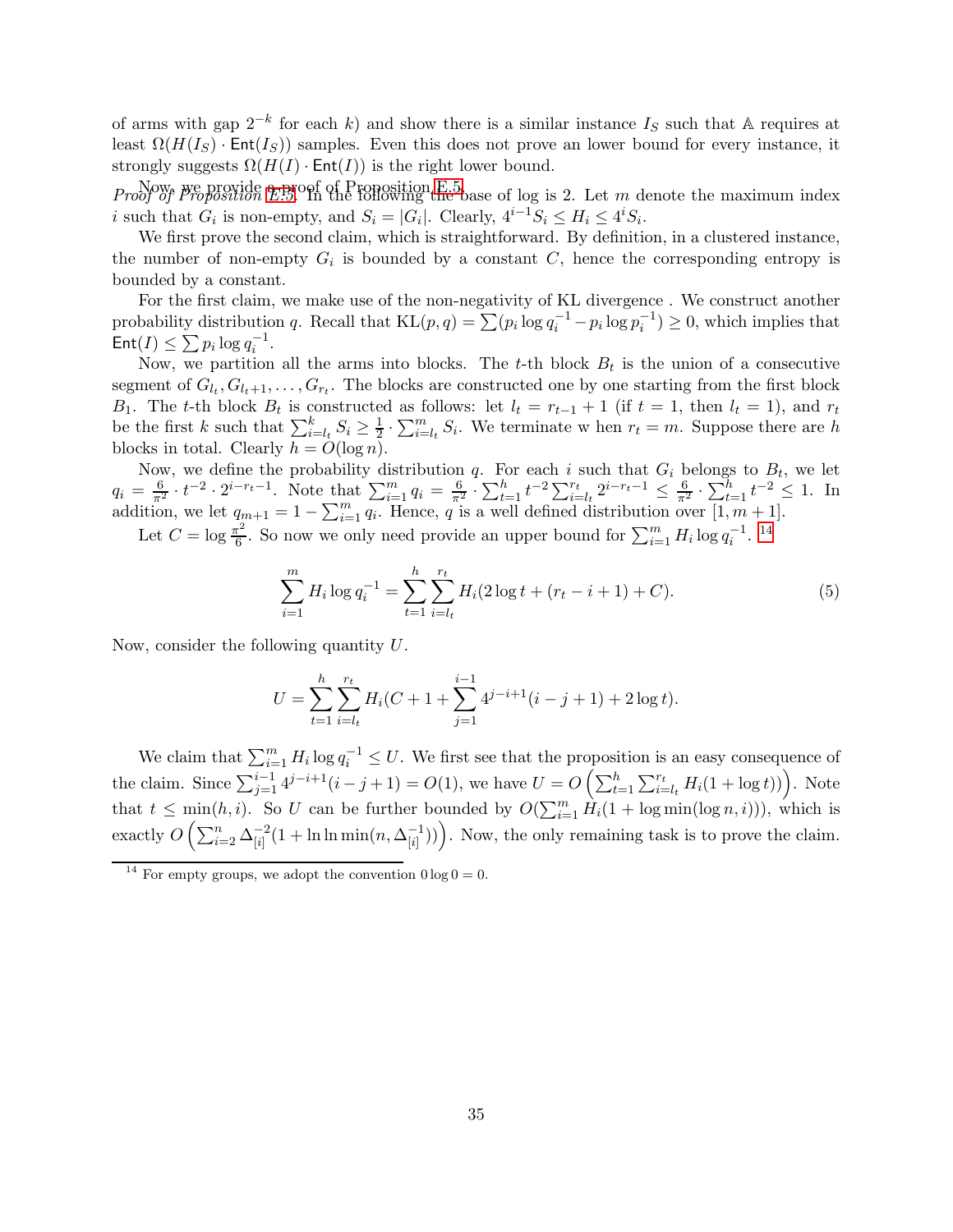of arms with gap $2^{-k}$ for each $k$) and show there is a similar instance $I_S$ such that $\mathbb{A}$ requires at least $\Omega(H(I_S) \cdot \mathsf{Ent}(I_S))$ samples. Even this does not prove an lower bound for every instance, it strongly suggests $\Omega(H(I) \cdot \mathsf{Ent}(I))$ is the right lower bound.

Now, we provide a proof of Proposition E.5.

*Proof of Proposition E.5.* In the following the base of log is 2. Let $m$ denote the maximum index $i$ such that $G_i$ is non-empty, and $S_i = |G_i|$. Clearly, $4^{i-1} S_i \le H_i \le 4^i S_i$.

We first prove the second claim, which is straightforward. By definition, in a clustered instance, the number of non-empty $G_i$ is bounded by a constant $C$, hence the corresponding entropy is bounded by a constant.

For the first claim, we make use of the non-negativity of KL divergence . We construct another probability distribution $q$. Recall that $\mathrm{KL}(p,q) = \sum (p_i \log q_i^{-1} - p_i \log p_i^{-1}) \ge 0$, which implies that $\mathsf{Ent}(I) \le \sum p_i \log q_i^{-1}$.

Now, we partition all the arms into blocks. The $t$-th block $B_t$ is the union of a consecutive segment of $G_{l_t}, G_{l_t+1}, \ldots, G_{r_t}$. The blocks are constructed one by one starting from the first block $B_1$. The $t$-th block $B_t$ is constructed as follows: let $l_t = r_{t-1} + 1$ (if $t = 1$, then $l_t = 1$), and $r_t$ be the first $k$ such that $\sum_{i=l_t}^{k} S_i \ge \frac{1}{2} \cdot \sum_{i=l_t}^{m} S_i$. We terminate w hen $r_t = m$. Suppose there are $h$ blocks in total. Clearly $h = O(\log n)$.

Now, we define the probability distribution $q$. For each $i$ such that $G_i$ belongs to $B_t$, we let $q_i = \frac{6}{\pi^2} \cdot t^{-2} \cdot 2^{i-r_t-1}$. Note that $\sum_{i=1}^{m} q_i = \frac{6}{\pi^2} \cdot \sum_{t=1}^{h} t^{-2} \sum_{i=l_t}^{r_t} 2^{i-r_t-1} \le \frac{6}{\pi^2} \cdot \sum_{t=1}^{h} t^{-2} \le 1$. In addition, we let $q_{m+1} = 1 - \sum_{i=1}^{m} q_i$. Hence, $q$ is a well defined distribution over $[1, m+1]$.

Let $C = \log \frac{\pi^2}{6}$. So now we only need provide an upper bound for $\sum_{i=1}^{m} H_i \log q_i^{-1}$. [14]

$$\sum_{i=1}^{m} H_i \log q_i^{-1} = \sum_{t=1}^{h} \sum_{i=l_t}^{r_t} H_i (2 \log t + (r_t - i + 1) + C). \tag{5}$$

Now, consider the following quantity $U$.

$$U = \sum_{t=1}^{h} \sum_{i=l_t}^{r_t} H_i (C + 1 + \sum_{j=1}^{i-1} 4^{j-i+1}(i-j+1) + 2\log t).$$

We claim that $\sum_{i=1}^{m} H_i \log q_i^{-1} \le U$. We first see that the proposition is an easy consequence of the claim. Since $\sum_{j=1}^{i-1} 4^{j-i+1}(i-j+1) = O(1)$, we have $U = O\left(\sum_{t=1}^{h} \sum_{i=l_t}^{r_t} H_i (1 + \log t)\right)$. Note that $t \le \min(h, i)$. So $U$ can be further bounded by $O(\sum_{i=1}^{m} H_i (1 + \log \min(\log n, i)))$, which is exactly $O\left(\sum_{i=2}^{n} \Delta_{[i]}^{-2} (1 + \ln \ln \min(n, \Delta_{[i]}^{-1}))\right)$. Now, the only remaining task is to prove the claim.

[14] For empty groups, we adopt the convention $0 \log 0 = 0$.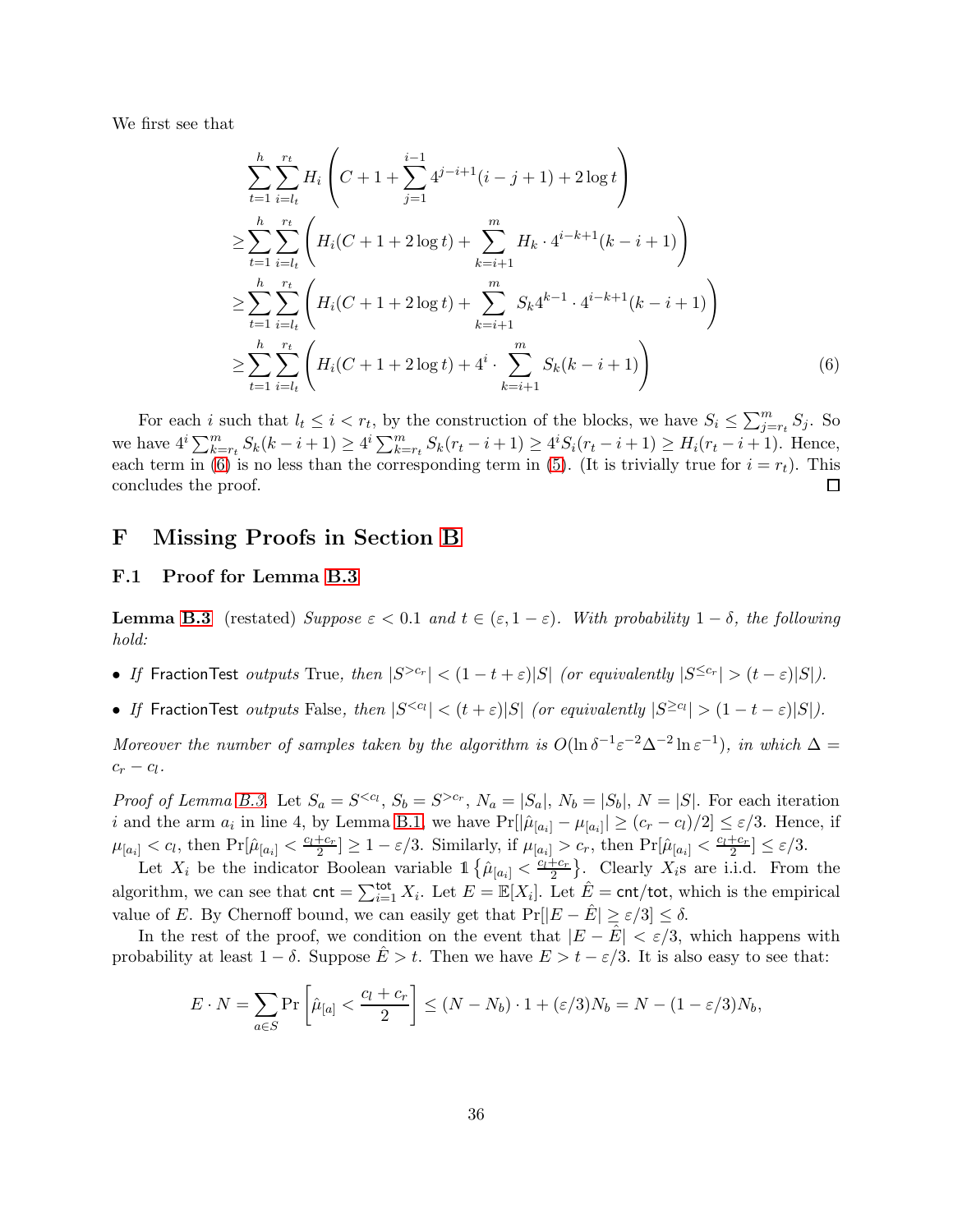We first see that

$$
\begin{aligned}
&\sum_{t=1}^{h}\sum_{i=l_t}^{r_t} H_i\left(C+1+\sum_{j=1}^{i-1}4^{j-i+1}(i-j+1)+2\log t\right)\\
\geq&\sum_{t=1}^{h}\sum_{i=l_t}^{r_t}\left(H_i(C+1+2\log t)+\sum_{k=i+1}^{m}H_k\cdot 4^{i-k+1}(k-i+1)\right)\\
\geq&\sum_{t=1}^{h}\sum_{i=l_t}^{r_t}\left(H_i(C+1+2\log t)+\sum_{k=i+1}^{m}S_k4^{k-1}\cdot 4^{i-k+1}(k-i+1)\right)\\
\geq&\sum_{t=1}^{h}\sum_{i=l_t}^{r_t}\left(H_i(C+1+2\log t)+4^i\cdot\sum_{k=i+1}^{m}S_k(k-i+1)\right) \qquad (6)
\end{aligned}
$$

For each $i$ such that $l_t \leq i < r_t$, by the construction of the blocks, we have $S_i \leq \sum_{j=r_t}^{m} S_j$. So we have $4^i\sum_{k=r_t}^{m} S_k(k-i+1) \geq 4^i\sum_{k=r_t}^{m} S_k(r_t-i+1) \geq 4^i S_i(r_t-i+1) \geq H_i(r_t-i+1)$. Hence, each term in (6) is no less than the corresponding term in (5). (It is trivially true for $i = r_t$). This concludes the proof. ☐

# F Missing Proofs in Section B

## F.1 Proof for Lemma B.3

**Lemma B.3** (restated) *Suppose $\varepsilon < 0.1$ and $t \in (\varepsilon, 1-\varepsilon)$. With probability $1-\delta$, the following hold:*

- *If* FractionTest *outputs* True*, then $|S^{>c_r}| < (1-t+\varepsilon)|S|$ (or equivalently $|S^{\leq c_r}| > (t-\varepsilon)|S|$).*
- *If* FractionTest *outputs* False*, then $|S^{<c_l}| < (t+\varepsilon)|S|$ (or equivalently $|S^{\geq c_l}| > (1-t-\varepsilon)|S|$).*

*Moreover the number of samples taken by the algorithm is $O(\ln\delta^{-1}\varepsilon^{-2}\Delta^{-2}\ln\varepsilon^{-1})$, in which $\Delta = c_r - c_l$.*

*Proof of Lemma B.3.* Let $S_a = S^{<c_l}$, $S_b = S^{>c_r}$, $N_a = |S_a|$, $N_b = |S_b|$, $N = |S|$. For each iteration $i$ and the arm $a_i$ in line 4, by Lemma B.1, we have $\Pr[|\hat{\mu}_{[a_i]} - \mu_{[a_i]}| \geq (c_r - c_l)/2] \leq \varepsilon/3$. Hence, if $\mu_{[a_i]} < c_l$, then $\Pr[\hat{\mu}_{[a_i]} < \frac{c_l+c_r}{2}] \geq 1-\varepsilon/3$. Similarly, if $\mu_{[a_i]} > c_r$, then $\Pr[\hat{\mu}_{[a_i]} < \frac{c_l+c_r}{2}] \leq \varepsilon/3$.

Let $X_i$ be the indicator Boolean variable $\mathbb{1}\left\{\hat{\mu}_{[a_i]} < \frac{c_l+c_r}{2}\right\}$. Clearly $X_i$s are i.i.d. From the algorithm, we can see that $\mathsf{cnt} = \sum_{i=1}^{\mathsf{tot}} X_i$. Let $E = \mathbb{E}[X_i]$. Let $\hat{E} = \mathsf{cnt}/\mathsf{tot}$, which is the empirical value of $E$. By Chernoff bound, we can easily get that $\Pr[|E - \hat{E}| \geq \varepsilon/3] \leq \delta$.

In the rest of the proof, we condition on the event that $|E - \hat{E}| < \varepsilon/3$, which happens with probability at least $1-\delta$. Suppose $\hat{E} > t$. Then we have $E > t - \varepsilon/3$. It is also easy to see that:

$$
E \cdot N = \sum_{a \in S} \Pr\left[\hat{\mu}_{[a]} < \frac{c_l+c_r}{2}\right] \leq (N - N_b)\cdot 1 + (\varepsilon/3)N_b = N - (1-\varepsilon/3)N_b,
$$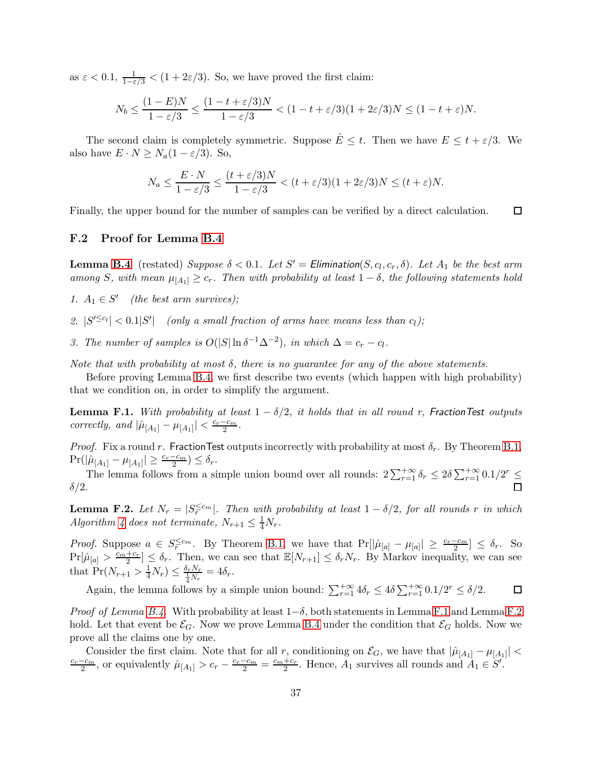as $\varepsilon < 0.1$, $\frac{1}{1-\varepsilon/3} < (1 + 2\varepsilon/3)$. So, we have proved the first claim:

$$N_b \le \frac{(1-E)N}{1-\varepsilon/3} \le \frac{(1-t+\varepsilon/3)N}{1-\varepsilon/3} < (1-t+\varepsilon/3)(1+2\varepsilon/3)N \le (1-t+\varepsilon)N.$$

The second claim is completely symmetric. Suppose $\hat{E} \le t$. Then we have $E \le t + \varepsilon/3$. We also have $E \cdot N \ge N_a(1-\varepsilon/3)$. So,

$$N_a \le \frac{E \cdot N}{1-\varepsilon/3} \le \frac{(t+\varepsilon/3)N}{1-\varepsilon/3} < (t+\varepsilon/3)(1+2\varepsilon/3)N \le (t+\varepsilon)N.$$

Finally, the upper bound for the number of samples can be verified by a direct calculation. □

### F.2 Proof for Lemma B.4

**Lemma B.4** (restated) *Suppose $\delta < 0.1$. Let $S' = \mathsf{Elimination}(S, c_l, c_r, \delta)$. Let $A_1$ be the best arm among $S$, with mean $\mu_{[A_1]} \ge c_r$. Then with probability at least $1-\delta$, the following statements hold*

1. *$A_1 \in S'$ (the best arm survives);*
2. *$|S'^{\le c_l}| < 0.1|S'|$ (only a small fraction of arms have means less than $c_l$);*
3. *The number of samples is $O(|S| \ln \delta^{-1} \Delta^{-2})$, in which $\Delta = c_r - c_l$.*

*Note that with probability at most $\delta$, there is no guarantee for any of the above statements.*

Before proving Lemma B.4, we first describe two events (which happen with high probability) that we condition on, in order to simplify the argument.

**Lemma F.1.** *With probability at least $1-\delta/2$, it holds that in all round $r$, $\mathsf{FractionTest}$ outputs correctly, and $|\hat{\mu}_{[A_1]} - \mu_{[A_1]}| < \frac{c_r - c_m}{2}$.*

*Proof.* Fix a round $r$. $\mathsf{FractionTest}$ outputs incorrectly with probability at most $\delta_r$. By Theorem B.1, $\Pr(|\hat{\mu}_{[A_1]} - \mu_{[A_1]}| \ge \frac{c_r - c_m}{2}) \le \delta_r$.

The lemma follows from a simple union bound over all rounds: $2\sum_{r=1}^{+\infty} \delta_r \le 2\delta \sum_{r=1}^{+\infty} 0.1/2^r \le \delta/2$. □

**Lemma F.2.** *Let $N_r = |S_r^{\le c_m}|$. Then with probability at least $1-\delta/2$, for all rounds $r$ in which Algorithm 4 does not terminate, $N_{r+1} \le \frac{1}{4}N_r$.*

*Proof.* Suppose $a \in S_r^{\le c_m}$. By Theorem B.1, we have that $\Pr[|\hat{\mu}_{[a]} - \mu_{[a]}| \ge \frac{c_r - c_m}{2}] \le \delta_r$. So $\Pr[\hat{\mu}_{[a]} > \frac{c_m + c_r}{2}] \le \delta_r$. Then, we can see that $\mathbb{E}[N_{r+1}] \le \delta_r N_r$. By Markov inequality, we can see that $\Pr(N_{r+1} > \frac{1}{4}N_r) \le \frac{\delta_r N_r}{\frac{1}{4}N_r} = 4\delta_r$.

Again, the lemma follows by a simple union bound: $\sum_{r=1}^{+\infty} 4\delta_r \le 4\delta \sum_{r=1}^{+\infty} 0.1/2^r \le \delta/2$. □

*Proof of Lemma B.4.* With probability at least $1-\delta$, both statements in Lemma F.1 and Lemma F.2 hold. Let that event be $\mathcal{E}_G$. Now we prove Lemma B.4 under the condition that $\mathcal{E}_G$ holds. Now we prove all the claims one by one.

Consider the first claim. Note that for all $r$, conditioning on $\mathcal{E}_G$, we have that $|\hat{\mu}_{[A_1]} - \mu_{[A_1]}| < \frac{c_r - c_m}{2}$, or equivalently $\hat{\mu}_{[A_1]} > c_r - \frac{c_r - c_m}{2} = \frac{c_m + c_r}{2}$. Hence, $A_1$ survives all rounds and $A_1 \in S'$.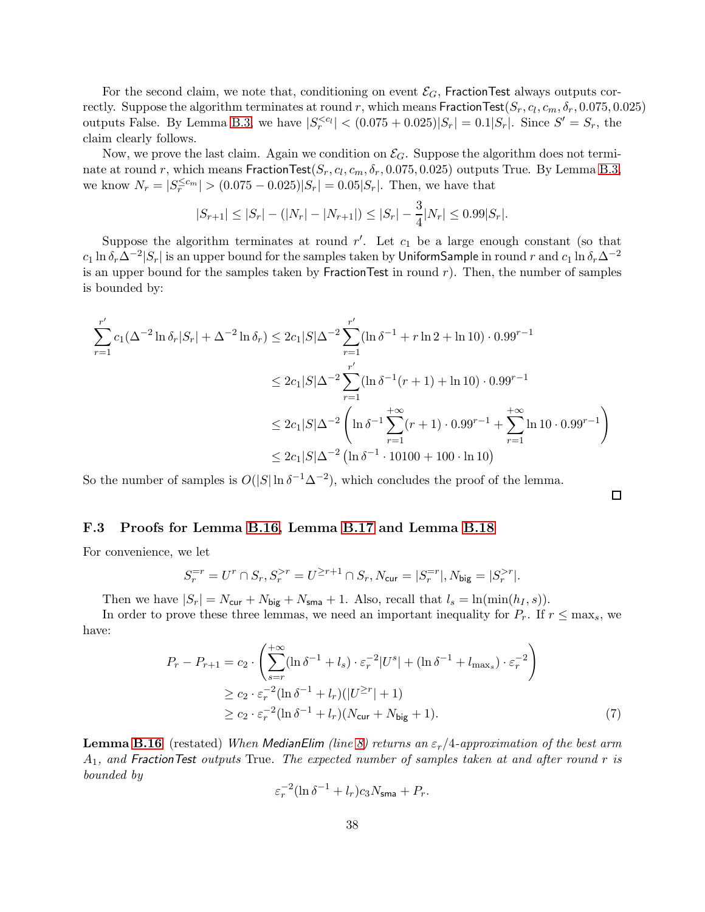For the second claim, we note that, conditioning on event $\mathcal{E}_G$, $\mathsf{FractionTest}$ always outputs correctly. Suppose the algorithm terminates at round $r$, which means $\mathsf{FractionTest}(S_r, c_l, c_m, \delta_r, 0.075, 0.025)$ outputs False. By Lemma B.3, we have $|S_r^{<c_l}| < (0.075 + 0.025)|S_r| = 0.1|S_r|$. Since $S' = S_r$, the claim clearly follows.

Now, we prove the last claim. Again we condition on $\mathcal{E}_G$. Suppose the algorithm does not terminate at round $r$, which means $\mathsf{FractionTest}(S_r, c_l, c_m, \delta_r, 0.075, 0.025)$ outputs True. By Lemma B.3, we know $N_r = |S_r^{\le c_m}| > (0.075 - 0.025)|S_r| = 0.05|S_r|$. Then, we have that

$$|S_{r+1}| \le |S_r| - (|N_r| - |N_{r+1}|) \le |S_r| - \frac{3}{4}|N_r| \le 0.99|S_r|.$$

Suppose the algorithm terminates at round $r'$. Let $c_1$ be a large enough constant (so that $c_1 \ln \delta_r \Delta^{-2}|S_r|$ is an upper bound for the samples taken by $\mathsf{UniformSample}$ in round $r$ and $c_1 \ln \delta_r \Delta^{-2}$ is an upper bound for the samples taken by $\mathsf{FractionTest}$ in round $r$). Then, the number of samples is bounded by:

$$\begin{aligned}
\sum_{r=1}^{r'} c_1(\Delta^{-2}\ln \delta_r |S_r| + \Delta^{-2}\ln \delta_r) &\le 2c_1|S|\Delta^{-2}\sum_{r=1}^{r'}(\ln \delta^{-1} + r\ln 2 + \ln 10)\cdot 0.99^{r-1} \\
&\le 2c_1|S|\Delta^{-2}\sum_{r=1}^{r'}(\ln \delta^{-1}(r+1) + \ln 10)\cdot 0.99^{r-1} \\
&\le 2c_1|S|\Delta^{-2}\left(\ln \delta^{-1}\sum_{r=1}^{+\infty}(r+1)\cdot 0.99^{r-1} + \sum_{r=1}^{+\infty}\ln 10 \cdot 0.99^{r-1}\right) \\
&\le 2c_1|S|\Delta^{-2}\left(\ln \delta^{-1}\cdot 10100 + 100\cdot \ln 10\right)
\end{aligned}$$

So the number of samples is $O(|S|\ln \delta^{-1}\Delta^{-2})$, which concludes the proof of the lemma. □

### F.3 Proofs for Lemma B.16, Lemma B.17 and Lemma B.18

For convenience, we let

$$S_r^{=r} = U^r \cap S_r, S_r^{>r} = U^{\ge r+1}\cap S_r, N_{\mathsf{cur}} = |S_r^{=r}|, N_{\mathsf{big}} = |S_r^{>r}|.$$

Then we have $|S_r| = N_{\mathsf{cur}} + N_{\mathsf{big}} + N_{\mathsf{sma}} + 1$. Also, recall that $l_s = \ln(\min(h_I, s))$.

In order to prove these three lemmas, we need an important inequality for $P_r$. If $r \le \max_s$, we have:

$$\begin{aligned}
P_r - P_{r+1} &= c_2\cdot\left(\sum_{s=r}^{+\infty}(\ln \delta^{-1} + l_s)\cdot \varepsilon_r^{-2}|U^s| + (\ln \delta^{-1} + l_{\max_s})\cdot \varepsilon_r^{-2}\right) \\
&\ge c_2 \cdot \varepsilon_r^{-2}(\ln \delta^{-1} + l_r)(|U^{\ge r}| + 1) \\
&\ge c_2 \cdot \varepsilon_r^{-2}(\ln \delta^{-1} + l_r)(N_{\mathsf{cur}} + N_{\mathsf{big}} + 1). \qquad (7)
\end{aligned}$$

**Lemma B.16** (restated) *When $\mathsf{MedianElim}$ (line 8) returns an $\varepsilon_r/4$-approximation of the best arm $A_1$, and $\mathsf{FractionTest}$ outputs* True*. The expected number of samples taken at and after round $r$ is bounded by*

$$\varepsilon_r^{-2}(\ln \delta^{-1} + l_r)c_3 N_{\mathsf{sma}} + P_r.$$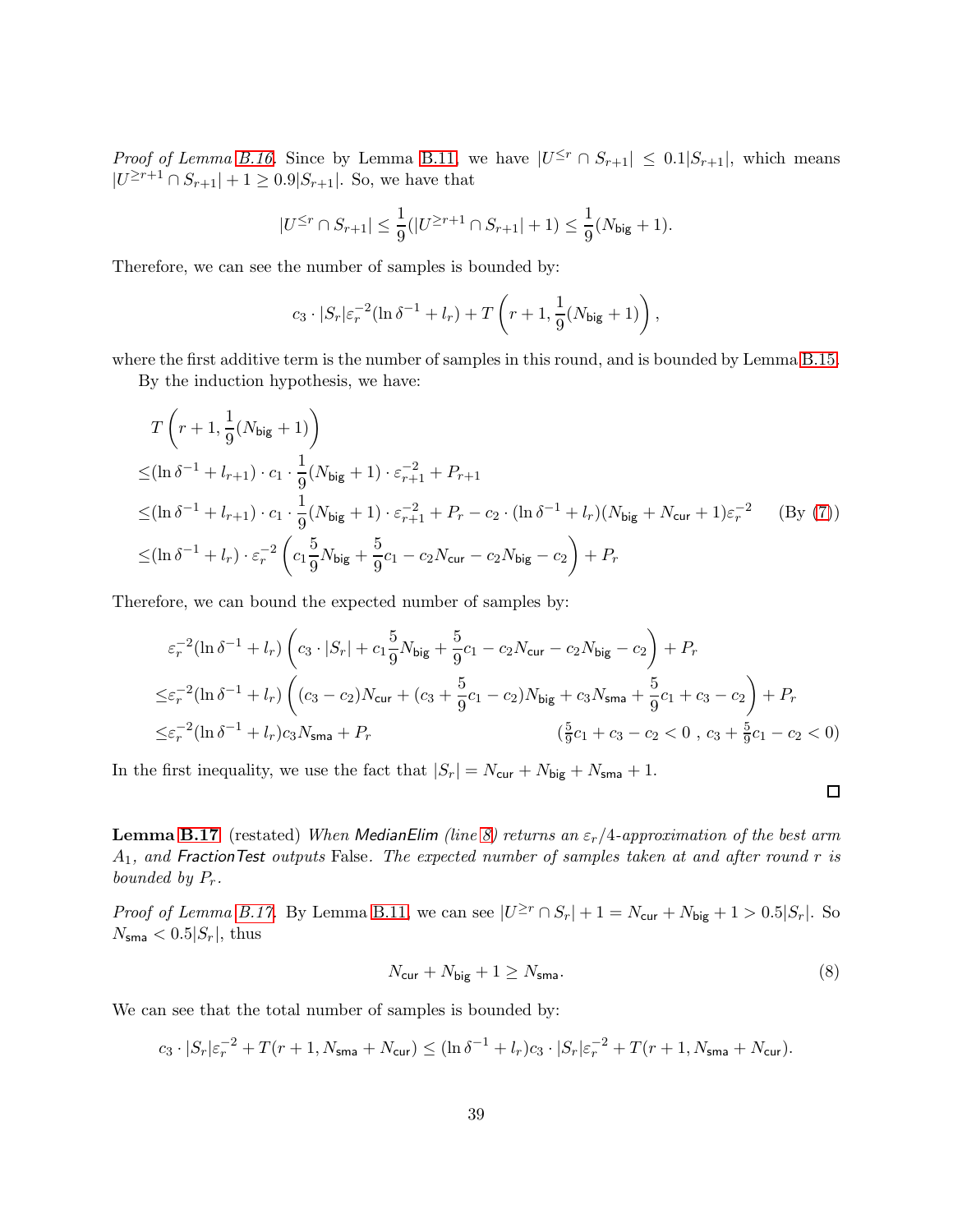*Proof of Lemma B.16.* Since by Lemma B.11, we have $|U^{\le r} \cap S_{r+1}| \le 0.1|S_{r+1}|$, which means $|U^{\ge r+1} \cap S_{r+1}| + 1 \ge 0.9|S_{r+1}|$. So, we have that

$$|U^{\le r} \cap S_{r+1}| \le \frac{1}{9}(|U^{\ge r+1} \cap S_{r+1}| + 1) \le \frac{1}{9}(N_{\mathsf{big}} + 1).$$

Therefore, we can see the number of samples is bounded by:

$$c_3 \cdot |S_r|\varepsilon_r^{-2}(\ln \delta^{-1} + l_r) + T\left(r+1, \frac{1}{9}(N_{\mathsf{big}}+1)\right),$$

where the first additive term is the number of samples in this round, and is bounded by Lemma B.15.

By the induction hypothesis, we have:

$$\begin{aligned}
&T\left(r+1, \frac{1}{9}(N_{\mathsf{big}}+1)\right) \\
\le&(\ln \delta^{-1} + l_{r+1}) \cdot c_1 \cdot \frac{1}{9}(N_{\mathsf{big}}+1) \cdot \varepsilon_{r+1}^{-2} + P_{r+1} \\
\le&(\ln \delta^{-1} + l_{r+1}) \cdot c_1 \cdot \frac{1}{9}(N_{\mathsf{big}}+1) \cdot \varepsilon_{r+1}^{-2} + P_r - c_2 \cdot (\ln \delta^{-1} + l_r)(N_{\mathsf{big}} + N_{\mathsf{cur}} + 1)\varepsilon_r^{-2} \qquad \text{(By (7))} \\
\le&(\ln \delta^{-1} + l_r) \cdot \varepsilon_r^{-2}\left(c_1 \frac{5}{9} N_{\mathsf{big}} + \frac{5}{9}c_1 - c_2 N_{\mathsf{cur}} - c_2 N_{\mathsf{big}} - c_2\right) + P_r
\end{aligned}$$

Therefore, we can bound the expected number of samples by:

$$\begin{aligned}
&\varepsilon_r^{-2}(\ln \delta^{-1} + l_r)\left(c_3 \cdot |S_r| + c_1 \frac{5}{9} N_{\mathsf{big}} + \frac{5}{9}c_1 - c_2 N_{\mathsf{cur}} - c_2 N_{\mathsf{big}} - c_2\right) + P_r \\
\le&\varepsilon_r^{-2}(\ln \delta^{-1} + l_r)\left((c_3 - c_2)N_{\mathsf{cur}} + (c_3 + \frac{5}{9}c_1 - c_2)N_{\mathsf{big}} + c_3 N_{\mathsf{sma}} + \frac{5}{9}c_1 + c_3 - c_2\right) + P_r \\
\le&\varepsilon_r^{-2}(\ln \delta^{-1} + l_r)c_3 N_{\mathsf{sma}} + P_r \qquad (\tfrac{5}{9}c_1 + c_3 - c_2 < 0\ ,\ c_3 + \tfrac{5}{9}c_1 - c_2 < 0)
\end{aligned}$$

In the first inequality, we use the fact that $|S_r| = N_{\mathsf{cur}} + N_{\mathsf{big}} + N_{\mathsf{sma}} + 1$.

□

**Lemma B.17** (restated) *When MedianElim (line 8) returns an $\varepsilon_r/4$-approximation of the best arm $A_1$, and FractionTest outputs* False*. The expected number of samples taken at and after round $r$ is bounded by $P_r$.*

*Proof of Lemma B.17.* By Lemma B.11, we can see $|U^{\ge r} \cap S_r| + 1 = N_{\mathsf{cur}} + N_{\mathsf{big}} + 1 > 0.5|S_r|$. So $N_{\mathsf{sma}} < 0.5|S_r|$, thus

$$N_{\mathsf{cur}} + N_{\mathsf{big}} + 1 \ge N_{\mathsf{sma}}. \tag{8}$$

We can see that the total number of samples is bounded by:

$$c_3 \cdot |S_r|\varepsilon_r^{-2} + T(r+1, N_{\mathsf{sma}} + N_{\mathsf{cur}}) \le (\ln \delta^{-1} + l_r)c_3 \cdot |S_r|\varepsilon_r^{-2} + T(r+1, N_{\mathsf{sma}} + N_{\mathsf{cur}}).$$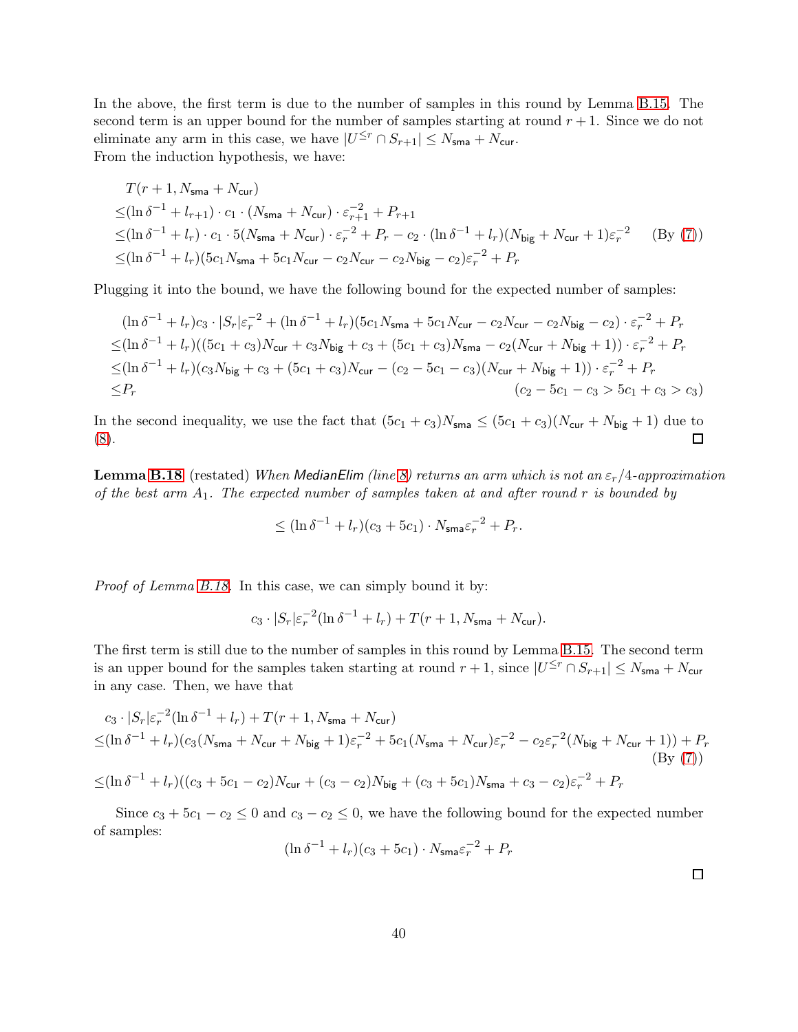In the above, the first term is due to the number of samples in this round by Lemma B.15. The second term is an upper bound for the number of samples starting at round $r+1$. Since we do not eliminate any arm in this case, we have $|U^{\le r} \cap S_{r+1}| \le N_{\mathsf{sma}} + N_{\mathsf{cur}}$.
From the induction hypothesis, we have:

$$
\begin{aligned}
&T(r+1, N_{\mathsf{sma}} + N_{\mathsf{cur}}) \\
\le&(\ln \delta^{-1} + l_{r+1}) \cdot c_1 \cdot (N_{\mathsf{sma}} + N_{\mathsf{cur}}) \cdot \varepsilon_{r+1}^{-2} + P_{r+1} \\
\le&(\ln \delta^{-1} + l_r) \cdot c_1 \cdot 5(N_{\mathsf{sma}} + N_{\mathsf{cur}}) \cdot \varepsilon_r^{-2} + P_r - c_2 \cdot (\ln \delta^{-1} + l_r)(N_{\mathsf{big}} + N_{\mathsf{cur}} + 1)\varepsilon_r^{-2} \qquad \text{(By (7))} \\
\le&(\ln \delta^{-1} + l_r)(5c_1 N_{\mathsf{sma}} + 5c_1 N_{\mathsf{cur}} - c_2 N_{\mathsf{cur}} - c_2 N_{\mathsf{big}} - c_2)\varepsilon_r^{-2} + P_r
\end{aligned}
$$

Plugging it into the bound, we have the following bound for the expected number of samples:

$$
\begin{aligned}
&(\ln \delta^{-1} + l_r)c_3 \cdot |S_r|\varepsilon_r^{-2} + (\ln \delta^{-1} + l_r)(5c_1 N_{\mathsf{sma}} + 5c_1 N_{\mathsf{cur}} - c_2 N_{\mathsf{cur}} - c_2 N_{\mathsf{big}} - c_2) \cdot \varepsilon_r^{-2} + P_r \\
\le&(\ln \delta^{-1} + l_r)((5c_1 + c_3)N_{\mathsf{cur}} + c_3 N_{\mathsf{big}} + c_3 + (5c_1 + c_3)N_{\mathsf{sma}} - c_2(N_{\mathsf{cur}} + N_{\mathsf{big}} + 1)) \cdot \varepsilon_r^{-2} + P_r \\
\le&(\ln \delta^{-1} + l_r)(c_3 N_{\mathsf{big}} + c_3 + (5c_1 + c_3)N_{\mathsf{cur}} - (c_2 - 5c_1 - c_3)(N_{\mathsf{cur}} + N_{\mathsf{big}} + 1)) \cdot \varepsilon_r^{-2} + P_r \\
\le&P_r \qquad\qquad (c_2 - 5c_1 - c_3 > 5c_1 + c_3 > c_3)
\end{aligned}
$$

In the second inequality, we use the fact that $(5c_1 + c_3)N_{\mathsf{sma}} \le (5c_1 + c_3)(N_{\mathsf{cur}} + N_{\mathsf{big}} + 1)$ due to (8). ◻

**Lemma B.18** (restated) *When MedianElim (line 8) returns an arm which is not an $\varepsilon_r/4$-approximation of the best arm $A_1$. The expected number of samples taken at and after round $r$ is bounded by*

$$
\le (\ln \delta^{-1} + l_r)(c_3 + 5c_1) \cdot N_{\mathsf{sma}} \varepsilon_r^{-2} + P_r.
$$

*Proof of Lemma B.18.* In this case, we can simply bound it by:

$$
c_3 \cdot |S_r|\varepsilon_r^{-2}(\ln \delta^{-1} + l_r) + T(r+1, N_{\mathsf{sma}} + N_{\mathsf{cur}}).
$$

The first term is still due to the number of samples in this round by Lemma B.15. The second term is an upper bound for the samples taken starting at round $r+1$, since $|U^{\le r} \cap S_{r+1}| \le N_{\mathsf{sma}} + N_{\mathsf{cur}}$ in any case. Then, we have that

$$
\begin{aligned}
&c_3 \cdot |S_r|\varepsilon_r^{-2}(\ln \delta^{-1} + l_r) + T(r+1, N_{\mathsf{sma}} + N_{\mathsf{cur}}) \\
\le&(\ln \delta^{-1} + l_r)(c_3(N_{\mathsf{sma}} + N_{\mathsf{cur}} + N_{\mathsf{big}} + 1)\varepsilon_r^{-2} + 5c_1(N_{\mathsf{sma}} + N_{\mathsf{cur}})\varepsilon_r^{-2} - c_2\varepsilon_r^{-2}(N_{\mathsf{big}} + N_{\mathsf{cur}} + 1)) + P_r \\
&\qquad\qquad \text{(By (7))} \\
\le&(\ln \delta^{-1} + l_r)((c_3 + 5c_1 - c_2)N_{\mathsf{cur}} + (c_3 - c_2)N_{\mathsf{big}} + (c_3 + 5c_1)N_{\mathsf{sma}} + c_3 - c_2)\varepsilon_r^{-2} + P_r
\end{aligned}
$$

Since $c_3 + 5c_1 - c_2 \le 0$ and $c_3 - c_2 \le 0$, we have the following bound for the expected number of samples:

$$
(\ln \delta^{-1} + l_r)(c_3 + 5c_1) \cdot N_{\mathsf{sma}} \varepsilon_r^{-2} + P_r
$$

◻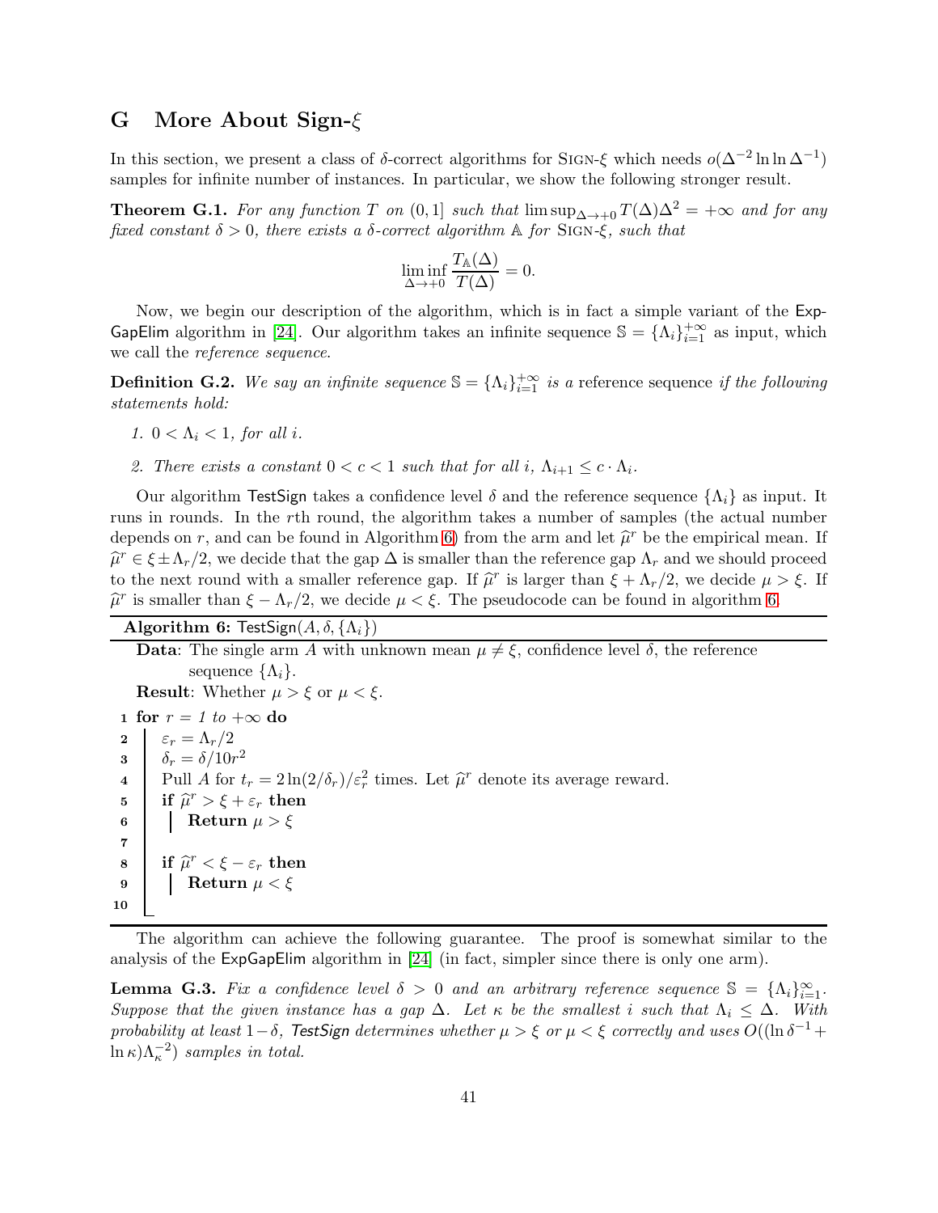# G More About Sign-$\xi$

In this section, we present a class of $\delta$-correct algorithms for Sign-$\xi$ which needs $o(\Delta^{-2}\ln\ln\Delta^{-1})$ samples for infinite number of instances. In particular, we show the following stronger result.

**Theorem G.1.** *For any function $T$ on $(0,1]$ such that $\limsup_{\Delta\to+0} T(\Delta)\Delta^2 = +\infty$ and for any fixed constant $\delta > 0$, there exists a $\delta$-correct algorithm $\mathbb{A}$ for Sign-$\xi$, such that*

$$\liminf_{\Delta\to+0} \frac{T_{\mathbb{A}}(\Delta)}{T(\Delta)} = 0.$$

Now, we begin our description of the algorithm, which is in fact a simple variant of the ExpGapElim algorithm in [24]. Our algorithm takes an infinite sequence $\mathbb{S} = \{\Lambda_i\}_{i=1}^{+\infty}$ as input, which we call the *reference sequence*.

**Definition G.2.** *We say an infinite sequence $\mathbb{S} = \{\Lambda_i\}_{i=1}^{+\infty}$ is a* reference sequence *if the following statements hold:*

1. *$0 < \Lambda_i < 1$, for all $i$.*
2. *There exists a constant $0 < c < 1$ such that for all $i$, $\Lambda_{i+1} \le c \cdot \Lambda_i$.*

Our algorithm TestSign takes a confidence level $\delta$ and the reference sequence $\{\Lambda_i\}$ as input. It runs in rounds. In the $r$th round, the algorithm takes a number of samples (the actual number depends on $r$, and can be found in Algorithm 6) from the arm and let $\widehat{\mu}^r$ be the empirical mean. If $\widehat{\mu}^r \in \xi \pm \Lambda_r/2$, we decide that the gap $\Delta$ is smaller than the reference gap $\Lambda_r$ and we should proceed to the next round with a smaller reference gap. If $\widehat{\mu}^r$ is larger than $\xi + \Lambda_r/2$, we decide $\mu > \xi$. If $\widehat{\mu}^r$ is smaller than $\xi - \Lambda_r/2$, we decide $\mu < \xi$. The pseudocode can be found in algorithm 6.

**Algorithm 6:** TestSign$(A, \delta, \{\Lambda_i\})$

**Data**: The single arm $A$ with unknown mean $\mu \ne \xi$, confidence level $\delta$, the reference sequence $\{\Lambda_i\}$.

**Result**: Whether $\mu > \xi$ or $\mu < \xi$.

```
1  for r = 1 to +∞ do
2      ε_r = Λ_r/2
3      δ_r = δ/10r^2
4      Pull A for t_r = 2 ln(2/δ_r)/ε_r^2 times. Let μ̂^r denote its average reward.
5      if μ̂^r > ξ + ε_r then
6          Return μ > ξ
7
8      if μ̂^r < ξ − ε_r then
9          Return μ < ξ
10
```

The algorithm can achieve the following guarantee. The proof is somewhat similar to the analysis of the ExpGapElim algorithm in [24] (in fact, simpler since there is only one arm).

**Lemma G.3.** *Fix a confidence level $\delta > 0$ and an arbitrary reference sequence $\mathbb{S} = \{\Lambda_i\}_{i=1}^{\infty}$. Suppose that the given instance has a gap $\Delta$. Let $\kappa$ be the smallest $i$ such that $\Lambda_i \le \Delta$. With probability at least $1-\delta$, TestSign determines whether $\mu > \xi$ or $\mu < \xi$ correctly and uses $O((\ln\delta^{-1} + \ln\kappa)\Lambda_\kappa^{-2})$ samples in total.*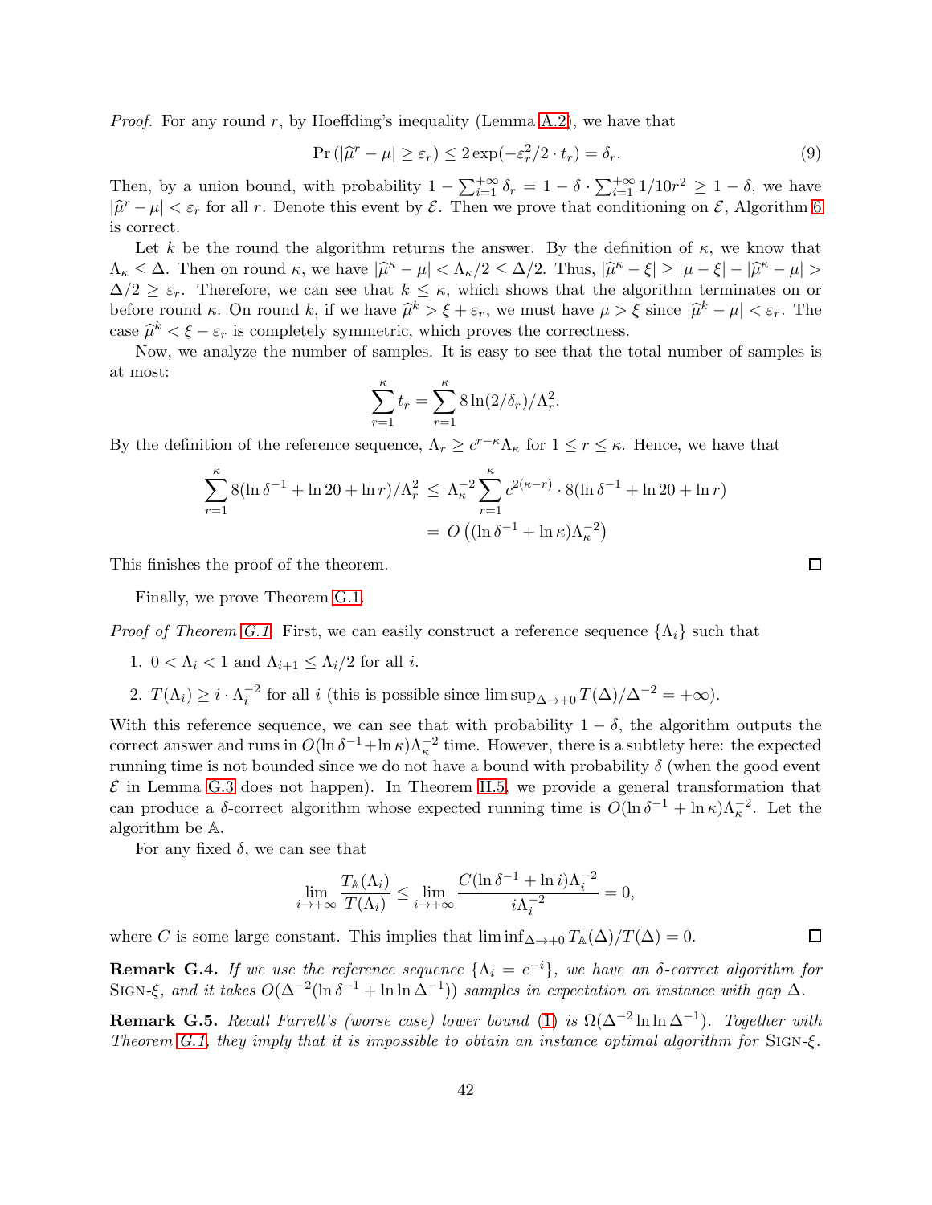*Proof.* For any round $r$, by Hoeffding's inequality (Lemma A.2), we have that

$$\Pr\left(|\widehat{\mu}^r - \mu| \geq \varepsilon_r\right) \leq 2\exp(-\varepsilon_r^2/2 \cdot t_r) = \delta_r. \tag{9}$$

Then, by a union bound, with probability $1 - \sum_{i=1}^{+\infty} \delta_r = 1 - \delta \cdot \sum_{i=1}^{+\infty} 1/10r^2 \geq 1 - \delta$, we have $|\widehat{\mu}^r - \mu| < \varepsilon_r$ for all $r$. Denote this event by $\mathcal{E}$. Then we prove that conditioning on $\mathcal{E}$, Algorithm 6 is correct.

Let $k$ be the round the algorithm returns the answer. By the definition of $\kappa$, we know that $\Lambda_\kappa \leq \Delta$. Then on round $\kappa$, we have $|\widehat{\mu}^\kappa - \mu| < \Lambda_\kappa/2 \leq \Delta/2$. Thus, $|\widehat{\mu}^\kappa - \xi| \geq |\mu - \xi| - |\widehat{\mu}^\kappa - \mu| > \Delta/2 \geq \varepsilon_r$. Therefore, we can see that $k \leq \kappa$, which shows that the algorithm terminates on or before round $\kappa$. On round $k$, if we have $\widehat{\mu}^k > \xi + \varepsilon_r$, we must have $\mu > \xi$ since $|\widehat{\mu}^k - \mu| < \varepsilon_r$. The case $\widehat{\mu}^k < \xi - \varepsilon_r$ is completely symmetric, which proves the correctness.

Now, we analyze the number of samples. It is easy to see that the total number of samples is at most:

$$\sum_{r=1}^{\kappa} t_r = \sum_{r=1}^{\kappa} 8\ln(2/\delta_r)/\Lambda_r^2.$$

By the definition of the reference sequence, $\Lambda_r \geq c^{r-\kappa}\Lambda_\kappa$ for $1 \leq r \leq \kappa$. Hence, we have that

$$\begin{aligned}\sum_{r=1}^{\kappa} 8(\ln\delta^{-1} + \ln 20 + \ln r)/\Lambda_r^2 \;&\leq\; \Lambda_\kappa^{-2}\sum_{r=1}^{\kappa} c^{2(\kappa-r)} \cdot 8(\ln\delta^{-1} + \ln 20 + \ln r) \\ &=\; O\left((\ln\delta^{-1} + \ln\kappa)\Lambda_\kappa^{-2}\right)\end{aligned}$$

This finishes the proof of the theorem. $\square$

Finally, we prove Theorem G.1.

*Proof of Theorem G.1.* First, we can easily construct a reference sequence $\{\Lambda_i\}$ such that

1. $0 < \Lambda_i < 1$ and $\Lambda_{i+1} \leq \Lambda_i/2$ for all $i$.
2. $T(\Lambda_i) \geq i \cdot \Lambda_i^{-2}$ for all $i$ (this is possible since $\limsup_{\Delta\to+0} T(\Delta)/\Delta^{-2} = +\infty$).

With this reference sequence, we can see that with probability $1-\delta$, the algorithm outputs the correct answer and runs in $O(\ln\delta^{-1} + \ln\kappa)\Lambda_\kappa^{-2}$ time. However, there is a subtlety here: the expected running time is not bounded since we do not have a bound with probability $\delta$ (when the good event $\mathcal{E}$ in Lemma G.3 does not happen). In Theorem H.5, we provide a general transformation that can produce a $\delta$-correct algorithm whose expected running time is $O(\ln\delta^{-1} + \ln\kappa)\Lambda_\kappa^{-2}$. Let the algorithm be $\mathbb{A}$.

For any fixed $\delta$, we can see that

$$\lim_{i\to+\infty} \frac{T_{\mathbb{A}}(\Lambda_i)}{T(\Lambda_i)} \leq \lim_{i\to+\infty} \frac{C(\ln\delta^{-1} + \ln i)\Lambda_i^{-2}}{i\Lambda_i^{-2}} = 0,$$

where $C$ is some large constant. This implies that $\liminf_{\Delta\to+0} T_{\mathbb{A}}(\Delta)/T(\Delta) = 0$. $\square$

**Remark G.4.** *If we use the reference sequence $\{\Lambda_i = e^{-i}\}$, we have an $\delta$-correct algorithm for* Sign-$\xi$*, and it takes $O(\Delta^{-2}(\ln\delta^{-1} + \ln\ln\Delta^{-1}))$ samples in expectation on instance with gap $\Delta$.*

**Remark G.5.** *Recall Farrell's (worse case) lower bound (1) is $\Omega(\Delta^{-2}\ln\ln\Delta^{-1})$. Together with Theorem G.1, they imply that it is impossible to obtain an instance optimal algorithm for* Sign-$\xi$*.*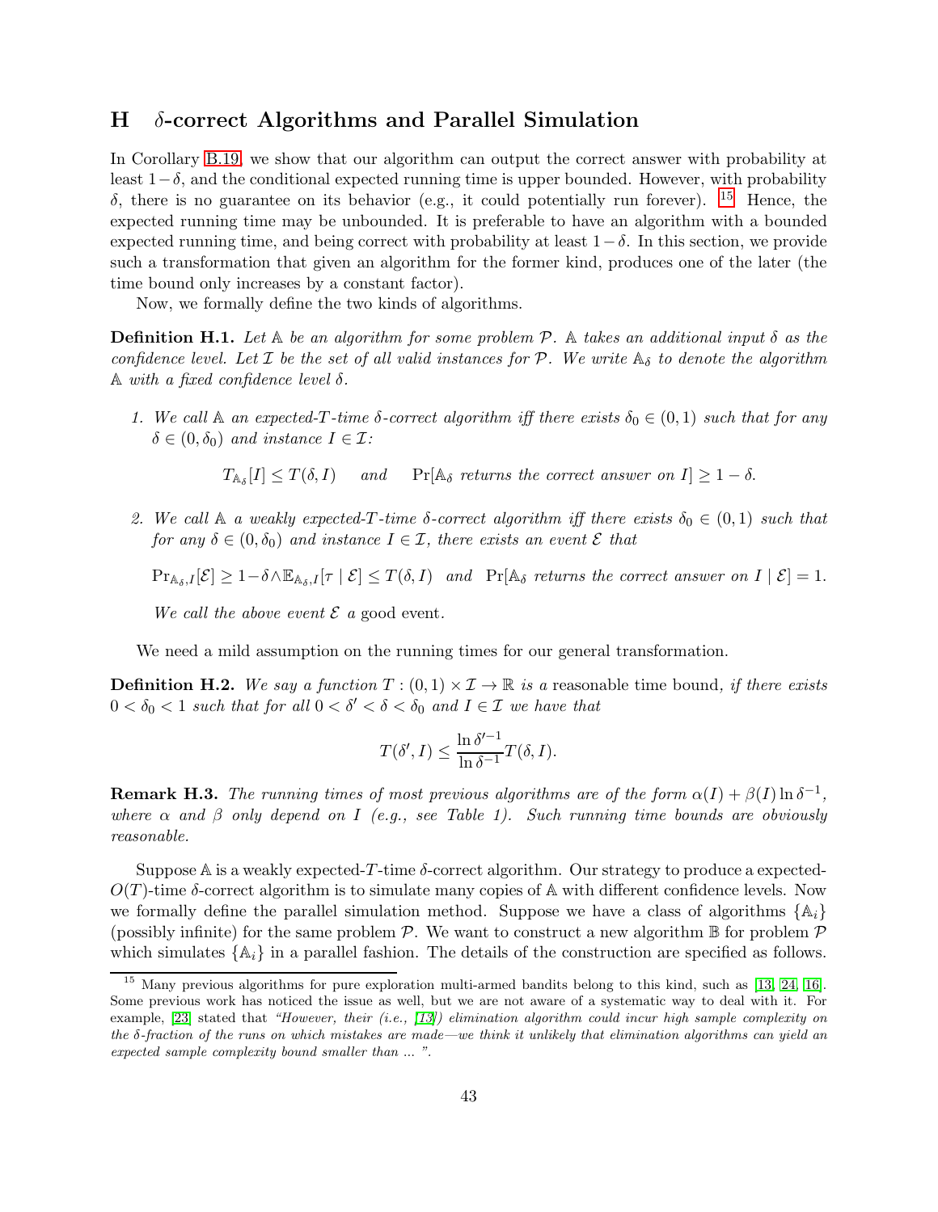## H $\delta$-correct Algorithms and Parallel Simulation

In Corollary B.19, we show that our algorithm can output the correct answer with probability at least $1-\delta$, and the conditional expected running time is upper bounded. However, with probability $\delta$, there is no guarantee on its behavior (e.g., it could potentially run forever). [15] Hence, the expected running time may be unbounded. It is preferable to have an algorithm with a bounded expected running time, and being correct with probability at least $1-\delta$. In this section, we provide such a transformation that given an algorithm for the former kind, produces one of the later (the time bound only increases by a constant factor).

Now, we formally define the two kinds of algorithms.

**Definition H.1.** *Let $\mathbb{A}$ be an algorithm for some problem $\mathcal{P}$. $\mathbb{A}$ takes an additional input $\delta$ as the confidence level. Let $\mathcal{I}$ be the set of all valid instances for $\mathcal{P}$. We write $\mathbb{A}_\delta$ to denote the algorithm $\mathbb{A}$ with a fixed confidence level $\delta$.*

1. *We call $\mathbb{A}$ an expected-$T$-time $\delta$-correct algorithm iff there exists $\delta_0 \in (0,1)$ such that for any $\delta \in (0, \delta_0)$ and instance $I \in \mathcal{I}$:*

$$T_{\mathbb{A}_\delta}[I] \le T(\delta, I) \quad \text{and} \quad \Pr[\mathbb{A}_\delta \text{ returns the correct answer on } I] \ge 1-\delta.$$

2. *We call $\mathbb{A}$ a weakly expected-$T$-time $\delta$-correct algorithm iff there exists $\delta_0 \in (0,1)$ such that for any $\delta \in (0, \delta_0)$ and instance $I \in \mathcal{I}$, there exists an event $\mathcal{E}$ that*

$$\Pr_{\mathbb{A}_\delta, I}[\mathcal{E}] \ge 1-\delta \wedge \mathbb{E}_{\mathbb{A}_\delta, I}[\tau \mid \mathcal{E}] \le T(\delta, I) \quad \text{and} \quad \Pr[\mathbb{A}_\delta \text{ returns the correct answer on } I \mid \mathcal{E}] = 1.$$

   *We call the above event $\mathcal{E}$ a* good event.

We need a mild assumption on the running times for our general transformation.

**Definition H.2.** *We say a function $T : (0,1) \times \mathcal{I} \to \mathbb{R}$ is a* reasonable time bound*, if there exists $0 < \delta_0 < 1$ such that for all $0 < \delta' < \delta < \delta_0$ and $I \in \mathcal{I}$ we have that*

$$T(\delta', I) \le \frac{\ln \delta'^{-1}}{\ln \delta^{-1}} T(\delta, I).$$

**Remark H.3.** *The running times of most previous algorithms are of the form $\alpha(I) + \beta(I) \ln \delta^{-1}$, where $\alpha$ and $\beta$ only depend on $I$ (e.g., see Table 1). Such running time bounds are obviously reasonable.*

Suppose $\mathbb{A}$ is a weakly expected-$T$-time $\delta$-correct algorithm. Our strategy to produce a expected-$O(T)$-time $\delta$-correct algorithm is to simulate many copies of $\mathbb{A}$ with different confidence levels. Now we formally define the parallel simulation method. Suppose we have a class of algorithms $\{\mathbb{A}_i\}$ (possibly infinite) for the same problem $\mathcal{P}$. We want to construct a new algorithm $\mathbb{B}$ for problem $\mathcal{P}$ which simulates $\{\mathbb{A}_i\}$ in a parallel fashion. The details of the construction are specified as follows.

[15] Many previous algorithms for pure exploration multi-armed bandits belong to this kind, such as [13, 24, 16]. Some previous work has noticed the issue as well, but we are not aware of a systematic way to deal with it. For example, [23] stated that *"However, their (i.e., [13]) elimination algorithm could incur high sample complexity on the $\delta$-fraction of the runs on which mistakes are made—we think it unlikely that elimination algorithms can yield an expected sample complexity bound smaller than ... ".*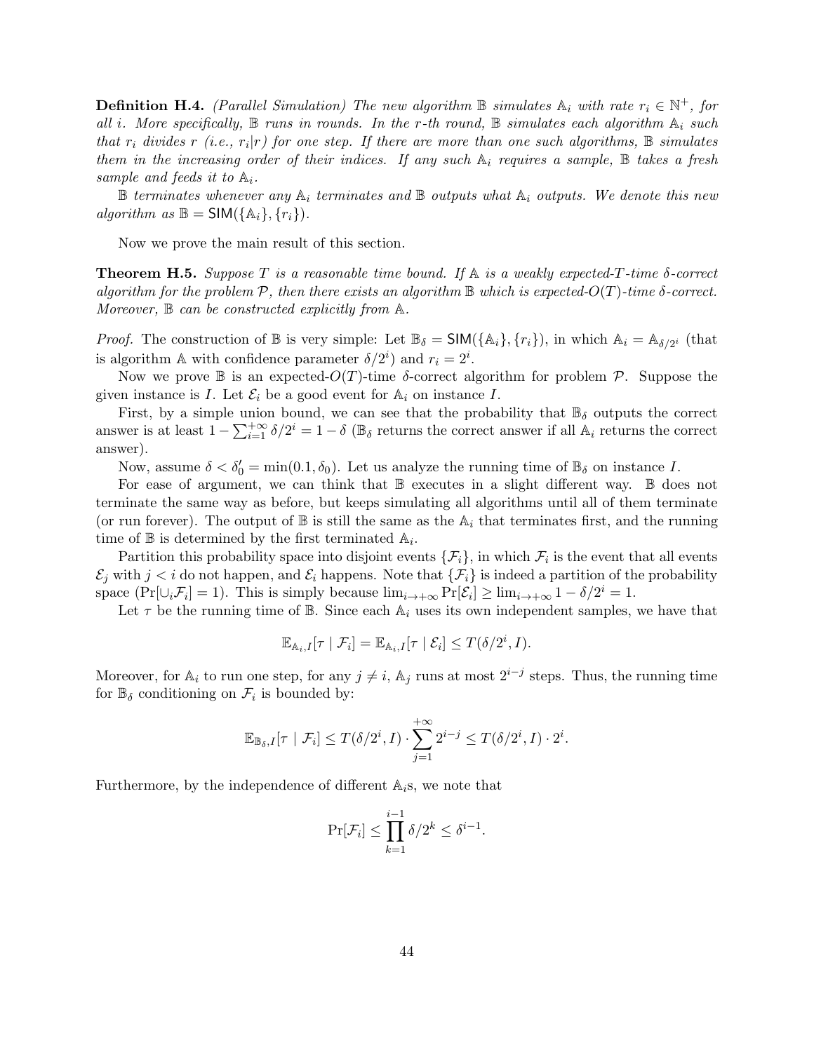**Definition H.4.** *(Parallel Simulation) The new algorithm $\mathbb{B}$ simulates $\mathbb{A}_i$ with rate $r_i \in \mathbb{N}^+$, for all $i$. More specifically, $\mathbb{B}$ runs in rounds. In the $r$-th round, $\mathbb{B}$ simulates each algorithm $\mathbb{A}_i$ such that $r_i$ divides $r$ (i.e., $r_i | r$) for one step. If there are more than one such algorithms, $\mathbb{B}$ simulates them in the increasing order of their indices. If any such $\mathbb{A}_i$ requires a sample, $\mathbb{B}$ takes a fresh sample and feeds it to $\mathbb{A}_i$.*

*$\mathbb{B}$ terminates whenever any $\mathbb{A}_i$ terminates and $\mathbb{B}$ outputs what $\mathbb{A}_i$ outputs. We denote this new algorithm as $\mathbb{B} = \mathsf{SIM}(\{\mathbb{A}_i\}, \{r_i\})$.*

Now we prove the main result of this section.

**Theorem H.5.** *Suppose $T$ is a reasonable time bound. If $\mathbb{A}$ is a weakly expected-$T$-time $\delta$-correct algorithm for the problem $\mathcal{P}$, then there exists an algorithm $\mathbb{B}$ which is expected-$O(T)$-time $\delta$-correct. Moreover, $\mathbb{B}$ can be constructed explicitly from $\mathbb{A}$.*

*Proof.* The construction of $\mathbb{B}$ is very simple: Let $\mathbb{B}_\delta = \mathsf{SIM}(\{\mathbb{A}_i\}, \{r_i\})$, in which $\mathbb{A}_i = \mathbb{A}_{\delta/2^i}$ (that is algorithm $\mathbb{A}$ with confidence parameter $\delta/2^i$) and $r_i = 2^i$.

Now we prove $\mathbb{B}$ is an expected-$O(T)$-time $\delta$-correct algorithm for problem $\mathcal{P}$. Suppose the given instance is $I$. Let $\mathcal{E}_i$ be a good event for $\mathbb{A}_i$ on instance $I$.

First, by a simple union bound, we can see that the probability that $\mathbb{B}_\delta$ outputs the correct answer is at least $1 - \sum_{i=1}^{+\infty} \delta/2^i = 1 - \delta$ ($\mathbb{B}_\delta$ returns the correct answer if all $\mathbb{A}_i$ returns the correct answer).

Now, assume $\delta < \delta_0' = \min(0.1, \delta_0)$. Let us analyze the running time of $\mathbb{B}_\delta$ on instance $I$.

For ease of argument, we can think that $\mathbb{B}$ executes in a slight different way. $\mathbb{B}$ does not terminate the same way as before, but keeps simulating all algorithms until all of them terminate (or run forever). The output of $\mathbb{B}$ is still the same as the $\mathbb{A}_i$ that terminates first, and the running time of $\mathbb{B}$ is determined by the first terminated $\mathbb{A}_i$.

Partition this probability space into disjoint events $\{\mathcal{F}_i\}$, in which $\mathcal{F}_i$ is the event that all events $\mathcal{E}_j$ with $j < i$ do not happen, and $\mathcal{E}_i$ happens. Note that $\{\mathcal{F}_i\}$ is indeed a partition of the probability space ($\Pr[\cup_i \mathcal{F}_i] = 1$). This is simply because $\lim_{i \to +\infty} \Pr[\mathcal{E}_i] \geq \lim_{i \to +\infty} 1 - \delta/2^i = 1$.

Let $\tau$ be the running time of $\mathbb{B}$. Since each $\mathbb{A}_i$ uses its own independent samples, we have that

$$\mathbb{E}_{\mathbb{A}_i, I}[\tau \mid \mathcal{F}_i] = \mathbb{E}_{\mathbb{A}_i, I}[\tau \mid \mathcal{E}_i] \leq T(\delta/2^i, I).$$

Moreover, for $\mathbb{A}_i$ to run one step, for any $j \neq i$, $\mathbb{A}_j$ runs at most $2^{i-j}$ steps. Thus, the running time for $\mathbb{B}_\delta$ conditioning on $\mathcal{F}_i$ is bounded by:

$$\mathbb{E}_{\mathbb{B}_\delta, I}[\tau \mid \mathcal{F}_i] \leq T(\delta/2^i, I) \cdot \sum_{j=1}^{+\infty} 2^{i-j} \leq T(\delta/2^i, I) \cdot 2^i.$$

Furthermore, by the independence of different $\mathbb{A}_i$s, we note that

$$\Pr[\mathcal{F}_i] \leq \prod_{k=1}^{i-1} \delta/2^k \leq \delta^{i-1}.$$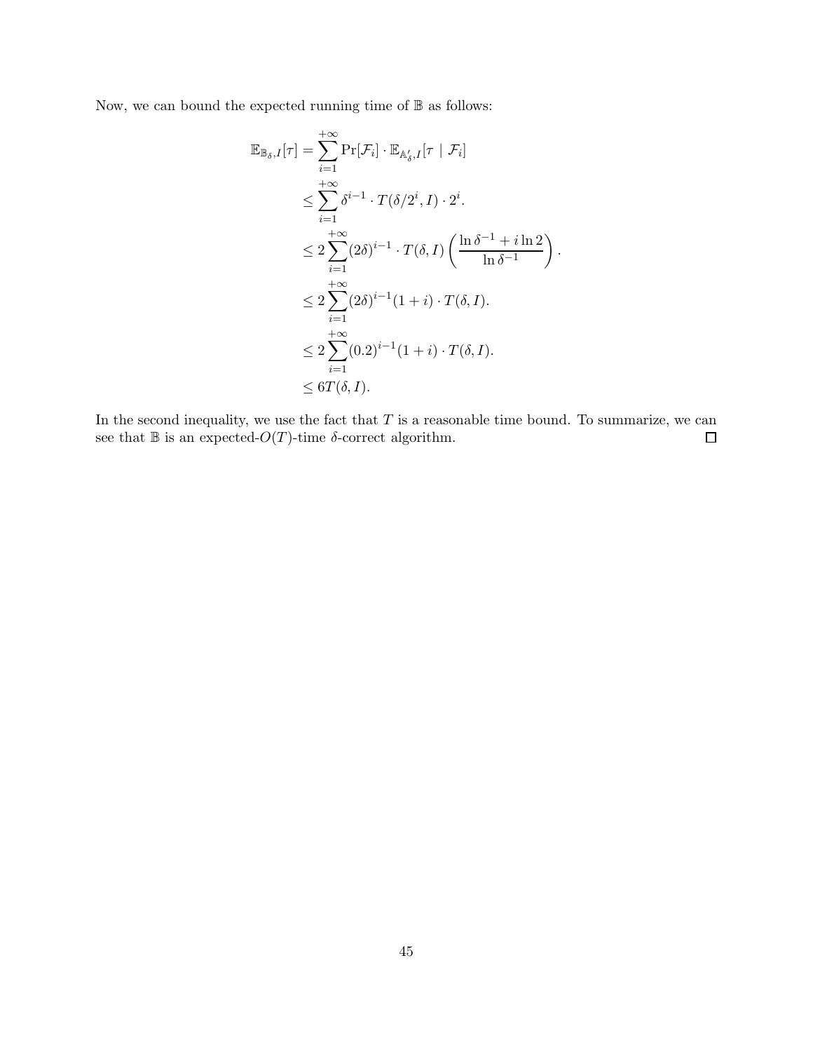Now, we can bound the expected running time of $\mathbb{B}$ as follows:

$$
\begin{aligned}
\mathbb{E}_{\mathbb{B}_\delta, I}[\tau] &= \sum_{i=1}^{+\infty} \Pr[\mathcal{F}_i] \cdot \mathbb{E}_{\mathbb{A}'_\delta, I}[\tau \mid \mathcal{F}_i] \\
&\leq \sum_{i=1}^{+\infty} \delta^{i-1} \cdot T(\delta/2^i, I) \cdot 2^i. \\
&\leq 2 \sum_{i=1}^{+\infty} (2\delta)^{i-1} \cdot T(\delta, I) \left( \frac{\ln \delta^{-1} + i \ln 2}{\ln \delta^{-1}} \right). \\
&\leq 2 \sum_{i=1}^{+\infty} (2\delta)^{i-1} (1+i) \cdot T(\delta, I). \\
&\leq 2 \sum_{i=1}^{+\infty} (0.2)^{i-1} (1+i) \cdot T(\delta, I). \\
&\leq 6T(\delta, I).
\end{aligned}
$$

In the second inequality, we use the fact that $T$ is a reasonable time bound. To summarize, we can see that $\mathbb{B}$ is an expected-$O(T)$-time $\delta$-correct algorithm. $\square$